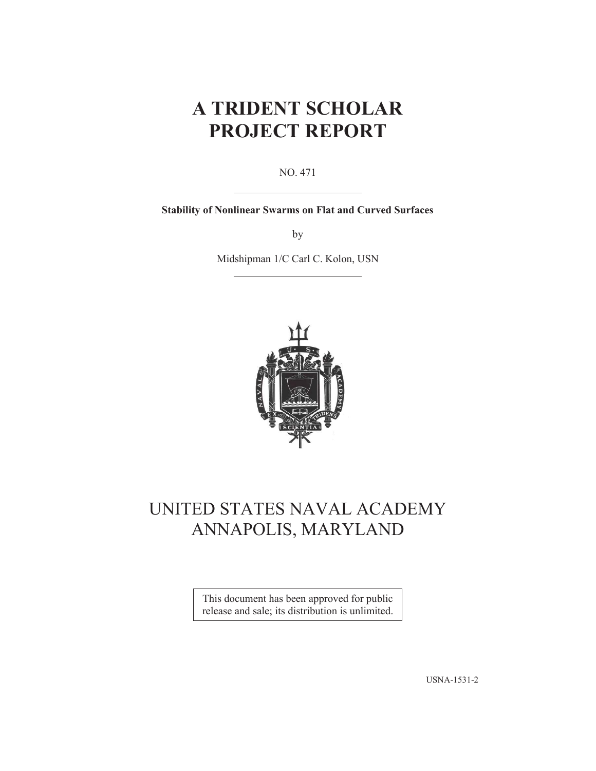# A TRIDENT SCHOLAR PROJECT REPORT

NO. 471

---

**Stability of Nonlinear Swarms on Flat and Curved Surfaces**

by

Midshipman 1/C Carl C. Kolon, USN

---

# UNITED STATES NAVAL ACADEMY ANNAPOLIS, MARYLAND

This document has been approved for public release and sale; its distribution is unlimited.

USNA-1531-2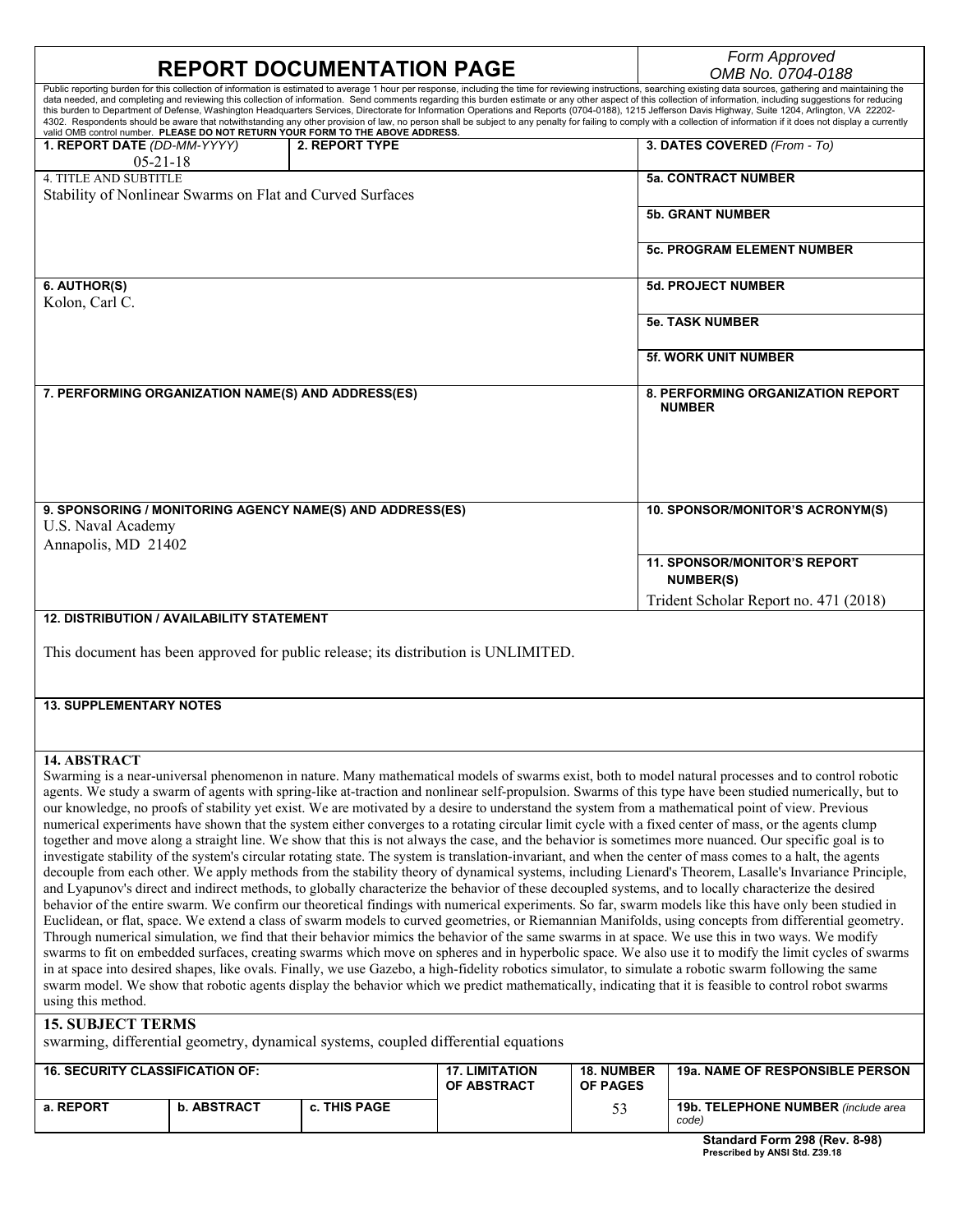# REPORT DOCUMENTATION PAGE

*Form Approved*
*OMB No. 0704-0188*

Public reporting burden for this collection of information is estimated to average 1 hour per response, including the time for reviewing instructions, searching existing data sources, gathering and maintaining the data needed, and completing and reviewing this collection of information. Send comments regarding this burden estimate or any other aspect of this collection of information, including suggestions for reducing this burden to Department of Defense, Washington Headquarters Services, Directorate for Information Operations and Reports (0704-0188), 1215 Jefferson Davis Highway, Suite 1204, Arlington, VA 22202-4302. Respondents should be aware that notwithstanding any other provision of law, no person shall be subject to any penalty for failing to comply with a collection of information if it does not display a currently valid OMB control number. **PLEASE DO NOT RETURN YOUR FORM TO THE ABOVE ADDRESS.**

| **1. REPORT DATE** *(DD-MM-YYYY)* | **2. REPORT TYPE** | **3. DATES COVERED** *(From - To)* |
|---|---|---|
| 05-21-18 | | |

**4. TITLE AND SUBTITLE**
Stability of Nonlinear Swarms on Flat and Curved Surfaces

**5a. CONTRACT NUMBER**

**5b. GRANT NUMBER**

**5c. PROGRAM ELEMENT NUMBER**

**6. AUTHOR(S)**
Kolon, Carl C.

**5d. PROJECT NUMBER**

**5e. TASK NUMBER**

**5f. WORK UNIT NUMBER**

**7. PERFORMING ORGANIZATION NAME(S) AND ADDRESS(ES)**

**8. PERFORMING ORGANIZATION REPORT NUMBER**

**9. SPONSORING / MONITORING AGENCY NAME(S) AND ADDRESS(ES)**
U.S. Naval Academy
Annapolis, MD 21402

**10. SPONSOR/MONITOR'S ACRONYM(S)**

**11. SPONSOR/MONITOR'S REPORT NUMBER(S)**
Trident Scholar Report no. 471 (2018)

**12. DISTRIBUTION / AVAILABILITY STATEMENT**

This document has been approved for public release; its distribution is UNLIMITED.

**13. SUPPLEMENTARY NOTES**

**14. ABSTRACT**
Swarming is a near-universal phenomenon in nature. Many mathematical models of swarms exist, both to model natural processes and to control robotic agents. We study a swarm of agents with spring-like at-traction and nonlinear self-propulsion. Swarms of this type have been studied numerically, but to our knowledge, no proofs of stability yet exist. We are motivated by a desire to understand the system from a mathematical point of view. Previous numerical experiments have shown that the system either converges to a rotating circular limit cycle with a fixed center of mass, or the agents clump together and move along a straight line. We show that this is not always the case, and the behavior is sometimes more nuanced. Our specific goal is to investigate stability of the system's circular rotating state. The system is translation-invariant, and when the center of mass comes to a halt, the agents decouple from each other. We apply methods from the stability theory of dynamical systems, including Lienard's Theorem, Lasalle's Invariance Principle, and Lyapunov's direct and indirect methods, to globally characterize the behavior of these decoupled systems, and to locally characterize the desired behavior of the entire swarm. We confirm our theoretical findings with numerical experiments. So far, swarm models like this have only been studied in Euclidean, or flat, space. We extend a class of swarm models to curved geometries, or Riemannian Manifolds, using concepts from differential geometry. Through numerical simulation, we find that their behavior mimics the behavior of the same swarms in at space. We use this in two ways. We modify swarms to fit on embedded surfaces, creating swarms which move on spheres and in hyperbolic space. We also use it to modify the limit cycles of swarms in at space into desired shapes, like ovals. Finally, we use Gazebo, a high-fidelity robotics simulator, to simulate a robotic swarm following the same swarm model. We show that robotic agents display the behavior which we predict mathematically, indicating that it is feasible to control robot swarms using this method.

**15. SUBJECT TERMS**
swarming, differential geometry, dynamical systems, coupled differential equations

| **16. SECURITY CLASSIFICATION OF:** | | | **17. LIMITATION OF ABSTRACT** | **18. NUMBER OF PAGES** | **19a. NAME OF RESPONSIBLE PERSON** |
|---|---|---|---|---|---|
| **a. REPORT** | **b. ABSTRACT** | **c. THIS PAGE** | | 53 | **19b. TELEPHONE NUMBER** *(include area code)* |

**Standard Form 298 (Rev. 8-98)**
**Prescribed by ANSI Std. Z39.18**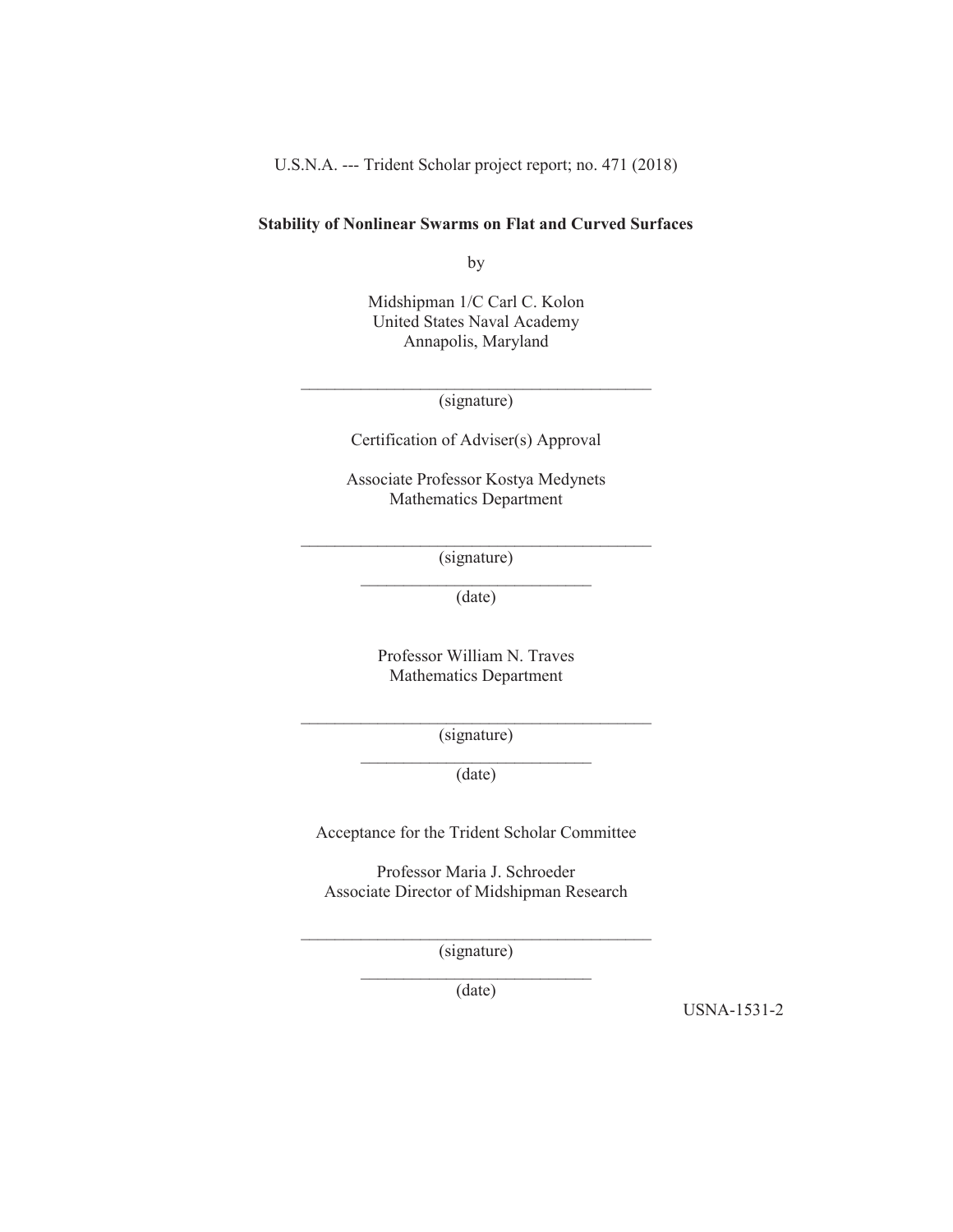U.S.N.A. --- Trident Scholar project report; no. 471 (2018)

**Stability of Nonlinear Swarms on Flat and Curved Surfaces**

by

Midshipman 1/C Carl C. Kolon
United States Naval Academy
Annapolis, Maryland

\_\_\_\_\_\_\_\_\_\_\_\_\_\_\_\_\_\_\_\_\_\_\_\_\_\_\_\_\_\_\_\_\_\_\_\_\_\_\_\_\_\_\_\_

(signature)

Certification of Adviser(s) Approval

Associate Professor Kostya Medynets
Mathematics Department

\_\_\_\_\_\_\_\_\_\_\_\_\_\_\_\_\_\_\_\_\_\_\_\_\_\_\_\_\_\_\_\_\_\_\_\_\_\_\_\_\_\_\_\_

(signature)

\_\_\_\_\_\_\_\_\_\_\_\_\_\_\_\_\_\_\_\_\_\_\_\_\_\_\_\_

(date)

Professor William N. Traves
Mathematics Department

\_\_\_\_\_\_\_\_\_\_\_\_\_\_\_\_\_\_\_\_\_\_\_\_\_\_\_\_\_\_\_\_\_\_\_\_\_\_\_\_\_\_\_\_

(signature)

\_\_\_\_\_\_\_\_\_\_\_\_\_\_\_\_\_\_\_\_\_\_\_\_\_\_\_\_

(date)

Acceptance for the Trident Scholar Committee

Professor Maria J. Schroeder
Associate Director of Midshipman Research

\_\_\_\_\_\_\_\_\_\_\_\_\_\_\_\_\_\_\_\_\_\_\_\_\_\_\_\_\_\_\_\_\_\_\_\_\_\_\_\_\_\_\_\_

(signature)

\_\_\_\_\_\_\_\_\_\_\_\_\_\_\_\_\_\_\_\_\_\_\_\_\_\_\_\_

(date)

USNA-1531-2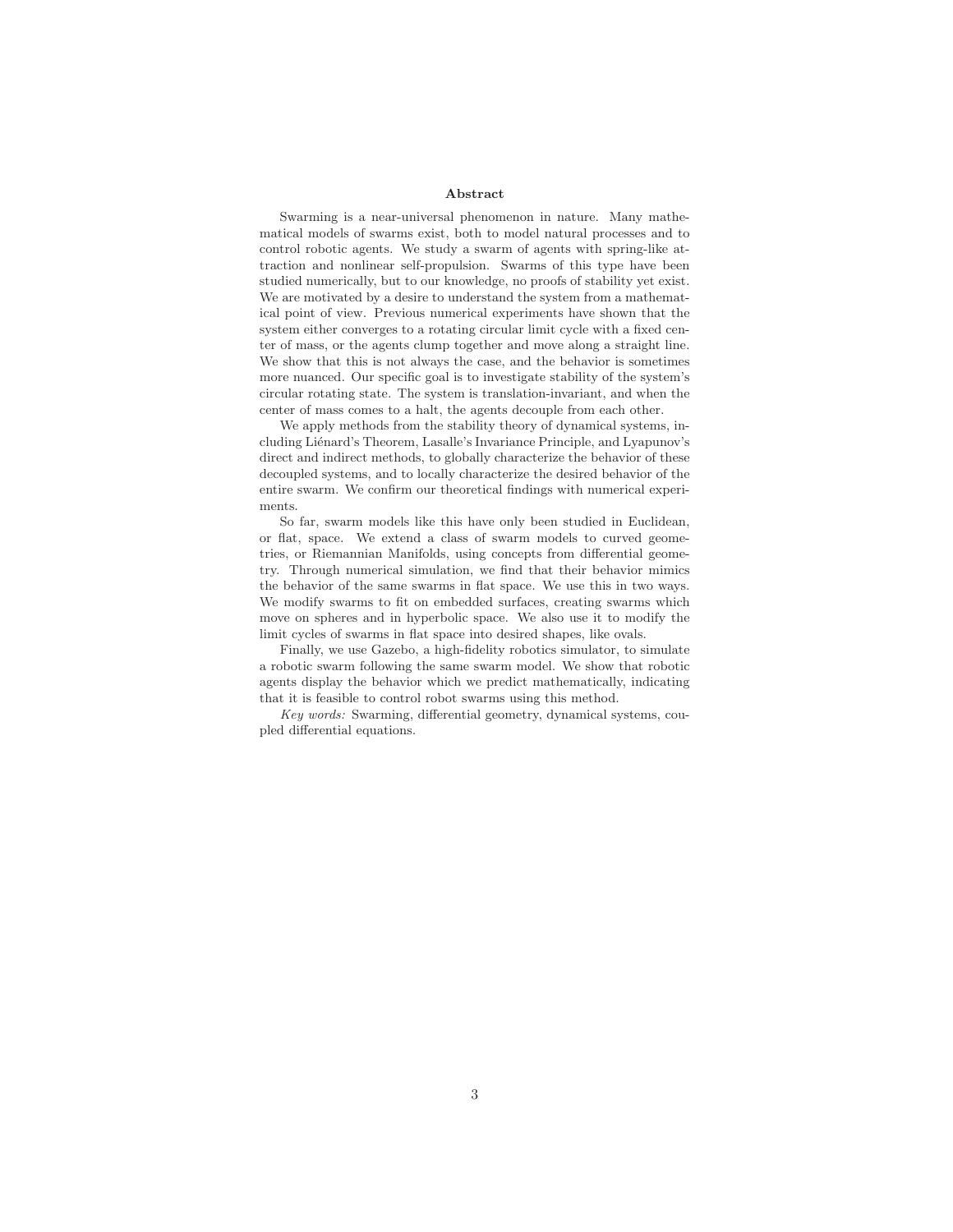## Abstract

Swarming is a near-universal phenomenon in nature. Many mathematical models of swarms exist, both to model natural processes and to control robotic agents. We study a swarm of agents with spring-like attraction and nonlinear self-propulsion. Swarms of this type have been studied numerically, but to our knowledge, no proofs of stability yet exist. We are motivated by a desire to understand the system from a mathematical point of view. Previous numerical experiments have shown that the system either converges to a rotating circular limit cycle with a fixed center of mass, or the agents clump together and move along a straight line. We show that this is not always the case, and the behavior is sometimes more nuanced. Our specific goal is to investigate stability of the system's circular rotating state. The system is translation-invariant, and when the center of mass comes to a halt, the agents decouple from each other.

We apply methods from the stability theory of dynamical systems, including Liénard's Theorem, Lasalle's Invariance Principle, and Lyapunov's direct and indirect methods, to globally characterize the behavior of these decoupled systems, and to locally characterize the desired behavior of the entire swarm. We confirm our theoretical findings with numerical experiments.

So far, swarm models like this have only been studied in Euclidean, or flat, space. We extend a class of swarm models to curved geometries, or Riemannian Manifolds, using concepts from differential geometry. Through numerical simulation, we find that their behavior mimics the behavior of the same swarms in flat space. We use this in two ways. We modify swarms to fit on embedded surfaces, creating swarms which move on spheres and in hyperbolic space. We also use it to modify the limit cycles of swarms in flat space into desired shapes, like ovals.

Finally, we use Gazebo, a high-fidelity robotics simulator, to simulate a robotic swarm following the same swarm model. We show that robotic agents display the behavior which we predict mathematically, indicating that it is feasible to control robot swarms using this method.

*Key words:* Swarming, differential geometry, dynamical systems, coupled differential equations.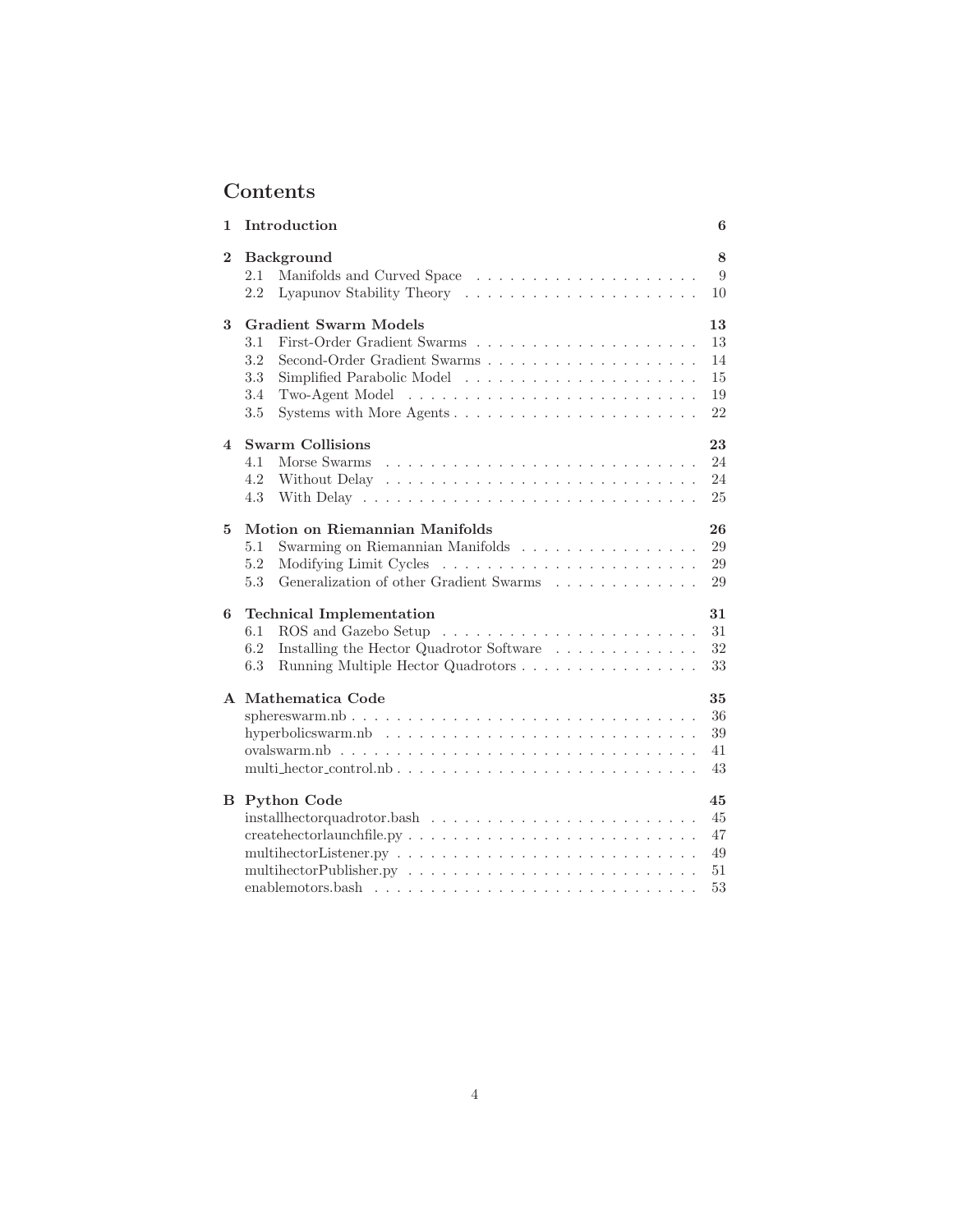# Contents

| | | |
|---|---|---|
| **1** | **Introduction** | **6** |
| **2** | **Background** | **8** |
| | 2.1 Manifolds and Curved Space | 9 |
| | 2.2 Lyapunov Stability Theory | 10 |
| **3** | **Gradient Swarm Models** | **13** |
| | 3.1 First-Order Gradient Swarms | 13 |
| | 3.2 Second-Order Gradient Swarms | 14 |
| | 3.3 Simplified Parabolic Model | 15 |
| | 3.4 Two-Agent Model | 19 |
| | 3.5 Systems with More Agents | 22 |
| **4** | **Swarm Collisions** | **23** |
| | 4.1 Morse Swarms | 24 |
| | 4.2 Without Delay | 24 |
| | 4.3 With Delay | 25 |
| **5** | **Motion on Riemannian Manifolds** | **26** |
| | 5.1 Swarming on Riemannian Manifolds | 29 |
| | 5.2 Modifying Limit Cycles | 29 |
| | 5.3 Generalization of other Gradient Swarms | 29 |
| **6** | **Technical Implementation** | **31** |
| | 6.1 ROS and Gazebo Setup | 31 |
| | 6.2 Installing the Hector Quadrotor Software | 32 |
| | 6.3 Running Multiple Hector Quadrotors | 33 |
| **A** | **Mathematica Code** | **35** |
| | sphereswarm.nb | 36 |
| | hyperbolicswarm.nb | 39 |
| | ovalswarm.nb | 41 |
| | multi_hector_control.nb | 43 |
| **B** | **Python Code** | **45** |
| | installhectorquadrotor.bash | 45 |
| | createhectorlaunchfile.py | 47 |
| | multihectorListener.py | 49 |
| | multihectorPublisher.py | 51 |
| | enablemotors.bash | 53 |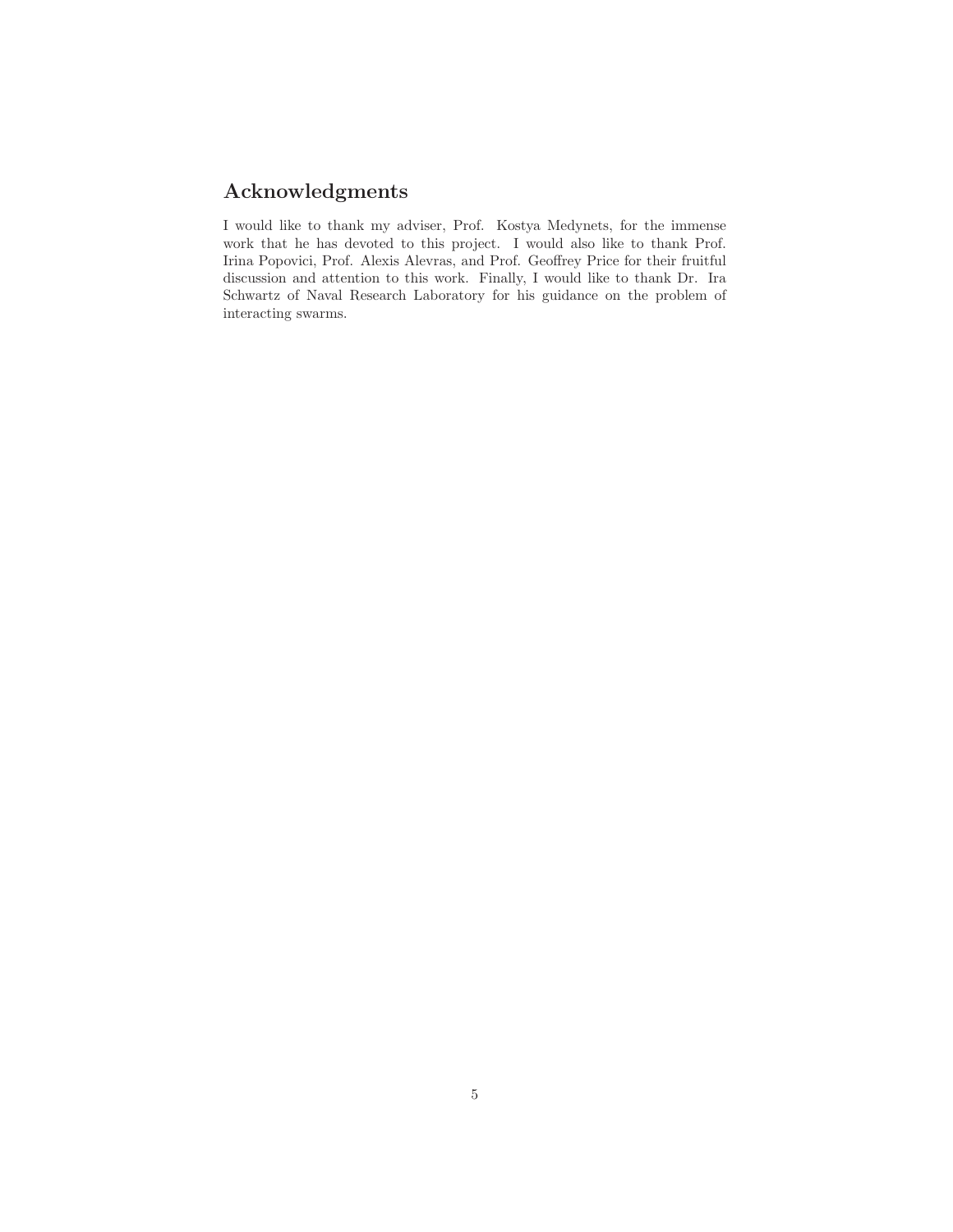## Acknowledgments

I would like to thank my adviser, Prof. Kostya Medynets, for the immense work that he has devoted to this project. I would also like to thank Prof. Irina Popovici, Prof. Alexis Alevras, and Prof. Geoffrey Price for their fruitful discussion and attention to this work. Finally, I would like to thank Dr. Ira Schwartz of Naval Research Laboratory for his guidance on the problem of interacting swarms.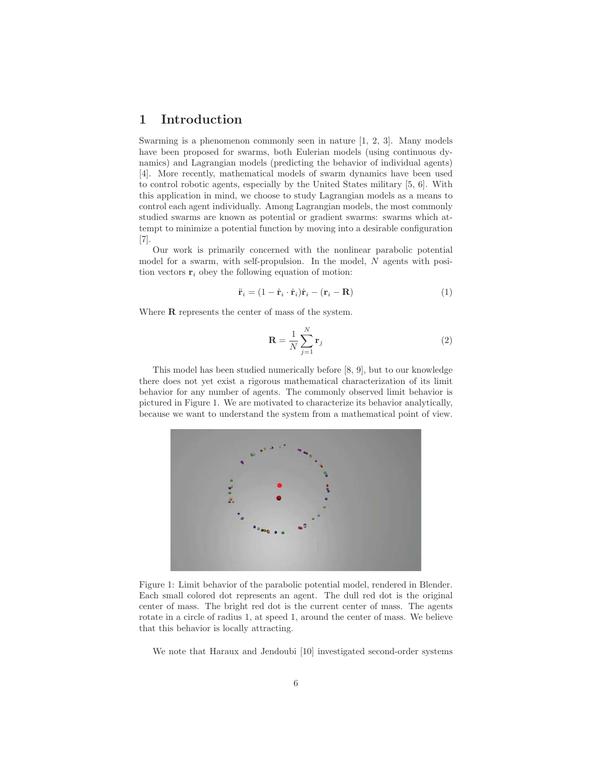# 1 Introduction

Swarming is a phenomenon commonly seen in nature [1, 2, 3]. Many models have been proposed for swarms, both Eulerian models (using continuous dynamics) and Lagrangian models (predicting the behavior of individual agents) [4]. More recently, mathematical models of swarm dynamics have been used to control robotic agents, especially by the United States military [5, 6]. With this application in mind, we choose to study Lagrangian models as a means to control each agent individually. Among Lagrangian models, the most commonly studied swarms are known as potential or gradient swarms: swarms which attempt to minimize a potential function by moving into a desirable configuration [7].

Our work is primarily concerned with the nonlinear parabolic potential model for a swarm, with self-propulsion. In the model, $N$ agents with position vectors $\mathbf{r}_i$ obey the following equation of motion:

$$\ddot{\mathbf{r}}_i = (1 - \dot{\mathbf{r}}_i \cdot \dot{\mathbf{r}}_i)\dot{\mathbf{r}}_i - (\mathbf{r}_i - \mathbf{R}) \tag{1}$$

Where $\mathbf{R}$ represents the center of mass of the system.

$$\mathbf{R} = \frac{1}{N}\sum_{j=1}^{N} \mathbf{r}_j \tag{2}$$

This model has been studied numerically before [8, 9], but to our knowledge there does not yet exist a rigorous mathematical characterization of its limit behavior for any number of agents. The commonly observed limit behavior is pictured in Figure 1. We are motivated to characterize its behavior analytically, because we want to understand the system from a mathematical point of view.

Figure 1: Limit behavior of the parabolic potential model, rendered in Blender. Each small colored dot represents an agent. The dull red dot is the original center of mass. The bright red dot is the current center of mass. The agents rotate in a circle of radius 1, at speed 1, around the center of mass. We believe that this behavior is locally attracting.

We note that Haraux and Jendoubi [10] investigated second-order systems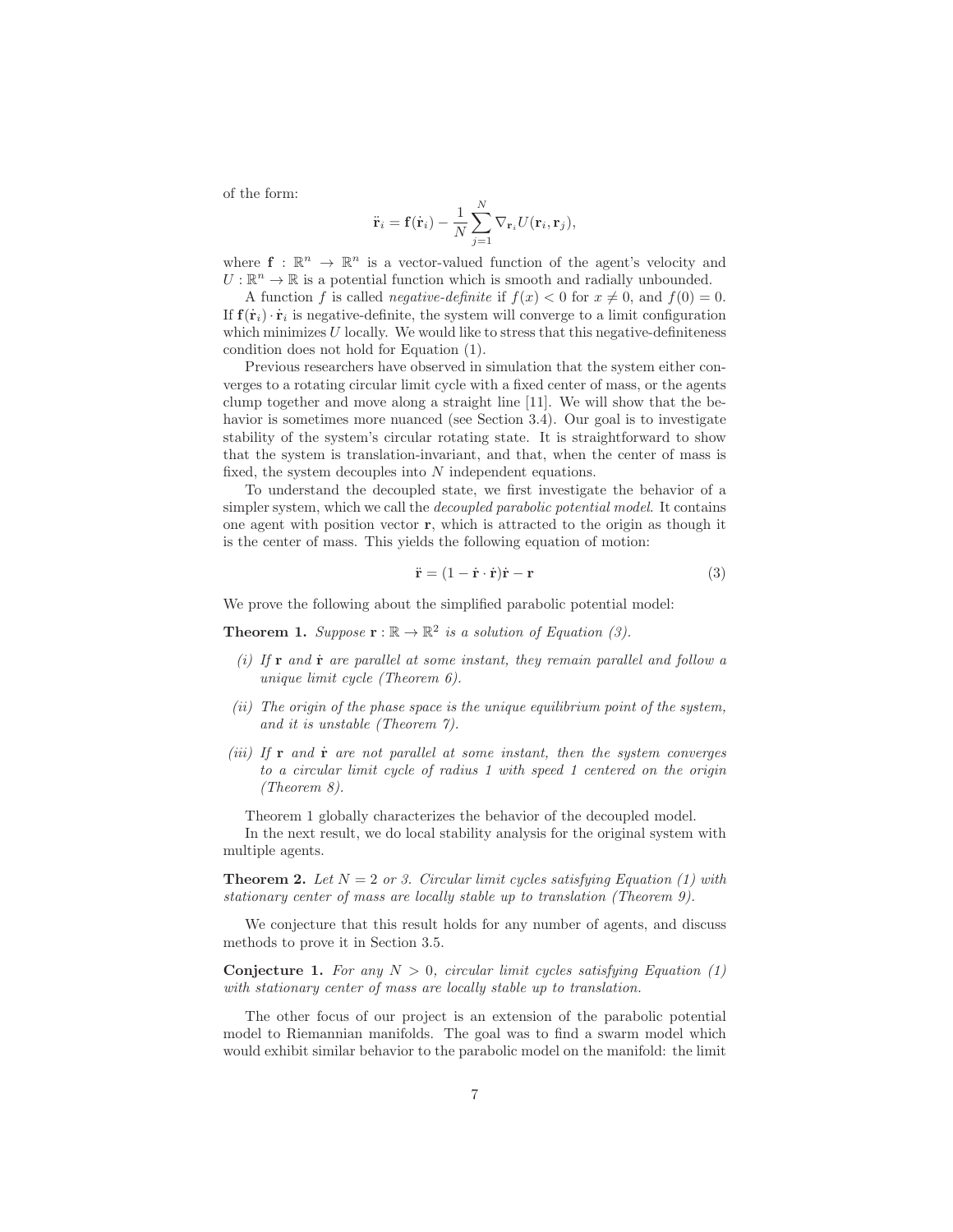of the form:

$$\ddot{\mathbf{r}}_i = \mathbf{f}(\dot{\mathbf{r}}_i) - \frac{1}{N}\sum_{j=1}^{N} \nabla_{\mathbf{r}_i} U(\mathbf{r}_i, \mathbf{r}_j),$$

where $\mathbf{f} : \mathbb{R}^n \to \mathbb{R}^n$ is a vector-valued function of the agent's velocity and $U : \mathbb{R}^n \to \mathbb{R}$ is a potential function which is smooth and radially unbounded.

A function $f$ is called *negative-definite* if $f(x) < 0$ for $x \neq 0$, and $f(0) = 0$. If $\mathbf{f}(\dot{\mathbf{r}}_i) \cdot \dot{\mathbf{r}}_i$ is negative-definite, the system will converge to a limit configuration which minimizes $U$ locally. We would like to stress that this negative-definiteness condition does not hold for Equation (1).

Previous researchers have observed in simulation that the system either converges to a rotating circular limit cycle with a fixed center of mass, or the agents clump together and move along a straight line [11]. We will show that the behavior is sometimes more nuanced (see Section 3.4). Our goal is to investigate stability of the system's circular rotating state. It is straightforward to show that the system is translation-invariant, and that, when the center of mass is fixed, the system decouples into $N$ independent equations.

To understand the decoupled state, we first investigate the behavior of a simpler system, which we call the *decoupled parabolic potential model*. It contains one agent with position vector $\mathbf{r}$, which is attracted to the origin as though it is the center of mass. This yields the following equation of motion:

$$\ddot{\mathbf{r}} = (1 - \dot{\mathbf{r}} \cdot \dot{\mathbf{r}})\dot{\mathbf{r}} - \mathbf{r} \tag{3}$$

We prove the following about the simplified parabolic potential model:

**Theorem 1.** *Suppose $\mathbf{r} : \mathbb{R} \to \mathbb{R}^2$ is a solution of Equation (3).*

*(i) If $\mathbf{r}$ and $\dot{\mathbf{r}}$ are parallel at some instant, they remain parallel and follow a unique limit cycle (Theorem 6).*

*(ii) The origin of the phase space is the unique equilibrium point of the system, and it is unstable (Theorem 7).*

*(iii) If $\mathbf{r}$ and $\dot{\mathbf{r}}$ are not parallel at some instant, then the system converges to a circular limit cycle of radius 1 with speed 1 centered on the origin (Theorem 8).*

Theorem 1 globally characterizes the behavior of the decoupled model.

In the next result, we do local stability analysis for the original system with multiple agents.

**Theorem 2.** *Let $N = 2$ or $3$. Circular limit cycles satisfying Equation (1) with stationary center of mass are locally stable up to translation (Theorem 9).*

We conjecture that this result holds for any number of agents, and discuss methods to prove it in Section 3.5.

**Conjecture 1.** *For any $N > 0$, circular limit cycles satisfying Equation (1) with stationary center of mass are locally stable up to translation.*

The other focus of our project is an extension of the parabolic potential model to Riemannian manifolds. The goal was to find a swarm model which would exhibit similar behavior to the parabolic model on the manifold: the limit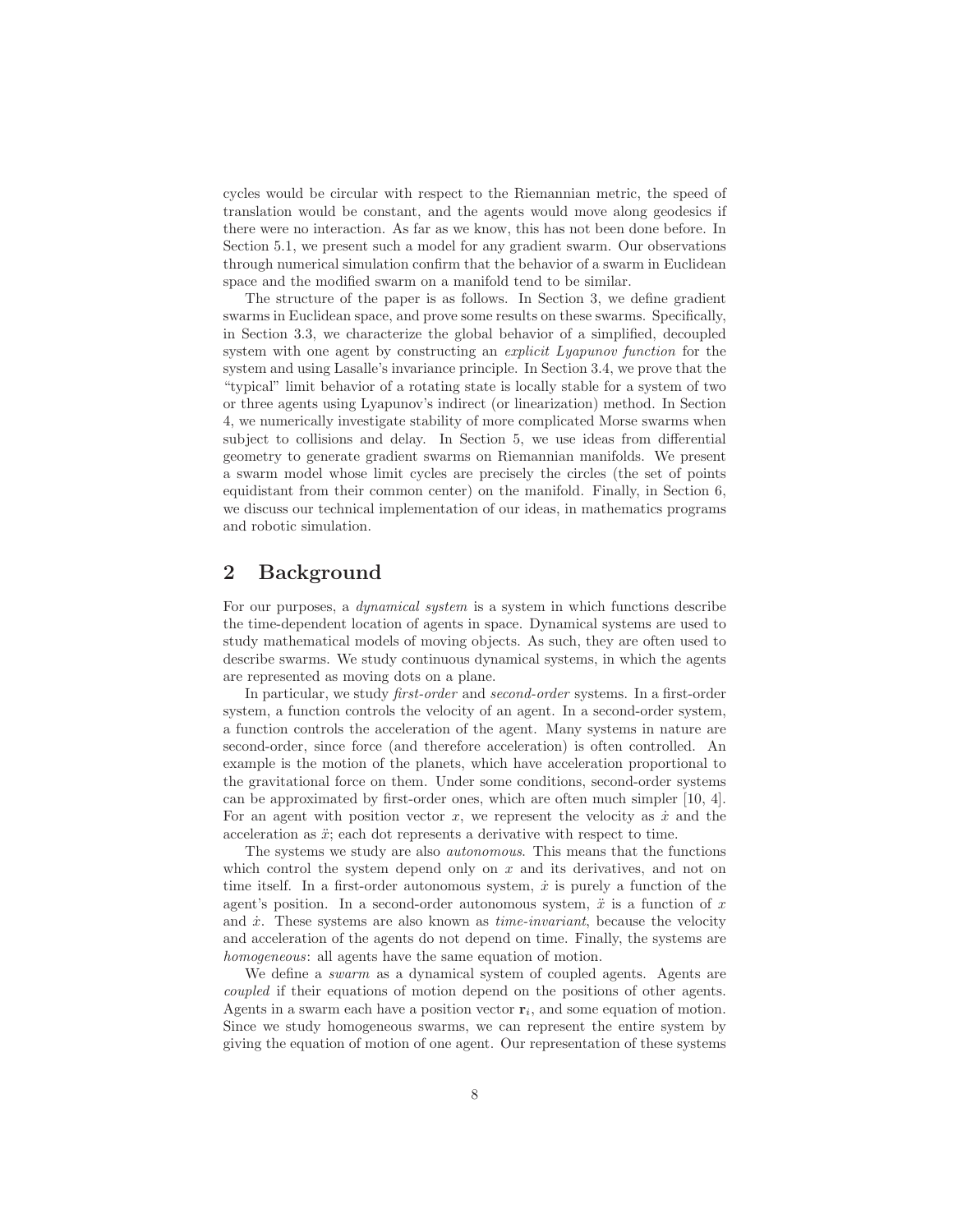cycles would be circular with respect to the Riemannian metric, the speed of translation would be constant, and the agents would move along geodesics if there were no interaction. As far as we know, this has not been done before. In Section 5.1, we present such a model for any gradient swarm. Our observations through numerical simulation confirm that the behavior of a swarm in Euclidean space and the modified swarm on a manifold tend to be similar.

The structure of the paper is as follows. In Section 3, we define gradient swarms in Euclidean space, and prove some results on these swarms. Specifically, in Section 3.3, we characterize the global behavior of a simplified, decoupled system with one agent by constructing an *explicit Lyapunov function* for the system and using Lasalle's invariance principle. In Section 3.4, we prove that the "typical" limit behavior of a rotating state is locally stable for a system of two or three agents using Lyapunov's indirect (or linearization) method. In Section 4, we numerically investigate stability of more complicated Morse swarms when subject to collisions and delay. In Section 5, we use ideas from differential geometry to generate gradient swarms on Riemannian manifolds. We present a swarm model whose limit cycles are precisely the circles (the set of points equidistant from their common center) on the manifold. Finally, in Section 6, we discuss our technical implementation of our ideas, in mathematics programs and robotic simulation.

## 2 Background

For our purposes, a *dynamical system* is a system in which functions describe the time-dependent location of agents in space. Dynamical systems are used to study mathematical models of moving objects. As such, they are often used to describe swarms. We study continuous dynamical systems, in which the agents are represented as moving dots on a plane.

In particular, we study *first-order* and *second-order* systems. In a first-order system, a function controls the velocity of an agent. In a second-order system, a function controls the acceleration of the agent. Many systems in nature are second-order, since force (and therefore acceleration) is often controlled. An example is the motion of the planets, which have acceleration proportional to the gravitational force on them. Under some conditions, second-order systems can be approximated by first-order ones, which are often much simpler [10, 4]. For an agent with position vector $x$, we represent the velocity as $\dot{x}$ and the acceleration as $\ddot{x}$; each dot represents a derivative with respect to time.

The systems we study are also *autonomous*. This means that the functions which control the system depend only on $x$ and its derivatives, and not on time itself. In a first-order autonomous system, $\dot{x}$ is purely a function of the agent's position. In a second-order autonomous system, $\ddot{x}$ is a function of $x$ and $\dot{x}$. These systems are also known as *time-invariant*, because the velocity and acceleration of the agents do not depend on time. Finally, the systems are *homogeneous*: all agents have the same equation of motion.

We define a *swarm* as a dynamical system of coupled agents. Agents are *coupled* if their equations of motion depend on the positions of other agents. Agents in a swarm each have a position vector $\mathbf{r}_i$, and some equation of motion. Since we study homogeneous swarms, we can represent the entire system by giving the equation of motion of one agent. Our representation of these systems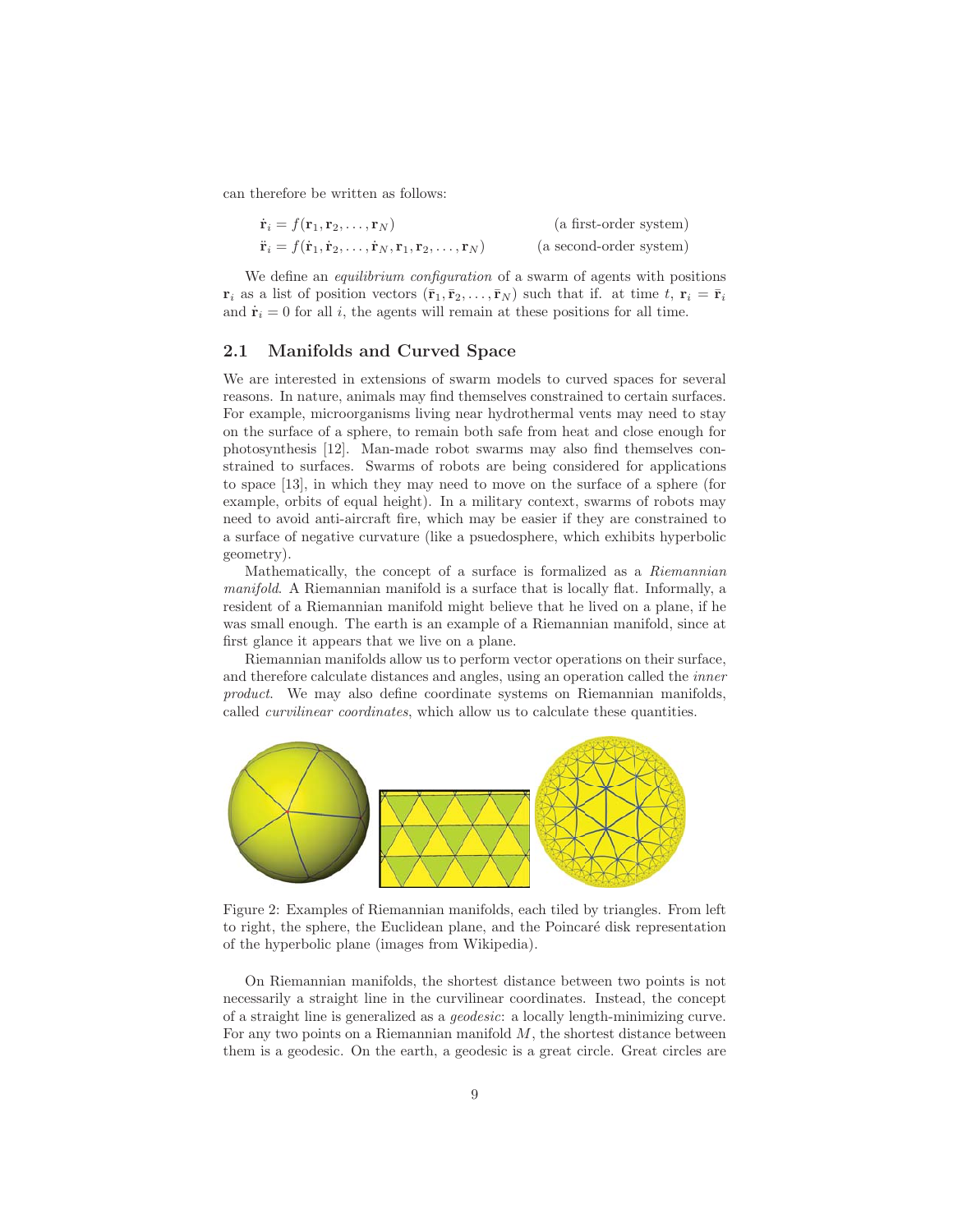can therefore be written as follows:

$$\dot{\mathbf{r}}_i = f(\mathbf{r}_1, \mathbf{r}_2, \ldots, \mathbf{r}_N) \qquad \text{(a first-order system)}$$

$$\ddot{\mathbf{r}}_i = f(\dot{\mathbf{r}}_1, \dot{\mathbf{r}}_2, \ldots, \dot{\mathbf{r}}_N, \mathbf{r}_1, \mathbf{r}_2, \ldots, \mathbf{r}_N) \qquad \text{(a second-order system)}$$

We define an *equilibrium configuration* of a swarm of agents with positions $\mathbf{r}_i$ as a list of position vectors $(\bar{\mathbf{r}}_1, \bar{\mathbf{r}}_2, \ldots, \bar{\mathbf{r}}_N)$ such that if. at time $t$, $\mathbf{r}_i = \bar{\mathbf{r}}_i$ and $\dot{\mathbf{r}}_i = 0$ for all $i$, the agents will remain at these positions for all time.

## 2.1 Manifolds and Curved Space

We are interested in extensions of swarm models to curved spaces for several reasons. In nature, animals may find themselves constrained to certain surfaces. For example, microorganisms living near hydrothermal vents may need to stay on the surface of a sphere, to remain both safe from heat and close enough for photosynthesis [12]. Man-made robot swarms may also find themselves constrained to surfaces. Swarms of robots are being considered for applications to space [13], in which they may need to move on the surface of a sphere (for example, orbits of equal height). In a military context, swarms of robots may need to avoid anti-aircraft fire, which may be easier if they are constrained to a surface of negative curvature (like a psuedosphere, which exhibits hyperbolic geometry).

Mathematically, the concept of a surface is formalized as a *Riemannian manifold*. A Riemannian manifold is a surface that is locally flat. Informally, a resident of a Riemannian manifold might believe that he lived on a plane, if he was small enough. The earth is an example of a Riemannian manifold, since at first glance it appears that we live on a plane.

Riemannian manifolds allow us to perform vector operations on their surface, and therefore calculate distances and angles, using an operation called the *inner product*. We may also define coordinate systems on Riemannian manifolds, called *curvilinear coordinates*, which allow us to calculate these quantities.

Figure 2: Examples of Riemannian manifolds, each tiled by triangles. From left to right, the sphere, the Euclidean plane, and the Poincaré disk representation of the hyperbolic plane (images from Wikipedia).

On Riemannian manifolds, the shortest distance between two points is not necessarily a straight line in the curvilinear coordinates. Instead, the concept of a straight line is generalized as a *geodesic*: a locally length-minimizing curve. For any two points on a Riemannian manifold $M$, the shortest distance between them is a geodesic. On the earth, a geodesic is a great circle. Great circles are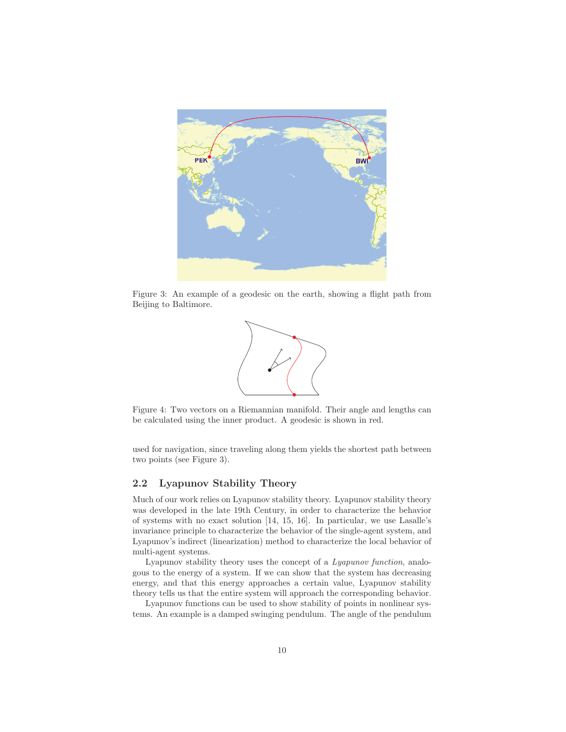Figure 3: An example of a geodesic on the earth, showing a flight path from Beijing to Baltimore.

Figure 4: Two vectors on a Riemannian manifold. Their angle and lengths can be calculated using the inner product. A geodesic is shown in red.

used for navigation, since traveling along them yields the shortest path between two points (see Figure 3).

## 2.2 Lyapunov Stability Theory

Much of our work relies on Lyapunov stability theory. Lyapunov stability theory was developed in the late 19th Century, in order to characterize the behavior of systems with no exact solution [14, 15, 16]. In particular, we use Lasalle's invariance principle to characterize the behavior of the single-agent system, and Lyapunov's indirect (linearization) method to characterize the local behavior of multi-agent systems.

Lyapunov stability theory uses the concept of a *Lyapunov function*, analogous to the energy of a system. If we can show that the system has decreasing energy, and that this energy approaches a certain value, Lyapunov stability theory tells us that the entire system will approach the corresponding behavior.

Lyapunov functions can be used to show stability of points in nonlinear systems. An example is a damped swinging pendulum. The angle of the pendulum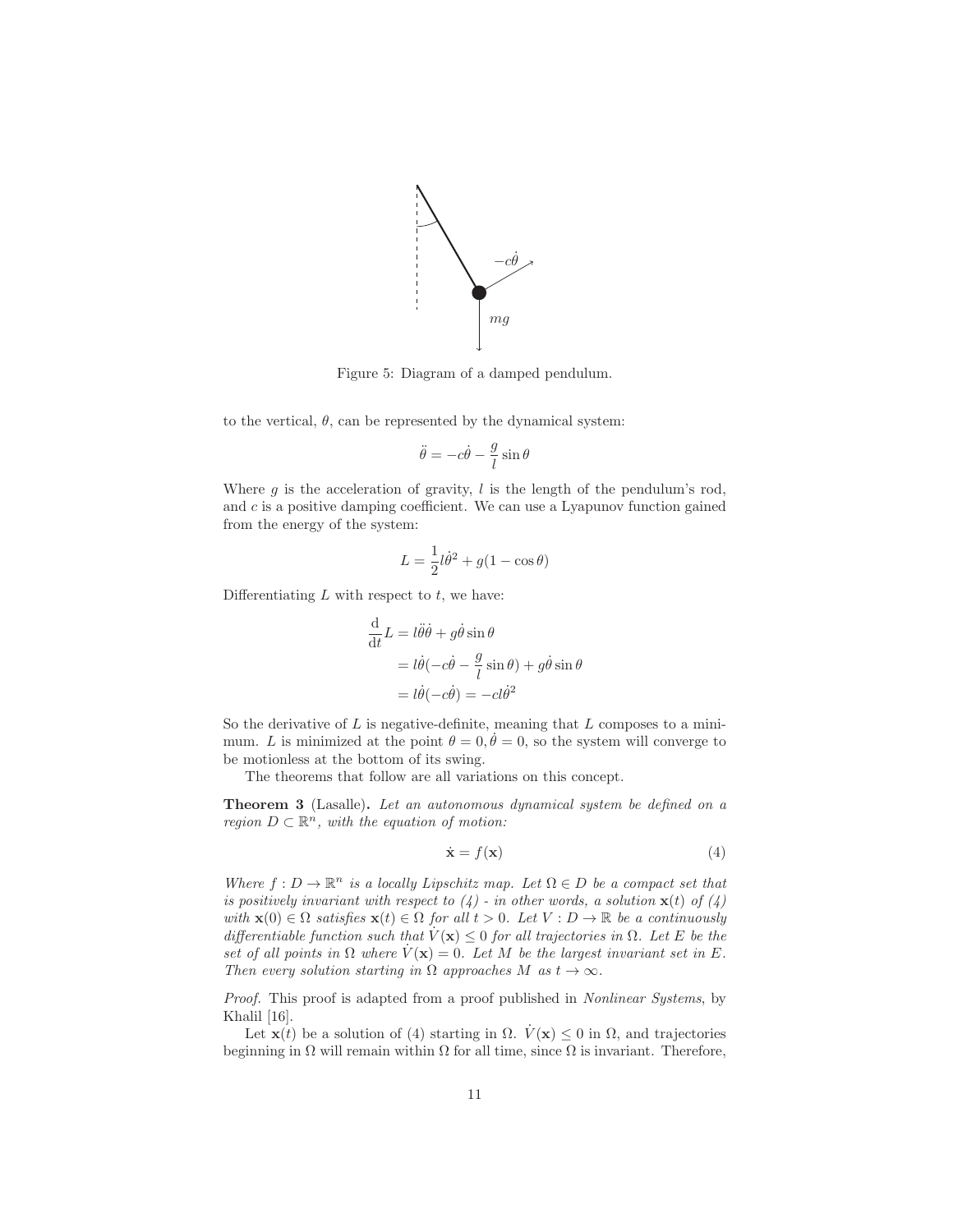Figure 5: Diagram of a damped pendulum.

to the vertical, $\theta$, can be represented by the dynamical system:

$$\ddot{\theta} = -c\dot{\theta} - \frac{g}{l}\sin\theta$$

Where $g$ is the acceleration of gravity, $l$ is the length of the pendulum's rod, and $c$ is a positive damping coefficient. We can use a Lyapunov function gained from the energy of the system:

$$L = \frac{1}{2}l\dot{\theta}^2 + g(1 - \cos\theta)$$

Differentiating $L$ with respect to $t$, we have:

$$\begin{aligned}
\frac{\mathrm{d}}{\mathrm{d}t}L &= l\ddot{\theta}\dot{\theta} + g\dot{\theta}\sin\theta \\
&= l\dot{\theta}(-c\dot{\theta} - \frac{g}{l}\sin\theta) + g\dot{\theta}\sin\theta \\
&= l\dot{\theta}(-c\dot{\theta}) = -cl\dot{\theta}^2
\end{aligned}$$

So the derivative of $L$ is negative-definite, meaning that $L$ composes to a minimum. $L$ is minimized at the point $\theta = 0, \dot{\theta} = 0$, so the system will converge to be motionless at the bottom of its swing.

The theorems that follow are all variations on this concept.

**Theorem 3** (Lasalle). *Let an autonomous dynamical system be defined on a region $D \subset \mathbb{R}^n$, with the equation of motion:*

$$\dot{\mathbf{x}} = f(\mathbf{x}) \tag{4}$$

*Where $f : D \to \mathbb{R}^n$ is a locally Lipschitz map. Let $\Omega \in D$ be a compact set that is positively invariant with respect to (4) - in other words, a solution $\mathbf{x}(t)$ of (4) with $\mathbf{x}(0) \in \Omega$ satisfies $\mathbf{x}(t) \in \Omega$ for all $t > 0$. Let $V : D \to \mathbb{R}$ be a continuously differentiable function such that $\dot{V}(\mathbf{x}) \leq 0$ for all trajectories in $\Omega$. Let $E$ be the set of all points in $\Omega$ where $\dot{V}(\mathbf{x}) = 0$. Let $M$ be the largest invariant set in $E$. Then every solution starting in $\Omega$ approaches $M$ as $t \to \infty$.*

*Proof.* This proof is adapted from a proof published in *Nonlinear Systems*, by Khalil [16].

Let $\mathbf{x}(t)$ be a solution of (4) starting in $\Omega$. $\dot{V}(\mathbf{x}) \leq 0$ in $\Omega$, and trajectories beginning in $\Omega$ will remain within $\Omega$ for all time, since $\Omega$ is invariant. Therefore,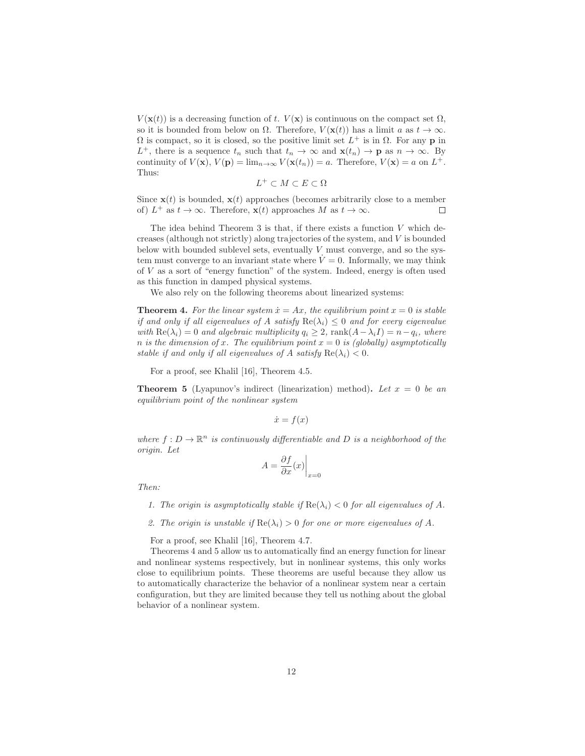$V(\mathbf{x}(t))$ is a decreasing function of $t$. $V(\mathbf{x})$ is continuous on the compact set $\Omega$, so it is bounded from below on $\Omega$. Therefore, $V(\mathbf{x}(t))$ has a limit $a$ as $t \to \infty$. $\Omega$ is compact, so it is closed, so the positive limit set $L^+$ is in $\Omega$. For any $\mathbf{p}$ in $L^+$, there is a sequence $t_n$ such that $t_n \to \infty$ and $\mathbf{x}(t_n) \to \mathbf{p}$ as $n \to \infty$. By continuity of $V(\mathbf{x})$, $V(\mathbf{p}) = \lim_{n\to\infty} V(\mathbf{x}(t_n)) = a$. Therefore, $V(\mathbf{x}) = a$ on $L^+$. Thus:

$$L^+ \subset M \subset E \subset \Omega$$

Since $\mathbf{x}(t)$ is bounded, $\mathbf{x}(t)$ approaches (becomes arbitrarily close to a member of) $L^+$ as $t \to \infty$. Therefore, $\mathbf{x}(t)$ approaches $M$ as $t \to \infty$. □

The idea behind Theorem 3 is that, if there exists a function $V$ which decreases (although not strictly) along trajectories of the system, and $V$ is bounded below with bounded sublevel sets, eventually $V$ must converge, and so the system must converge to an invariant state where $\dot{V} = 0$. Informally, we may think of $V$ as a sort of "energy function" of the system. Indeed, energy is often used as this function in damped physical systems.

We also rely on the following theorems about linearized systems:

**Theorem 4.** *For the linear system $\dot{x} = Ax$, the equilibrium point $x = 0$ is stable if and only if all eigenvalues of $A$ satisfy $\mathrm{Re}(\lambda_i) \le 0$ and for every eigenvalue with $\mathrm{Re}(\lambda_i) = 0$ and algebraic multiplicity $q_i \ge 2$, $\mathrm{rank}(A - \lambda_i I) = n - q_i$, where $n$ is the dimension of $x$. The equilibrium point $x = 0$ is (globally) asymptotically stable if and only if all eigenvalues of $A$ satisfy $\mathrm{Re}(\lambda_i) < 0$.*

For a proof, see Khalil [16], Theorem 4.5.

**Theorem 5** (Lyapunov's indirect (linearization) method)**.** *Let $x = 0$ be an equilibrium point of the nonlinear system*

$$\dot{x} = f(x)$$

*where $f : D \to \mathbb{R}^n$ is continuously differentiable and $D$ is a neighborhood of the origin. Let*

$$A = \left.\frac{\partial f}{\partial x}(x)\right|_{x=0}$$

*Then:*

1. *The origin is asymptotically stable if $\mathrm{Re}(\lambda_i) < 0$ for all eigenvalues of $A$.*
2. *The origin is unstable if $\mathrm{Re}(\lambda_i) > 0$ for one or more eigenvalues of $A$.*

For a proof, see Khalil [16], Theorem 4.7.

Theorems 4 and 5 allow us to automatically find an energy function for linear and nonlinear systems respectively, but in nonlinear systems, this only works close to equilibrium points. These theorems are useful because they allow us to automatically characterize the behavior of a nonlinear system near a certain configuration, but they are limited because they tell us nothing about the global behavior of a nonlinear system.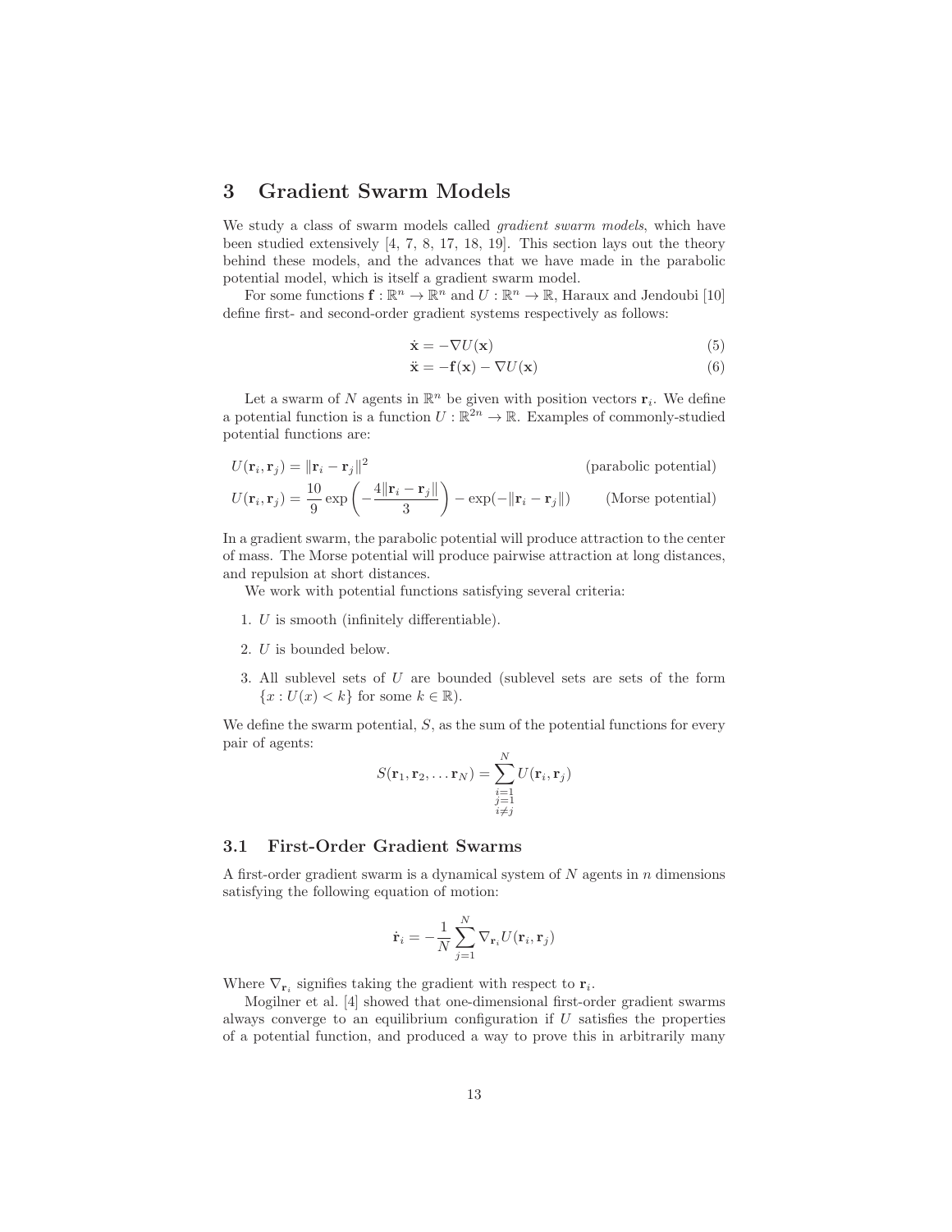# 3 Gradient Swarm Models

We study a class of swarm models called *gradient swarm models*, which have been studied extensively [4, 7, 8, 17, 18, 19]. This section lays out the theory behind these models, and the advances that we have made in the parabolic potential model, which is itself a gradient swarm model.

For some functions $\mathbf{f} : \mathbb{R}^n \to \mathbb{R}^n$ and $U : \mathbb{R}^n \to \mathbb{R}$, Haraux and Jendoubi [10] define first- and second-order gradient systems respectively as follows:

$$\dot{\mathbf{x}} = -\nabla U(\mathbf{x}) \tag{5}$$

$$\ddot{\mathbf{x}} = -\mathbf{f}(\mathbf{x}) - \nabla U(\mathbf{x}) \tag{6}$$

Let a swarm of $N$ agents in $\mathbb{R}^n$ be given with position vectors $\mathbf{r}_i$. We define a potential function is a function $U : \mathbb{R}^{2n} \to \mathbb{R}$. Examples of commonly-studied potential functions are:

$$U(\mathbf{r}_i, \mathbf{r}_j) = \|\mathbf{r}_i - \mathbf{r}_j\|^2 \qquad \text{(parabolic potential)}$$

$$U(\mathbf{r}_i, \mathbf{r}_j) = \frac{10}{9} \exp\left(-\frac{4\|\mathbf{r}_i - \mathbf{r}_j\|}{3}\right) - \exp(-\|\mathbf{r}_i - \mathbf{r}_j\|) \qquad \text{(Morse potential)}$$

In a gradient swarm, the parabolic potential will produce attraction to the center of mass. The Morse potential will produce pairwise attraction at long distances, and repulsion at short distances.

We work with potential functions satisfying several criteria:

1. $U$ is smooth (infinitely differentiable).
2. $U$ is bounded below.
3. All sublevel sets of $U$ are bounded (sublevel sets are sets of the form $\{x : U(x) < k\}$ for some $k \in \mathbb{R}$).

We define the swarm potential, $S$, as the sum of the potential functions for every pair of agents:

$$S(\mathbf{r}_1, \mathbf{r}_2, \ldots \mathbf{r}_N) = \sum_{\substack{i=1 \\ j=1 \\ i \neq j}}^{N} U(\mathbf{r}_i, \mathbf{r}_j)$$

## 3.1 First-Order Gradient Swarms

A first-order gradient swarm is a dynamical system of $N$ agents in $n$ dimensions satisfying the following equation of motion:

$$\dot{\mathbf{r}}_i = -\frac{1}{N} \sum_{j=1}^{N} \nabla_{\mathbf{r}_i} U(\mathbf{r}_i, \mathbf{r}_j)$$

Where $\nabla_{\mathbf{r}_i}$ signifies taking the gradient with respect to $\mathbf{r}_i$.

Mogilner et al. [4] showed that one-dimensional first-order gradient swarms always converge to an equilibrium configuration if $U$ satisfies the properties of a potential function, and produced a way to prove this in arbitrarily many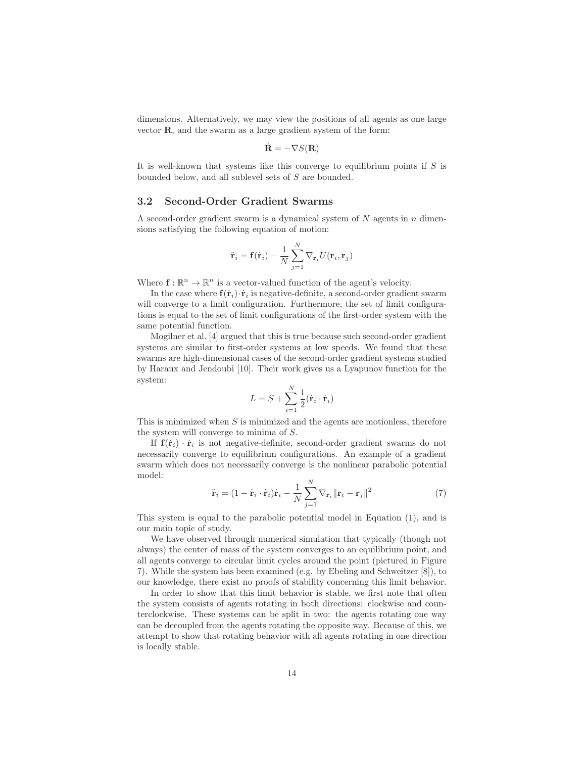dimensions. Alternatively, we may view the positions of all agents as one large vector $\mathbf{R}$, and the swarm as a large gradient system of the form:

$$\dot{\mathbf{R}} = -\nabla S(\mathbf{R})$$

It is well-known that systems like this converge to equilibrium points if $S$ is bounded below, and all sublevel sets of $S$ are bounded.

### 3.2 Second-Order Gradient Swarms

A second-order gradient swarm is a dynamical system of $N$ agents in $n$ dimensions satisfying the following equation of motion:

$$\ddot{\mathbf{r}}_i = \mathbf{f}(\dot{\mathbf{r}}_i) - \frac{1}{N}\sum_{j=1}^{N} \nabla_{\mathbf{r}_i} U(\mathbf{r}_i, \mathbf{r}_j)$$

Where $\mathbf{f} : \mathbb{R}^n \to \mathbb{R}^n$ is a vector-valued function of the agent's velocity.

In the case where $\mathbf{f}(\dot{\mathbf{r}}_i) \cdot \dot{\mathbf{r}}_i$ is negative-definite, a second-order gradient swarm will converge to a limit configuration. Furthermore, the set of limit configurations is equal to the set of limit configurations of the first-order system with the same potential function.

Mogilner et al. [4] argued that this is true because such second-order gradient systems are similar to first-order systems at low speeds. We found that these swarms are high-dimensional cases of the second-order gradient systems studied by Haraux and Jendoubi [10]. Their work gives us a Lyapunov function for the system:

$$L = S + \sum_{i=1}^{N} \frac{1}{2}(\dot{\mathbf{r}}_i \cdot \dot{\mathbf{r}}_i)$$

This is minimized when $S$ is minimized and the agents are motionless, therefore the system will converge to minima of $S$.

If $\mathbf{f}(\dot{\mathbf{r}}_i) \cdot \dot{\mathbf{r}}_i$ is not negative-definite, second-order gradient swarms do not necessarily converge to equilibrium configurations. An example of a gradient swarm which does not necessarily converge is the nonlinear parabolic potential model:

$$\ddot{\mathbf{r}}_i = (1 - \dot{\mathbf{r}}_i \cdot \dot{\mathbf{r}}_i)\dot{\mathbf{r}}_i - \frac{1}{N}\sum_{j=1}^{N} \nabla_{\mathbf{r}_i} \|\mathbf{r}_i - \mathbf{r}_j\|^2 \tag{7}$$

This system is equal to the parabolic potential model in Equation (1), and is our main topic of study.

We have observed through numerical simulation that typically (though not always) the center of mass of the system converges to an equilibrium point, and all agents converge to circular limit cycles around the point (pictured in Figure 7). While the system has been examined (e.g. by Ebeling and Schweitzer [8]), to our knowledge, there exist no proofs of stability concerning this limit behavior.

In order to show that this limit behavior is stable, we first note that often the system consists of agents rotating in both directions: clockwise and counterclockwise. These systems can be split in two: the agents rotating one way can be decoupled from the agents rotating the opposite way. Because of this, we attempt to show that rotating behavior with all agents rotating in one direction is locally stable.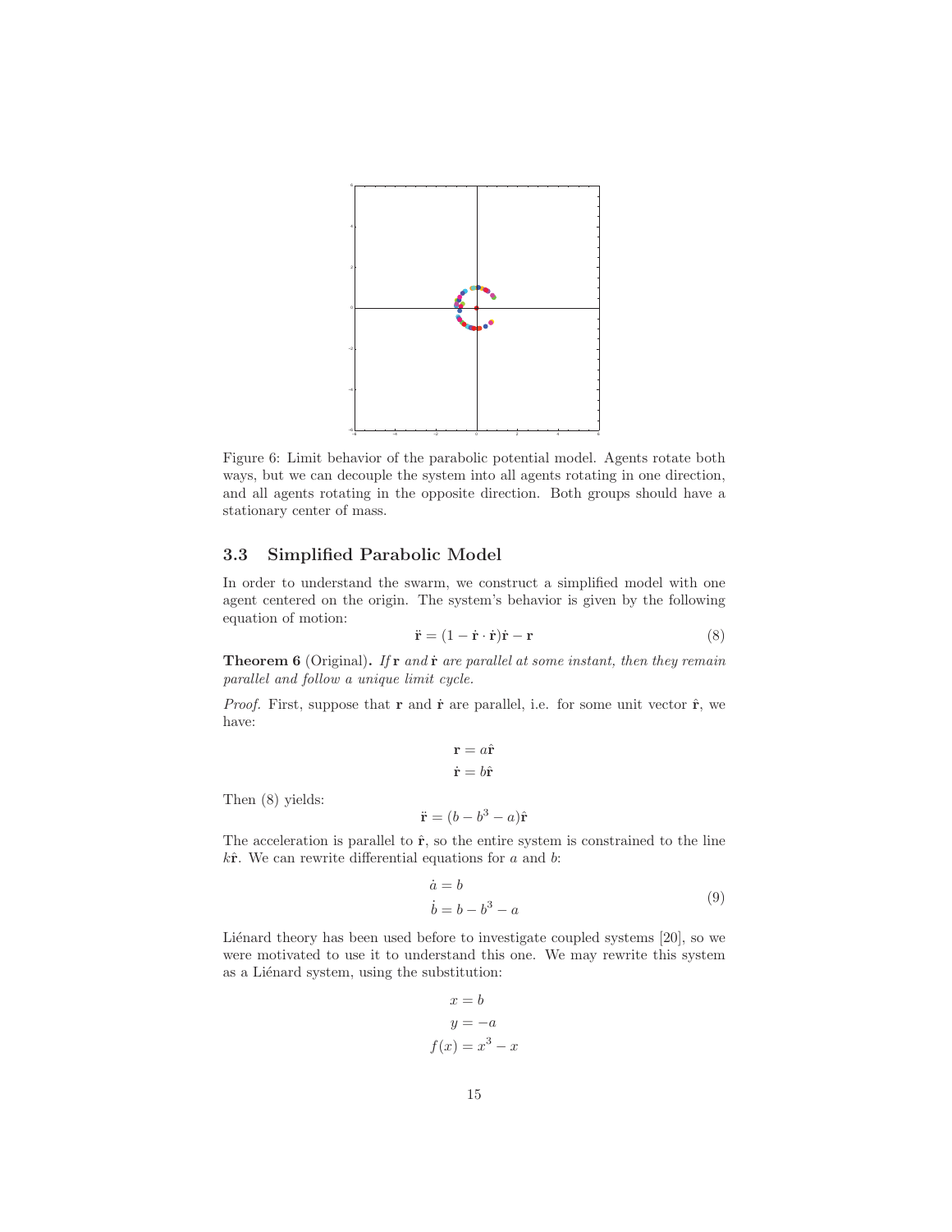Figure 6: Limit behavior of the parabolic potential model. Agents rotate both ways, but we can decouple the system into all agents rotating in one direction, and all agents rotating in the opposite direction. Both groups should have a stationary center of mass.

### 3.3 Simplified Parabolic Model

In order to understand the swarm, we construct a simplified model with one agent centered on the origin. The system's behavior is given by the following equation of motion:

$$\ddot{\mathbf{r}} = (1 - \dot{\mathbf{r}} \cdot \dot{\mathbf{r}})\dot{\mathbf{r}} - \mathbf{r} \tag{8}$$

**Theorem 6** (Original)**.** *If* $\mathbf{r}$ *and* $\dot{\mathbf{r}}$ *are parallel at some instant, then they remain parallel and follow a unique limit cycle.*

*Proof.* First, suppose that $\mathbf{r}$ and $\dot{\mathbf{r}}$ are parallel, i.e. for some unit vector $\hat{\mathbf{r}}$, we have:

$$\mathbf{r} = a\hat{\mathbf{r}}$$
$$\dot{\mathbf{r}} = b\hat{\mathbf{r}}$$

Then (8) yields:

$$\ddot{\mathbf{r}} = (b - b^3 - a)\hat{\mathbf{r}}$$

The acceleration is parallel to $\hat{\mathbf{r}}$, so the entire system is constrained to the line $k\hat{\mathbf{r}}$. We can rewrite differential equations for $a$ and $b$:

$$\begin{aligned} \dot{a} &= b \\ \dot{b} &= b - b^3 - a \end{aligned} \tag{9}$$

Liénard theory has been used before to investigate coupled systems [20], so we were motivated to use it to understand this one. We may rewrite this system as a Liénard system, using the substitution:

$$x = b$$
$$y = -a$$
$$f(x) = x^3 - x$$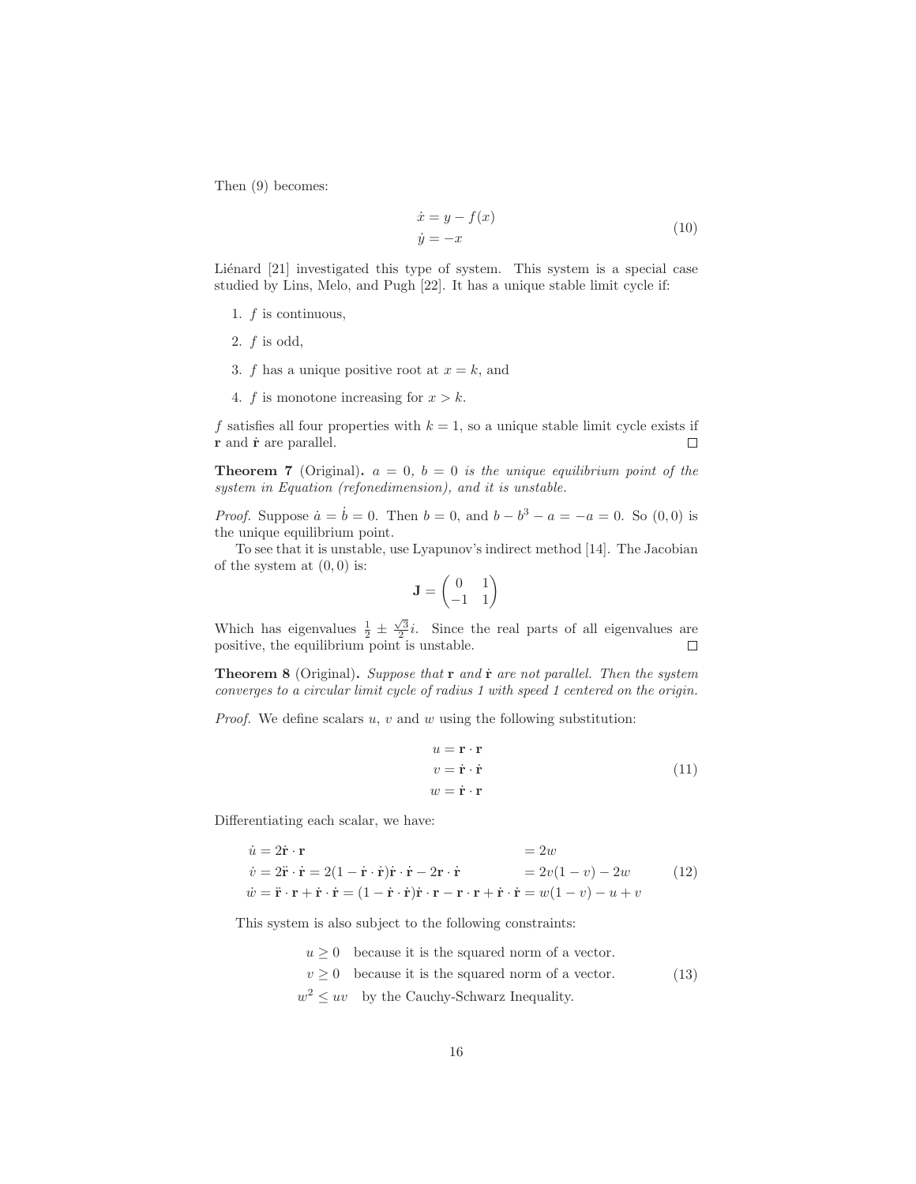Then (9) becomes:

$$
\begin{aligned}
\dot{x} &= y - f(x) \\
\dot{y} &= -x
\end{aligned}
\tag{10}
$$

Liénard [21] investigated this type of system. This system is a special case studied by Lins, Melo, and Pugh [22]. It has a unique stable limit cycle if:

1. $f$ is continuous,
2. $f$ is odd,
3. $f$ has a unique positive root at $x = k$, and
4. $f$ is monotone increasing for $x > k$.

$f$ satisfies all four properties with $k = 1$, so a unique stable limit cycle exists if $\mathbf{r}$ and $\dot{\mathbf{r}}$ are parallel. □

**Theorem 7** (Original)**.** *$a = 0$, $b = 0$ is the unique equilibrium point of the system in Equation (refonedimension), and it is unstable.*

*Proof.* Suppose $\dot{a} = \dot{b} = 0$. Then $b = 0$, and $b - b^3 - a = -a = 0$. So $(0, 0)$ is the unique equilibrium point.

To see that it is unstable, use Lyapunov's indirect method [14]. The Jacobian of the system at $(0, 0)$ is:

$$
\mathbf{J} = \begin{pmatrix} 0 & 1 \\ -1 & 1 \end{pmatrix}
$$

Which has eigenvalues $\frac{1}{2} \pm \frac{\sqrt{3}}{2}i$. Since the real parts of all eigenvalues are positive, the equilibrium point is unstable. □

**Theorem 8** (Original)**.** *Suppose that $\mathbf{r}$ and $\dot{\mathbf{r}}$ are not parallel. Then the system converges to a circular limit cycle of radius 1 with speed 1 centered on the origin.*

*Proof.* We define scalars $u$, $v$ and $w$ using the following substitution:

$$
\begin{aligned}
u &= \mathbf{r} \cdot \mathbf{r} \\
v &= \dot{\mathbf{r}} \cdot \dot{\mathbf{r}} \\
w &= \dot{\mathbf{r}} \cdot \mathbf{r}
\end{aligned}
\tag{11}
$$

Differentiating each scalar, we have:

$$
\begin{aligned}
\dot{u} &= 2\dot{\mathbf{r}} \cdot \mathbf{r} &&= 2w \\
\dot{v} &= 2\ddot{\mathbf{r}} \cdot \dot{\mathbf{r}} = 2(1 - \dot{\mathbf{r}} \cdot \dot{\mathbf{r}})\dot{\mathbf{r}} \cdot \dot{\mathbf{r}} - 2\mathbf{r} \cdot \dot{\mathbf{r}} &&= 2v(1 - v) - 2w \\
\dot{w} &= \ddot{\mathbf{r}} \cdot \mathbf{r} + \dot{\mathbf{r}} \cdot \dot{\mathbf{r}} = (1 - \dot{\mathbf{r}} \cdot \dot{\mathbf{r}})\dot{\mathbf{r}} \cdot \mathbf{r} - \mathbf{r} \cdot \mathbf{r} + \dot{\mathbf{r}} \cdot \dot{\mathbf{r}} &&= w(1 - v) - u + v
\end{aligned}
\tag{12}
$$

This system is also subject to the following constraints:

$$
\begin{aligned}
u &\geq 0 \quad \text{because it is the squared norm of a vector.} \\
v &\geq 0 \quad \text{because it is the squared norm of a vector.} \\
w^2 &\leq uv \quad \text{by the Cauchy-Schwarz Inequality.}
\end{aligned}
\tag{13}
$$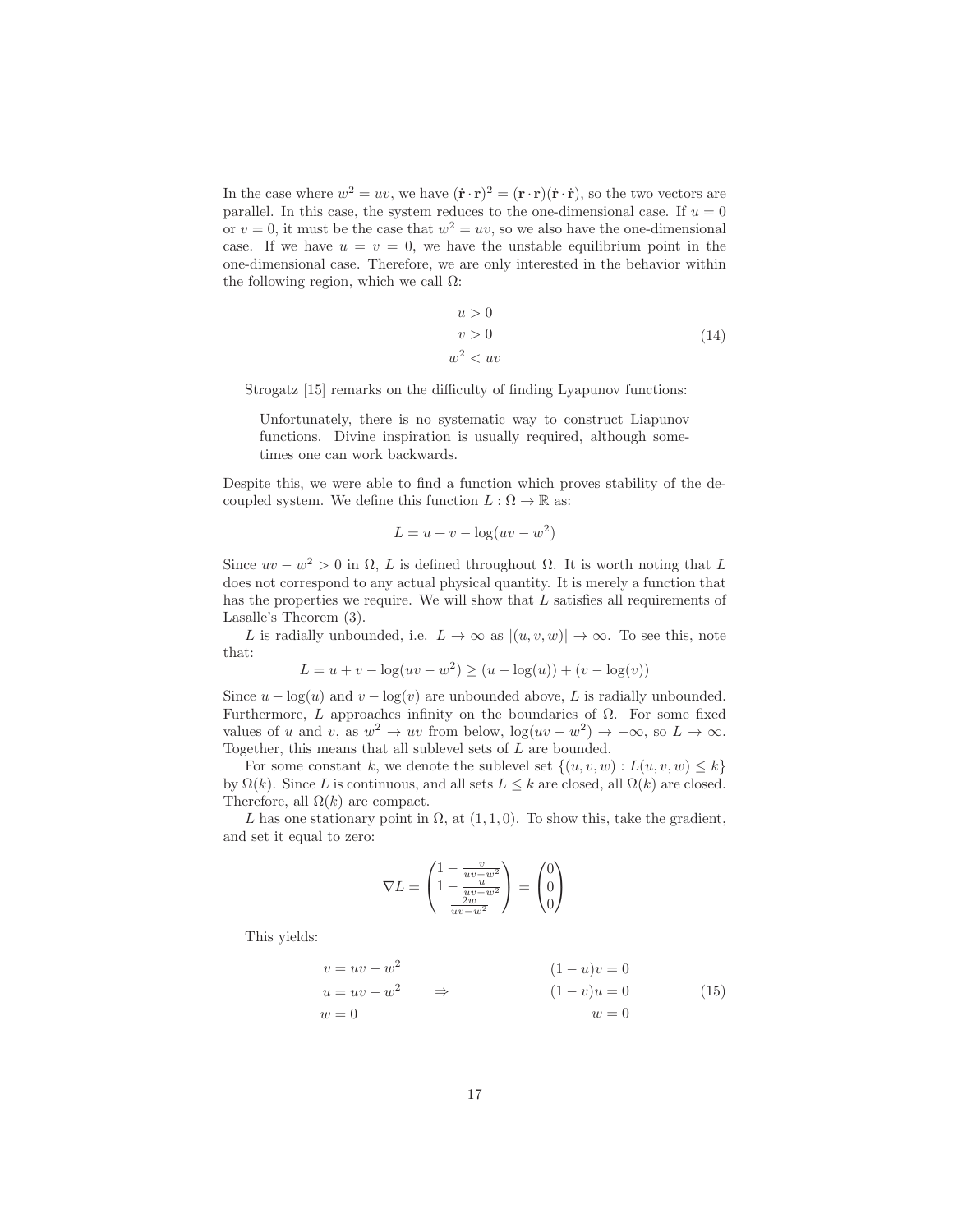In the case where $w^2 = uv$, we have $(\dot{\mathbf{r}} \cdot \mathbf{r})^2 = (\mathbf{r} \cdot \mathbf{r})(\dot{\mathbf{r}} \cdot \dot{\mathbf{r}})$, so the two vectors are parallel. In this case, the system reduces to the one-dimensional case. If $u = 0$ or $v = 0$, it must be the case that $w^2 = uv$, so we also have the one-dimensional case. If we have $u = v = 0$, we have the unstable equilibrium point in the one-dimensional case. Therefore, we are only interested in the behavior within the following region, which we call $\Omega$:

$$
\begin{aligned}
u &> 0 \\
v &> 0 \\
w^2 &< uv
\end{aligned}
\tag{14}
$$

Strogatz [15] remarks on the difficulty of finding Lyapunov functions:

> Unfortunately, there is no systematic way to construct Liapunov functions. Divine inspiration is usually required, although sometimes one can work backwards.

Despite this, we were able to find a function which proves stability of the decoupled system. We define this function $L : \Omega \to \mathbb{R}$ as:

$$L = u + v - \log(uv - w^2)$$

Since $uv - w^2 > 0$ in $\Omega$, $L$ is defined throughout $\Omega$. It is worth noting that $L$ does not correspond to any actual physical quantity. It is merely a function that has the properties we require. We will show that $L$ satisfies all requirements of Lasalle's Theorem (3).

$L$ is radially unbounded, i.e. $L \to \infty$ as $|(u, v, w)| \to \infty$. To see this, note that:

$$L = u + v - \log(uv - w^2) \geq (u - \log(u)) + (v - \log(v))$$

Since $u - \log(u)$ and $v - \log(v)$ are unbounded above, $L$ is radially unbounded. Furthermore, $L$ approaches infinity on the boundaries of $\Omega$. For some fixed values of $u$ and $v$, as $w^2 \to uv$ from below, $\log(uv - w^2) \to -\infty$, so $L \to \infty$. Together, this means that all sublevel sets of $L$ are bounded.

For some constant $k$, we denote the sublevel set $\{(u, v, w) : L(u, v, w) \leq k\}$ by $\Omega(k)$. Since $L$ is continuous, and all sets $L \leq k$ are closed, all $\Omega(k)$ are closed. Therefore, all $\Omega(k)$ are compact.

$L$ has one stationary point in $\Omega$, at $(1, 1, 0)$. To show this, take the gradient, and set it equal to zero:

$$\nabla L = \begin{pmatrix} 1 - \frac{v}{uv - w^2} \\ 1 - \frac{u}{uv - w^2} \\ \frac{2w}{uv - w^2} \end{pmatrix} = \begin{pmatrix} 0 \\ 0 \\ 0 \end{pmatrix}$$

This yields:

$$
\begin{aligned}
v &= uv - w^2 & & & (1 - u)v &= 0 \\
u &= uv - w^2 & \quad \Rightarrow \quad & & (1 - v)u &= 0 \\
w &= 0 & & & w &= 0
\end{aligned}
\tag{15}
$$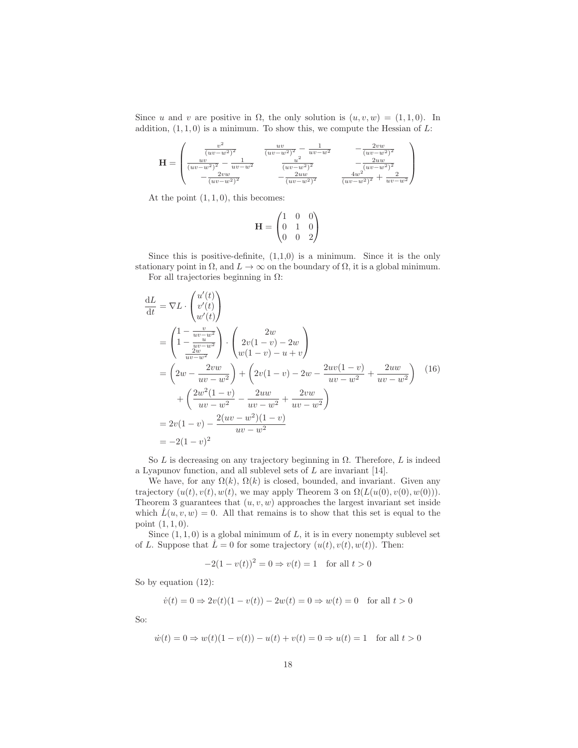Since $u$ and $v$ are positive in $\Omega$, the only solution is $(u, v, w) = (1, 1, 0)$. In addition, $(1, 1, 0)$ is a minimum. To show this, we compute the Hessian of $L$:

$$
\mathbf{H} = \begin{pmatrix} \frac{v^2}{(uv-w^2)^2} & \frac{uv}{(uv-w^2)^2} - \frac{1}{uv-w^2} & -\frac{2vw}{(uv-w^2)^2} \\ \frac{uv}{(uv-w^2)^2} - \frac{1}{uv-w^2} & \frac{u^2}{(uv-w^2)^2} & -\frac{2uw}{(uv-w^2)^2} \\ -\frac{2vw}{(uv-w^2)^2} & -\frac{2uw}{(uv-w^2)^2} & \frac{4w^2}{(uv-w^2)^2} + \frac{2}{uv-w^2} \end{pmatrix}
$$

At the point $(1, 1, 0)$, this becomes:

$$
\mathbf{H} = \begin{pmatrix} 1 & 0 & 0 \\ 0 & 1 & 0 \\ 0 & 0 & 2 \end{pmatrix}
$$

Since this is positive-definite, (1,1,0) is a minimum. Since it is the only stationary point in $\Omega$, and $L \to \infty$ on the boundary of $\Omega$, it is a global minimum.

For all trajectories beginning in $\Omega$:

$$
\begin{aligned}
\frac{\mathrm{d}L}{\mathrm{d}t} &= \nabla L \cdot \begin{pmatrix} u'(t) \\ v'(t) \\ w'(t) \end{pmatrix} \\
&= \begin{pmatrix} 1 - \frac{v}{uv-w^2} \\ 1 - \frac{u}{uv-w^2} \\ \frac{2w}{uv-w^2} \end{pmatrix} \cdot \begin{pmatrix} 2w \\ 2v(1-v) - 2w \\ w(1-v) - u + v \end{pmatrix} \\
&= \left(2w - \frac{2vw}{uv-w^2}\right) + \left(2v(1-v) - 2w - \frac{2uv(1-v)}{uv-w^2} + \frac{2uw}{uv-w^2}\right) \\
&\quad + \left(\frac{2w^2(1-v)}{uv-w^2} - \frac{2uw}{uv-w^2} + \frac{2vw}{uv-w^2}\right) \\
&= 2v(1-v) - \frac{2(uv-w^2)(1-v)}{uv-w^2} \\
&= -2(1-v)^2
\end{aligned} \tag{16}
$$

So $L$ is decreasing on any trajectory beginning in $\Omega$. Therefore, $L$ is indeed a Lyapunov function, and all sublevel sets of $L$ are invariant [14].

We have, for any $\Omega(k)$, $\Omega(k)$ is closed, bounded, and invariant. Given any trajectory $(u(t), v(t), w(t))$, we may apply Theorem 3 on $\Omega(L(u(0), v(0), w(0)))$. Theorem 3 guarantees that $(u, v, w)$ approaches the largest invariant set inside which $\dot{L}(u, v, w) = 0$. All that remains is to show that this set is equal to the point $(1, 1, 0)$.

Since $(1, 1, 0)$ is a global minimum of $L$, it is in every nonempty sublevel set of $L$. Suppose that $\dot{L} = 0$ for some trajectory $(u(t), v(t), w(t))$. Then:

$$
-2(1 - v(t))^2 = 0 \Rightarrow v(t) = 1 \quad \text{for all } t > 0
$$

So by equation (12):

$$
\dot{v}(t) = 0 \Rightarrow 2v(t)(1 - v(t)) - 2w(t) = 0 \Rightarrow w(t) = 0 \quad \text{for all } t > 0
$$

So:

$$
\dot{w}(t) = 0 \Rightarrow w(t)(1 - v(t)) - u(t) + v(t) = 0 \Rightarrow u(t) = 1 \quad \text{for all } t > 0
$$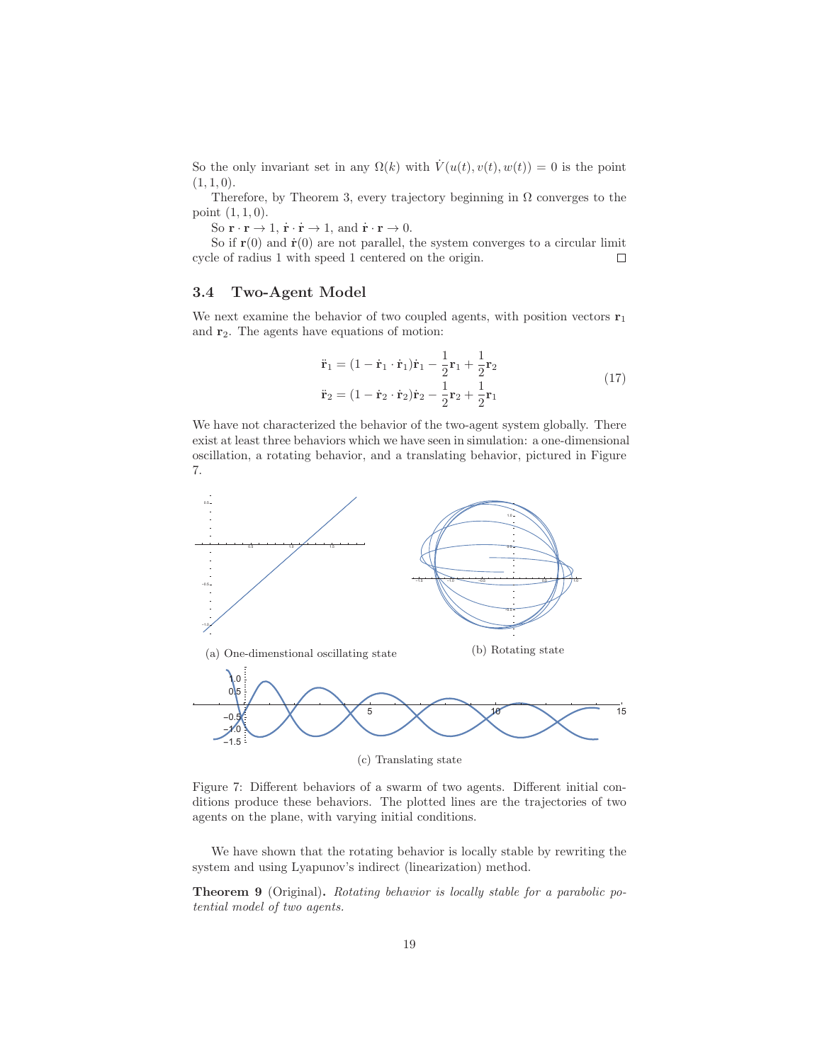So the only invariant set in any $\Omega(k)$ with $\dot{V}(u(t), v(t), w(t)) = 0$ is the point $(1, 1, 0)$.

Therefore, by Theorem 3, every trajectory beginning in $\Omega$ converges to the point $(1, 1, 0)$.

So $\mathbf{r} \cdot \mathbf{r} \to 1$, $\dot{\mathbf{r}} \cdot \dot{\mathbf{r}} \to 1$, and $\dot{\mathbf{r}} \cdot \mathbf{r} \to 0$.

So if $\mathbf{r}(0)$ and $\dot{\mathbf{r}}(0)$ are not parallel, the system converges to a circular limit cycle of radius 1 with speed 1 centered on the origin. □

### 3.4 Two-Agent Model

We next examine the behavior of two coupled agents, with position vectors $\mathbf{r}_1$ and $\mathbf{r}_2$. The agents have equations of motion:

$$
\begin{aligned}
\ddot{\mathbf{r}}_1 &= (1 - \dot{\mathbf{r}}_1 \cdot \dot{\mathbf{r}}_1)\dot{\mathbf{r}}_1 - \frac{1}{2}\mathbf{r}_1 + \frac{1}{2}\mathbf{r}_2 \\
\ddot{\mathbf{r}}_2 &= (1 - \dot{\mathbf{r}}_2 \cdot \dot{\mathbf{r}}_2)\dot{\mathbf{r}}_2 - \frac{1}{2}\mathbf{r}_2 + \frac{1}{2}\mathbf{r}_1
\end{aligned}
\tag{17}
$$

We have not characterized the behavior of the two-agent system globally. There exist at least three behaviors which we have seen in simulation: a one-dimensional oscillation, a rotating behavior, and a translating behavior, pictured in Figure 7.

(a) One-dimenstional oscillating state

(b) Rotating state

(c) Translating state

Figure 7: Different behaviors of a swarm of two agents. Different initial conditions produce these behaviors. The plotted lines are the trajectories of two agents on the plane, with varying initial conditions.

We have shown that the rotating behavior is locally stable by rewriting the system and using Lyapunov's indirect (linearization) method.

**Theorem 9** (Original)**.** *Rotating behavior is locally stable for a parabolic potential model of two agents.*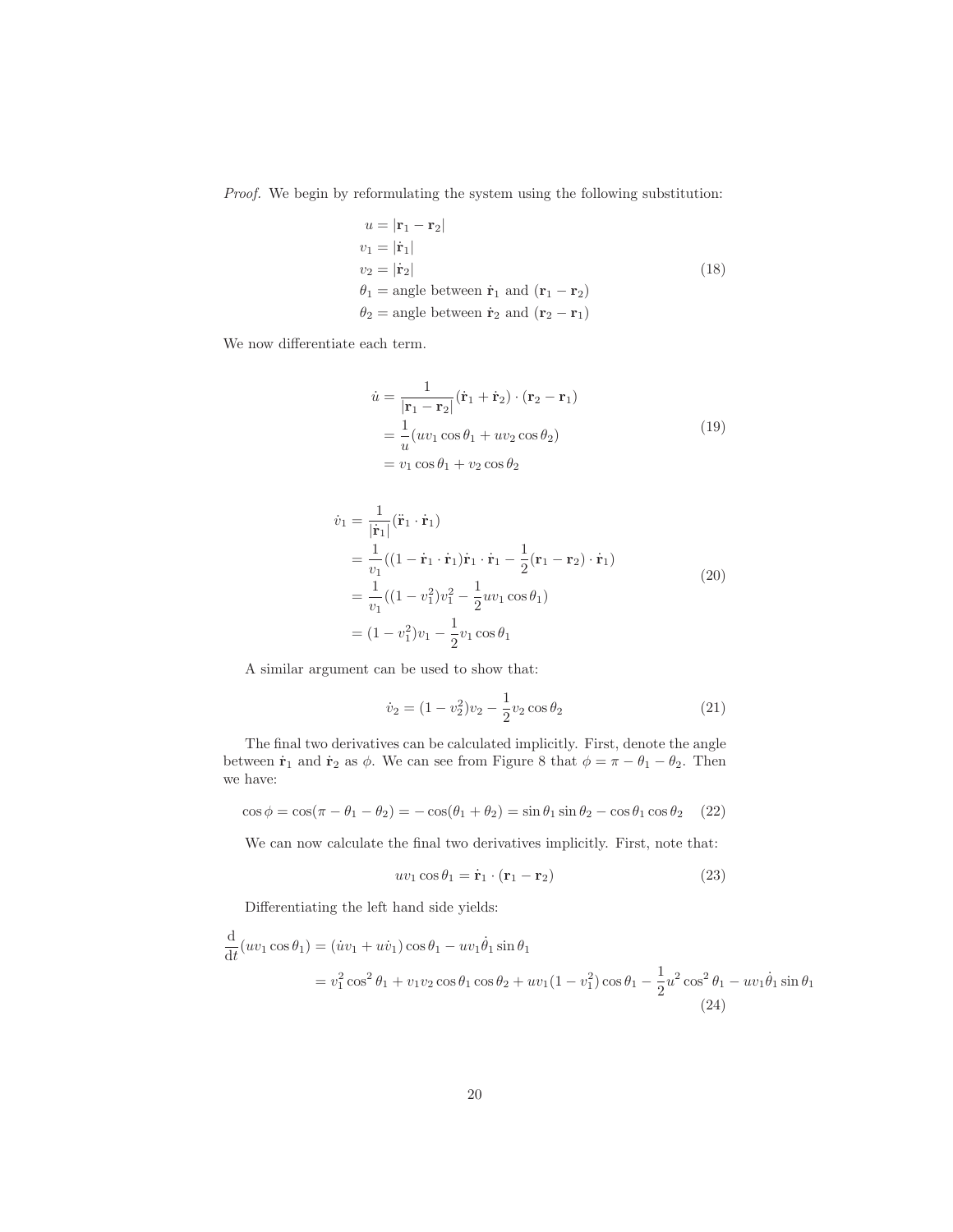*Proof.* We begin by reformulating the system using the following substitution:

$$
\begin{aligned}
u &= |\mathbf{r}_1 - \mathbf{r}_2| \\
v_1 &= |\dot{\mathbf{r}}_1| \\
v_2 &= |\dot{\mathbf{r}}_2| \\
\theta_1 &= \text{angle between } \dot{\mathbf{r}}_1 \text{ and } (\mathbf{r}_1 - \mathbf{r}_2) \\
\theta_2 &= \text{angle between } \dot{\mathbf{r}}_2 \text{ and } (\mathbf{r}_2 - \mathbf{r}_1)
\end{aligned}
\tag{18}
$$

We now differentiate each term.

$$
\begin{aligned}
\dot{u} &= \frac{1}{|\mathbf{r}_1 - \mathbf{r}_2|}(\dot{\mathbf{r}}_1 + \dot{\mathbf{r}}_2) \cdot (\mathbf{r}_2 - \mathbf{r}_1) \\
&= \frac{1}{u}(uv_1 \cos\theta_1 + uv_2 \cos\theta_2) \\
&= v_1 \cos\theta_1 + v_2 \cos\theta_2
\end{aligned}
\tag{19}
$$

$$
\begin{aligned}
\dot{v}_1 &= \frac{1}{|\dot{\mathbf{r}}_1|}(\ddot{\mathbf{r}}_1 \cdot \dot{\mathbf{r}}_1) \\
&= \frac{1}{v_1}((1 - \dot{\mathbf{r}}_1 \cdot \dot{\mathbf{r}}_1)\dot{\mathbf{r}}_1 \cdot \dot{\mathbf{r}}_1 - \frac{1}{2}(\mathbf{r}_1 - \mathbf{r}_2) \cdot \dot{\mathbf{r}}_1) \\
&= \frac{1}{v_1}((1 - v_1^2)v_1^2 - \frac{1}{2}uv_1 \cos\theta_1) \\
&= (1 - v_1^2)v_1 - \frac{1}{2}v_1 \cos\theta_1
\end{aligned}
\tag{20}
$$

A similar argument can be used to show that:

$$
\dot{v}_2 = (1 - v_2^2)v_2 - \frac{1}{2}v_2 \cos\theta_2 \tag{21}
$$

The final two derivatives can be calculated implicitly. First, denote the angle between $\dot{\mathbf{r}}_1$ and $\dot{\mathbf{r}}_2$ as $\phi$. We can see from Figure 8 that $\phi = \pi - \theta_1 - \theta_2$. Then we have:

$$
\cos\phi = \cos(\pi - \theta_1 - \theta_2) = -\cos(\theta_1 + \theta_2) = \sin\theta_1 \sin\theta_2 - \cos\theta_1 \cos\theta_2 \tag{22}
$$

We can now calculate the final two derivatives implicitly. First, note that:

$$
uv_1 \cos\theta_1 = \dot{\mathbf{r}}_1 \cdot (\mathbf{r}_1 - \mathbf{r}_2) \tag{23}
$$

Differentiating the left hand side yields:

$$
\begin{aligned}
\frac{\mathrm{d}}{\mathrm{d}t}(uv_1 \cos\theta_1) &= (\dot{u}v_1 + u\dot{v}_1)\cos\theta_1 - uv_1\dot{\theta}_1 \sin\theta_1 \\
&= v_1^2 \cos^2\theta_1 + v_1 v_2 \cos\theta_1 \cos\theta_2 + uv_1(1 - v_1^2)\cos\theta_1 - \frac{1}{2}u^2 \cos^2\theta_1 - uv_1\dot{\theta}_1 \sin\theta_1
\end{aligned}
\tag{24}
$$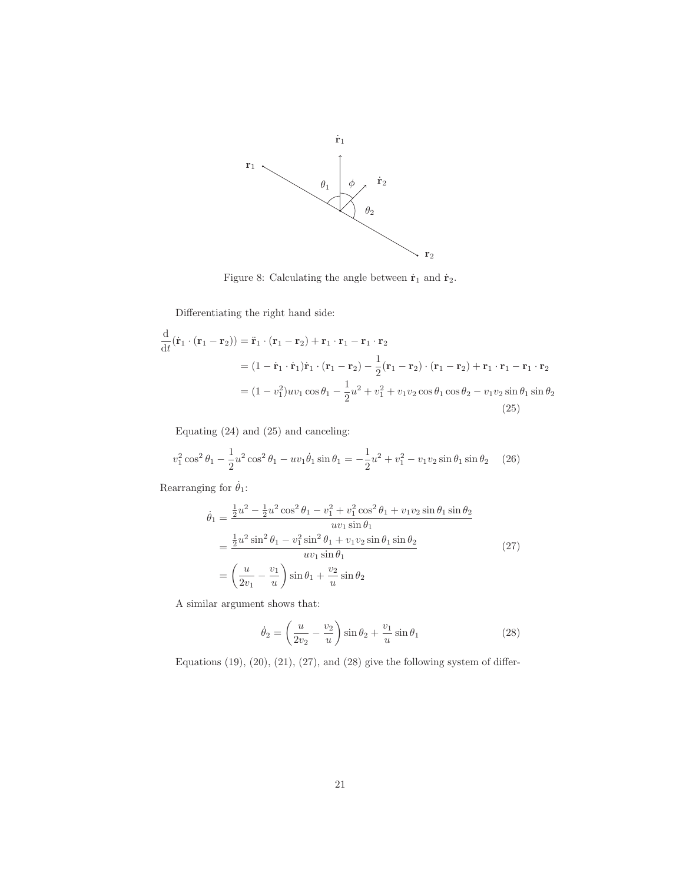Figure 8: Calculating the angle between $\dot{\mathbf{r}}_1$ and $\dot{\mathbf{r}}_2$.

Differentiating the right hand side:

$$
\begin{aligned}
\frac{\mathrm{d}}{\mathrm{d}t}(\dot{\mathbf{r}}_1 \cdot (\mathbf{r}_1 - \mathbf{r}_2)) &= \ddot{\mathbf{r}}_1 \cdot (\mathbf{r}_1 - \mathbf{r}_2) + \mathbf{r}_1 \cdot \mathbf{r}_1 - \mathbf{r}_1 \cdot \mathbf{r}_2 \\
&= (1 - \dot{\mathbf{r}}_1 \cdot \dot{\mathbf{r}}_1)\dot{\mathbf{r}}_1 \cdot (\mathbf{r}_1 - \mathbf{r}_2) - \frac{1}{2}(\mathbf{r}_1 - \mathbf{r}_2) \cdot (\mathbf{r}_1 - \mathbf{r}_2) + \mathbf{r}_1 \cdot \mathbf{r}_1 - \mathbf{r}_1 \cdot \mathbf{r}_2 \\
&= (1 - v_1^2)uv_1 \cos\theta_1 - \frac{1}{2}u^2 + v_1^2 + v_1 v_2 \cos\theta_1 \cos\theta_2 - v_1 v_2 \sin\theta_1 \sin\theta_2
\end{aligned}
\tag{25}
$$

Equating (24) and (25) and canceling:

$$
v_1^2 \cos^2\theta_1 - \frac{1}{2}u^2 \cos^2\theta_1 - uv_1\dot{\theta}_1 \sin\theta_1 = -\frac{1}{2}u^2 + v_1^2 - v_1 v_2 \sin\theta_1 \sin\theta_2 \tag{26}
$$

Rearranging for $\dot{\theta}_1$:

$$
\begin{aligned}
\dot{\theta}_1 &= \frac{\frac{1}{2}u^2 - \frac{1}{2}u^2\cos^2\theta_1 - v_1^2 + v_1^2\cos^2\theta_1 + v_1 v_2 \sin\theta_1 \sin\theta_2}{uv_1 \sin\theta_1} \\
&= \frac{\frac{1}{2}u^2 \sin^2\theta_1 - v_1^2 \sin^2\theta_1 + v_1 v_2 \sin\theta_1 \sin\theta_2}{uv_1 \sin\theta_1} \\
&= \left(\frac{u}{2v_1} - \frac{v_1}{u}\right)\sin\theta_1 + \frac{v_2}{u}\sin\theta_2
\end{aligned}
\tag{27}
$$

A similar argument shows that:

$$
\dot{\theta}_2 = \left(\frac{u}{2v_2} - \frac{v_2}{u}\right)\sin\theta_2 + \frac{v_1}{u}\sin\theta_1 \tag{28}
$$

Equations (19), (20), (21), (27), and (28) give the following system of differ-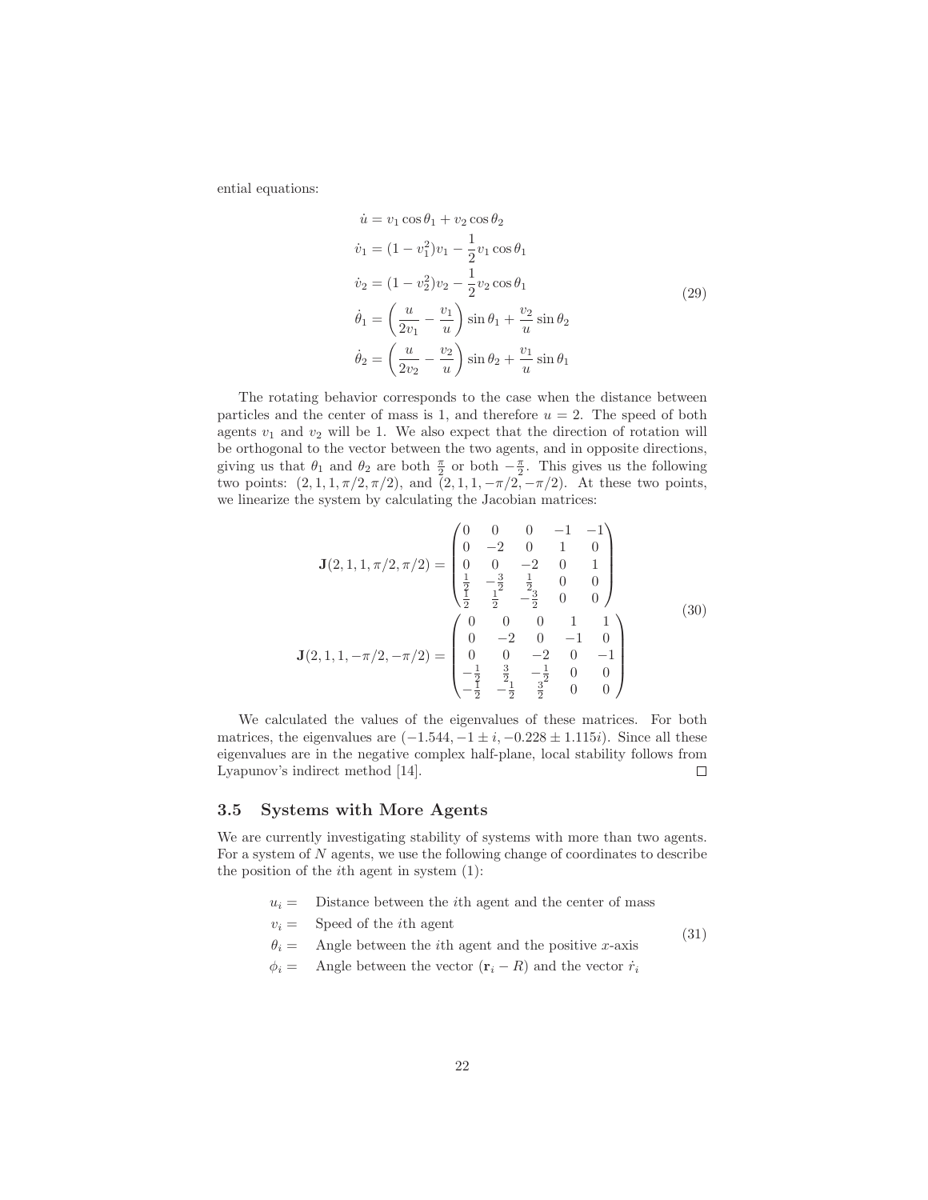ential equations:

$$
\begin{aligned}
\dot{u} &= v_1 \cos\theta_1 + v_2 \cos\theta_2 \\
\dot{v}_1 &= (1 - v_1^2)v_1 - \frac{1}{2} v_1 \cos\theta_1 \\
\dot{v}_2 &= (1 - v_2^2)v_2 - \frac{1}{2} v_2 \cos\theta_1 \\
\dot{\theta}_1 &= \left( \frac{u}{2v_1} - \frac{v_1}{u} \right) \sin\theta_1 + \frac{v_2}{u} \sin\theta_2 \\
\dot{\theta}_2 &= \left( \frac{u}{2v_2} - \frac{v_2}{u} \right) \sin\theta_2 + \frac{v_1}{u} \sin\theta_1
\end{aligned}
\tag{29}
$$

The rotating behavior corresponds to the case when the distance between particles and the center of mass is 1, and therefore $u = 2$. The speed of both agents $v_1$ and $v_2$ will be 1. We also expect that the direction of rotation will be orthogonal to the vector between the two agents, and in opposite directions, giving us that $\theta_1$ and $\theta_2$ are both $\frac{\pi}{2}$ or both $-\frac{\pi}{2}$. This gives us the following two points: $(2, 1, 1, \pi/2, \pi/2)$, and $(2, 1, 1, -\pi/2, -\pi/2)$. At these two points, we linearize the system by calculating the Jacobian matrices:

$$
\begin{aligned}
\mathbf{J}(2, 1, 1, \pi/2, \pi/2) &= \begin{pmatrix} 0 & 0 & 0 & -1 & -1 \\ 0 & -2 & 0 & 1 & 0 \\ 0 & 0 & -2 & 0 & 1 \\ \frac{1}{2} & -\frac{3}{2} & \frac{1}{2} & 0 & 0 \\ \frac{1}{2} & \frac{1}{2} & -\frac{3}{2} & 0 & 0 \end{pmatrix} \\
\mathbf{J}(2, 1, 1, -\pi/2, -\pi/2) &= \begin{pmatrix} 0 & 0 & 0 & 1 & 1 \\ 0 & -2 & 0 & -1 & 0 \\ 0 & 0 & -2 & 0 & -1 \\ -\frac{1}{2} & \frac{3}{2} & -\frac{1}{2} & 0 & 0 \\ -\frac{1}{2} & -\frac{1}{2} & \frac{3}{2} & 0 & 0 \end{pmatrix}
\end{aligned}
\tag{30}
$$

We calculated the values of the eigenvalues of these matrices. For both matrices, the eigenvalues are $(-1.544, -1 \pm i, -0.228 \pm 1.115i)$. Since all these eigenvalues are in the negative complex half-plane, local stability follows from Lyapunov's indirect method [14]. □

### 3.5 Systems with More Agents

We are currently investigating stability of systems with more than two agents. For a system of $N$ agents, we use the following change of coordinates to describe the position of the $i$th agent in system (1):

$$
\begin{aligned}
u_i =& \quad \text{Distance between the } i\text{th agent and the center of mass} \\
v_i =& \quad \text{Speed of the } i\text{th agent} \\
\theta_i =& \quad \text{Angle between the } i\text{th agent and the positive } x\text{-axis} \\
\phi_i =& \quad \text{Angle between the vector } (\mathbf{r}_i - R) \text{ and the vector } \dot{r}_i
\end{aligned}
\tag{31}
$$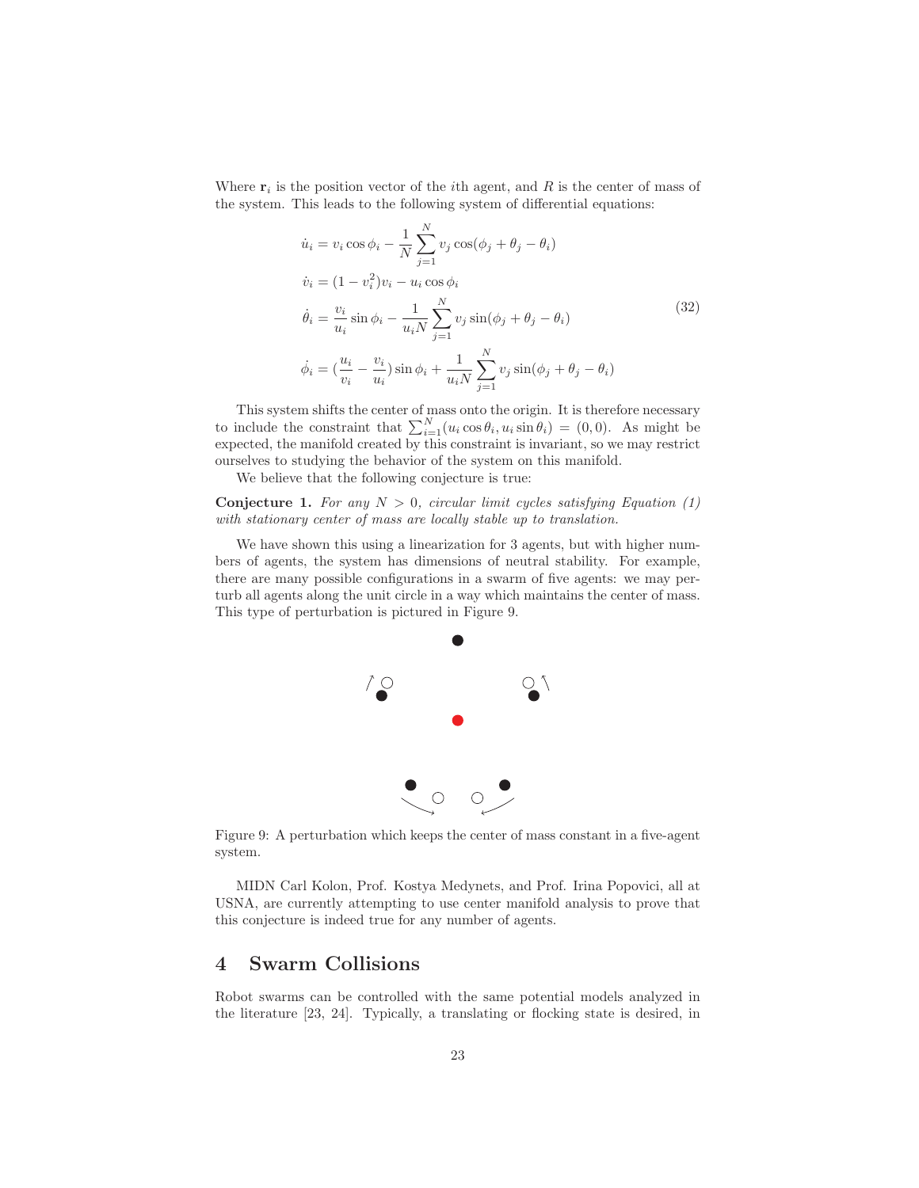Where $\mathbf{r}_i$ is the position vector of the $i$th agent, and $R$ is the center of mass of the system. This leads to the following system of differential equations:

$$
\begin{aligned}
\dot{u}_i &= v_i \cos\phi_i - \frac{1}{N}\sum_{j=1}^{N} v_j \cos(\phi_j + \theta_j - \theta_i) \\
\dot{v}_i &= (1 - v_i^2)v_i - u_i \cos\phi_i \\
\dot{\theta}_i &= \frac{v_i}{u_i}\sin\phi_i - \frac{1}{u_i N}\sum_{j=1}^{N} v_j \sin(\phi_j + \theta_j - \theta_i) \\
\dot{\phi}_i &= (\frac{u_i}{v_i} - \frac{v_i}{u_i})\sin\phi_i + \frac{1}{u_i N}\sum_{j=1}^{N} v_j \sin(\phi_j + \theta_j - \theta_i)
\end{aligned}
\tag{32}
$$

This system shifts the center of mass onto the origin. It is therefore necessary to include the constraint that $\sum_{i=1}^{N}(u_i \cos\theta_i, u_i \sin\theta_i) = (0, 0)$. As might be expected, the manifold created by this constraint is invariant, so we may restrict ourselves to studying the behavior of the system on this manifold.

We believe that the following conjecture is true:

**Conjecture 1.** *For any $N > 0$, circular limit cycles satisfying Equation (1) with stationary center of mass are locally stable up to translation.*

We have shown this using a linearization for 3 agents, but with higher numbers of agents, the system has dimensions of neutral stability. For example, there are many possible configurations in a swarm of five agents: we may perturb all agents along the unit circle in a way which maintains the center of mass. This type of perturbation is pictured in Figure 9.

Figure 9: A perturbation which keeps the center of mass constant in a five-agent system.

MIDN Carl Kolon, Prof. Kostya Medynets, and Prof. Irina Popovici, all at USNA, are currently attempting to use center manifold analysis to prove that this conjecture is indeed true for any number of agents.

# 4 Swarm Collisions

Robot swarms can be controlled with the same potential models analyzed in the literature [23, 24]. Typically, a translating or flocking state is desired, in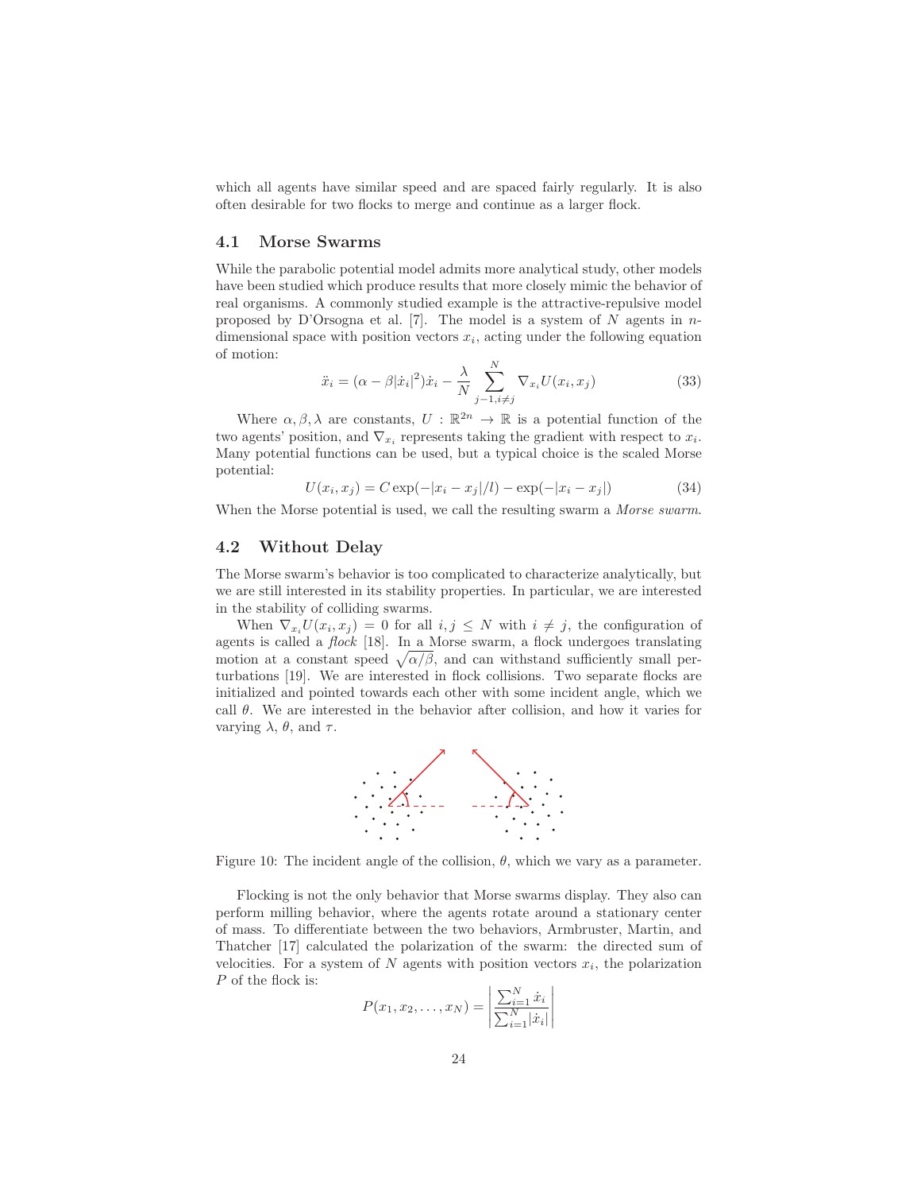which all agents have similar speed and are spaced fairly regularly. It is also often desirable for two flocks to merge and continue as a larger flock.

### 4.1 Morse Swarms

While the parabolic potential model admits more analytical study, other models have been studied which produce results that more closely mimic the behavior of real organisms. A commonly studied example is the attractive-repulsive model proposed by D'Orsogna et al. [7]. The model is a system of $N$ agents in $n$-dimensional space with position vectors $x_i$, acting under the following equation of motion:

$$\ddot{x}_i = (\alpha - \beta|\dot{x}_i|^2)\dot{x}_i - \frac{\lambda}{N}\sum_{j-1, i\neq j}^{N} \nabla_{x_i} U(x_i, x_j) \tag{33}$$

Where $\alpha, \beta, \lambda$ are constants, $U : \mathbb{R}^{2n} \to \mathbb{R}$ is a potential function of the two agents' position, and $\nabla_{x_i}$ represents taking the gradient with respect to $x_i$. Many potential functions can be used, but a typical choice is the scaled Morse potential:

$$U(x_i, x_j) = C\exp(-|x_i - x_j|/l) - \exp(-|x_i - x_j|) \tag{34}$$

When the Morse potential is used, we call the resulting swarm a *Morse swarm*.

### 4.2 Without Delay

The Morse swarm's behavior is too complicated to characterize analytically, but we are still interested in its stability properties. In particular, we are interested in the stability of colliding swarms.

When $\nabla_{x_i} U(x_i, x_j) = 0$ for all $i, j \leq N$ with $i \neq j$, the configuration of agents is called a *flock* [18]. In a Morse swarm, a flock undergoes translating motion at a constant speed $\sqrt{\alpha/\beta}$, and can withstand sufficiently small perturbations [19]. We are interested in flock collisions. Two separate flocks are initialized and pointed towards each other with some incident angle, which we call $\theta$. We are interested in the behavior after collision, and how it varies for varying $\lambda$, $\theta$, and $\tau$.

Figure 10: The incident angle of the collision, $\theta$, which we vary as a parameter.

Flocking is not the only behavior that Morse swarms display. They also can perform milling behavior, where the agents rotate around a stationary center of mass. To differentiate between the two behaviors, Armbruster, Martin, and Thatcher [17] calculated the polarization of the swarm: the directed sum of velocities. For a system of $N$ agents with position vectors $x_i$, the polarization $P$ of the flock is:

$$P(x_1, x_2, \ldots, x_N) = \left| \frac{\sum_{i=1}^{N} \dot{x}_i}{\sum_{i=1}^{N} |\dot{x}_i|} \right|$$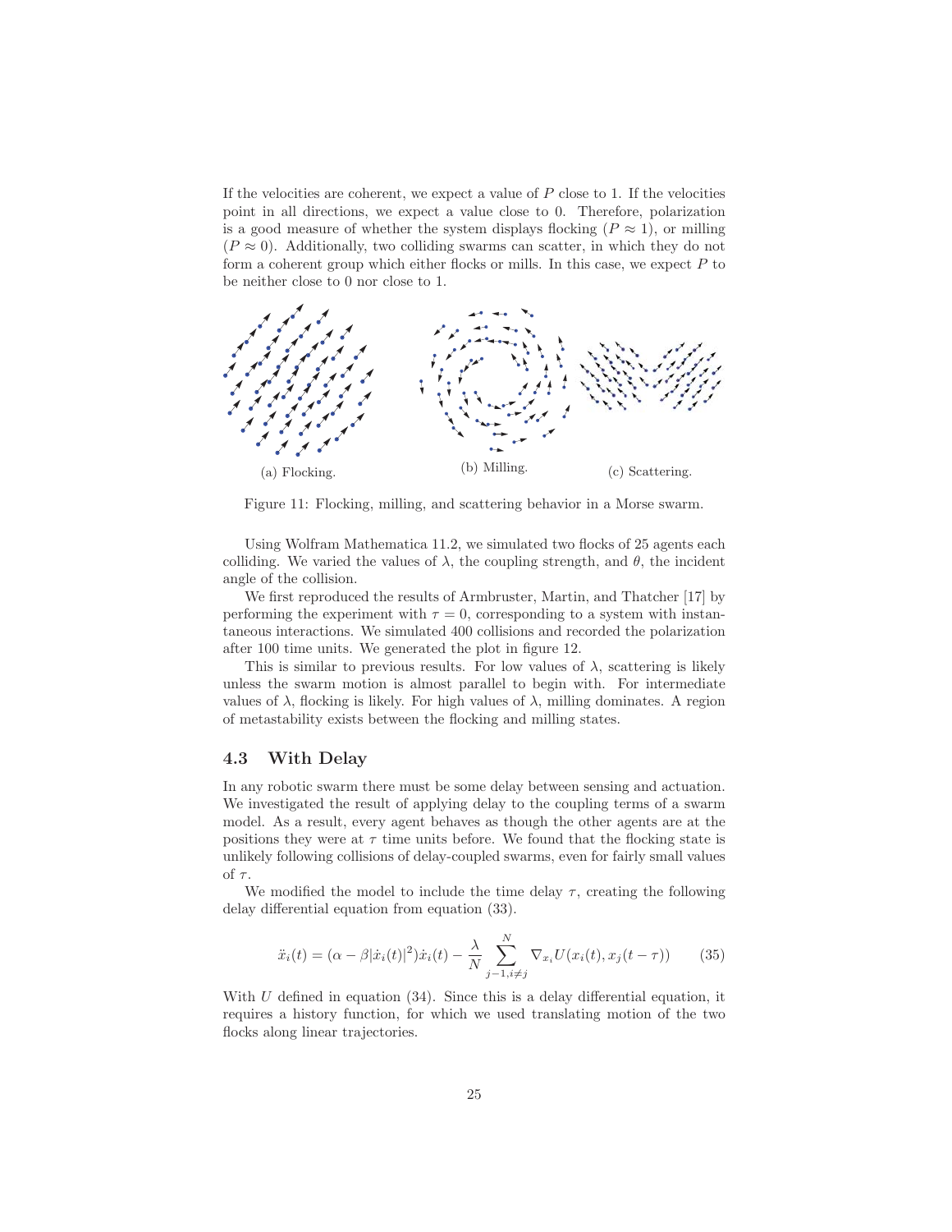If the velocities are coherent, we expect a value of $P$ close to 1. If the velocities point in all directions, we expect a value close to 0. Therefore, polarization is a good measure of whether the system displays flocking ($P \approx 1$), or milling ($P \approx 0$). Additionally, two colliding swarms can scatter, in which they do not form a coherent group which either flocks or mills. In this case, we expect $P$ to be neither close to 0 nor close to 1.

(a) Flocking. (b) Milling. (c) Scattering.

Figure 11: Flocking, milling, and scattering behavior in a Morse swarm.

Using Wolfram Mathematica 11.2, we simulated two flocks of 25 agents each colliding. We varied the values of $\lambda$, the coupling strength, and $\theta$, the incident angle of the collision.

We first reproduced the results of Armbruster, Martin, and Thatcher [17] by performing the experiment with $\tau = 0$, corresponding to a system with instantaneous interactions. We simulated 400 collisions and recorded the polarization after 100 time units. We generated the plot in figure 12.

This is similar to previous results. For low values of $\lambda$, scattering is likely unless the swarm motion is almost parallel to begin with. For intermediate values of $\lambda$, flocking is likely. For high values of $\lambda$, milling dominates. A region of metastability exists between the flocking and milling states.

### 4.3 With Delay

In any robotic swarm there must be some delay between sensing and actuation. We investigated the result of applying delay to the coupling terms of a swarm model. As a result, every agent behaves as though the other agents are at the positions they were at $\tau$ time units before. We found that the flocking state is unlikely following collisions of delay-coupled swarms, even for fairly small values of $\tau$.

We modified the model to include the time delay $\tau$, creating the following delay differential equation from equation (33).

$$\ddot{x}_i(t) = (\alpha - \beta|\dot{x}_i(t)|^2)\dot{x}_i(t) - \frac{\lambda}{N}\sum_{j-1, i\neq j}^{N} \nabla_{x_i} U(x_i(t), x_j(t-\tau)) \tag{35}$$

With $U$ defined in equation (34). Since this is a delay differential equation, it requires a history function, for which we used translating motion of the two flocks along linear trajectories.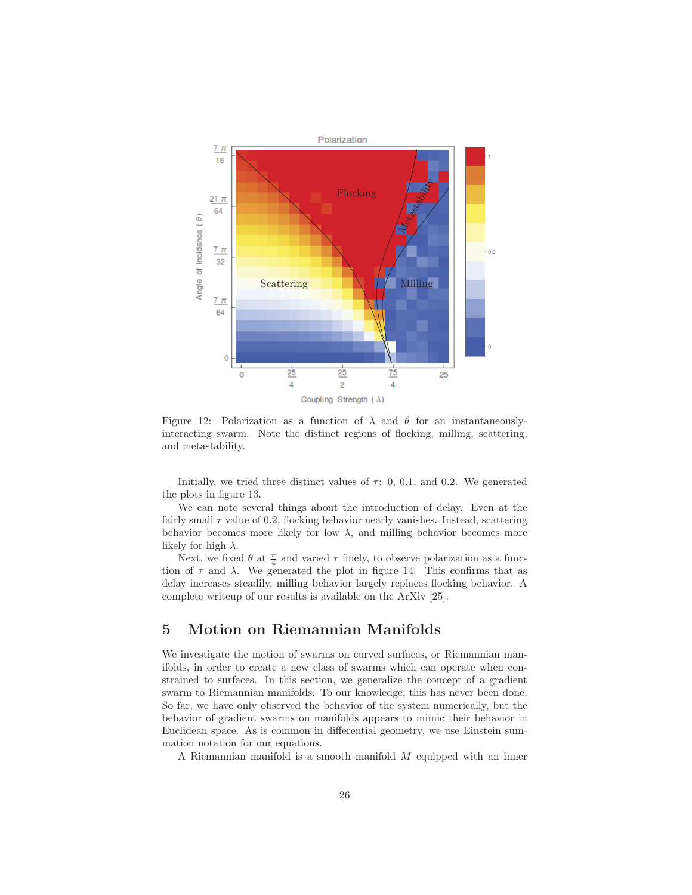Figure 12: Polarization as a function of $\lambda$ and $\theta$ for an instantaneously-interacting swarm. Note the distinct regions of flocking, milling, scattering, and metastability.

Initially, we tried three distinct values of $\tau$: 0, 0.1, and 0.2. We generated the plots in figure 13.

We can note several things about the introduction of delay. Even at the fairly small $\tau$ value of 0.2, flocking behavior nearly vanishes. Instead, scattering behavior becomes more likely for low $\lambda$, and milling behavior becomes more likely for high $\lambda$.

Next, we fixed $\theta$ at $\frac{\pi}{4}$ and varied $\tau$ finely, to observe polarization as a function of $\tau$ and $\lambda$. We generated the plot in figure 14. This confirms that as delay increases steadily, milling behavior largely replaces flocking behavior. A complete writeup of our results is available on the ArXiv [25].

## 5 Motion on Riemannian Manifolds

We investigate the motion of swarms on curved surfaces, or Riemannian manifolds, in order to create a new class of swarms which can operate when constrained to surfaces. In this section, we generalize the concept of a gradient swarm to Riemannian manifolds. To our knowledge, this has never been done. So far, we have only observed the behavior of the system numerically, but the behavior of gradient swarms on manifolds appears to mimic their behavior in Euclidean space. As is common in differential geometry, we use Einstein summation notation for our equations.

A Riemannian manifold is a smooth manifold $M$ equipped with an inner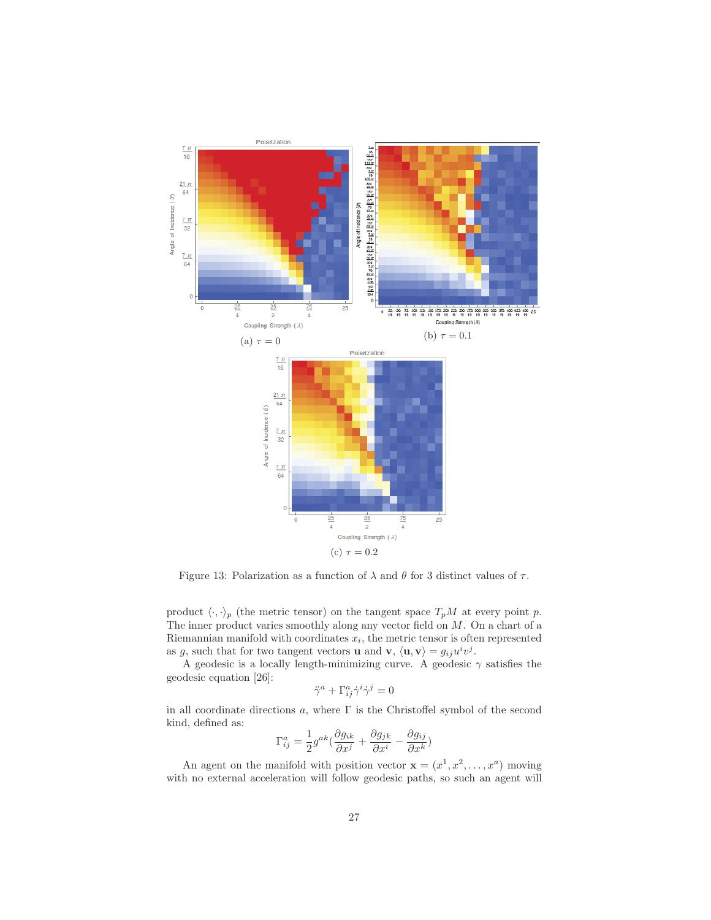(a) $\tau = 0$

(b) $\tau = 0.1$

(c) $\tau = 0.2$

Figure 13: Polarization as a function of $\lambda$ and $\theta$ for 3 distinct values of $\tau$.

product $\langle \cdot, \cdot \rangle_p$ (the metric tensor) on the tangent space $T_pM$ at every point $p$. The inner product varies smoothly along any vector field on $M$. On a chart of a Riemannian manifold with coordinates $x_i$, the metric tensor is often represented as $g$, such that for two tangent vectors $\mathbf{u}$ and $\mathbf{v}$, $\langle \mathbf{u}, \mathbf{v} \rangle = g_{ij} u^i v^j$.

A geodesic is a locally length-minimizing curve. A geodesic $\gamma$ satisfies the geodesic equation [26]:

$$\ddot{\gamma}^a + \Gamma^a_{ij} \dot{\gamma}^i \dot{\gamma}^j = 0$$

in all coordinate directions $a$, where $\Gamma$ is the Christoffel symbol of the second kind, defined as:

$$\Gamma^a_{ij} = \frac{1}{2} g^{ak} \left( \frac{\partial g_{ik}}{\partial x^j} + \frac{\partial g_{jk}}{\partial x^i} - \frac{\partial g_{ij}}{\partial x^k} \right)$$

An agent on the manifold with position vector $\mathbf{x} = (x^1, x^2, \ldots, x^a)$ moving with no external acceleration will follow geodesic paths, so such an agent will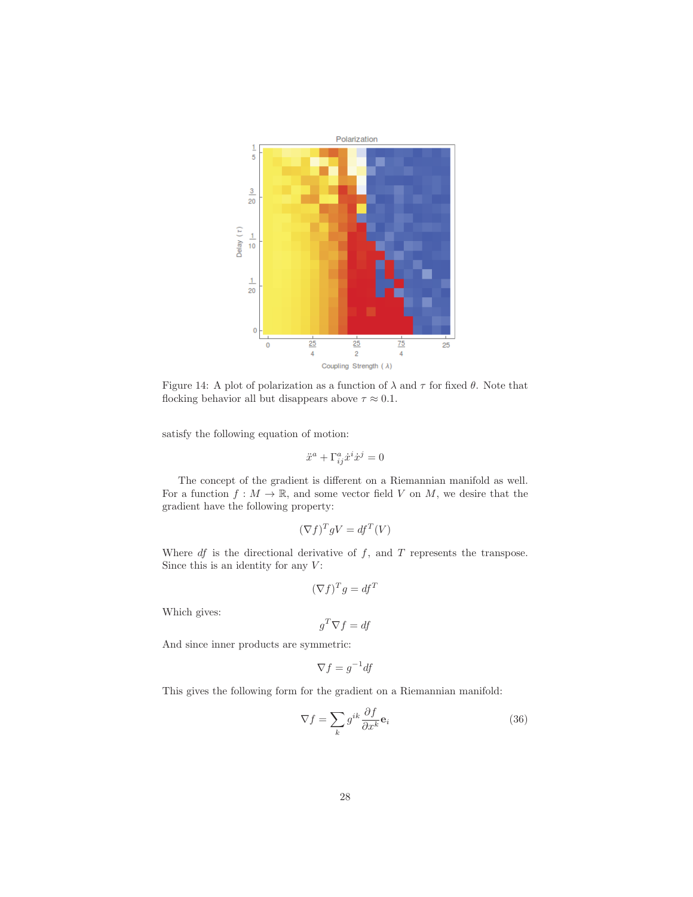Figure 14: A plot of polarization as a function of $\lambda$ and $\tau$ for fixed $\theta$. Note that flocking behavior all but disappears above $\tau \approx 0.1$.

satisfy the following equation of motion:

$$\ddot{x}^a + \Gamma^a_{ij}\dot{x}^i\dot{x}^j = 0$$

The concept of the gradient is different on a Riemannian manifold as well. For a function $f : M \to \mathbb{R}$, and some vector field $V$ on $M$, we desire that the gradient have the following property:

$$(\nabla f)^T gV = df^T(V)$$

Where $df$ is the directional derivative of $f$, and $T$ represents the transpose. Since this is an identity for any $V$:

$$(\nabla f)^T g = df^T$$

Which gives:

$$g^T \nabla f = df$$

And since inner products are symmetric:

$$\nabla f = g^{-1} df$$

This gives the following form for the gradient on a Riemannian manifold:

$$\nabla f = \sum_k g^{ik} \frac{\partial f}{\partial x^k} \mathbf{e}_i \tag{36}$$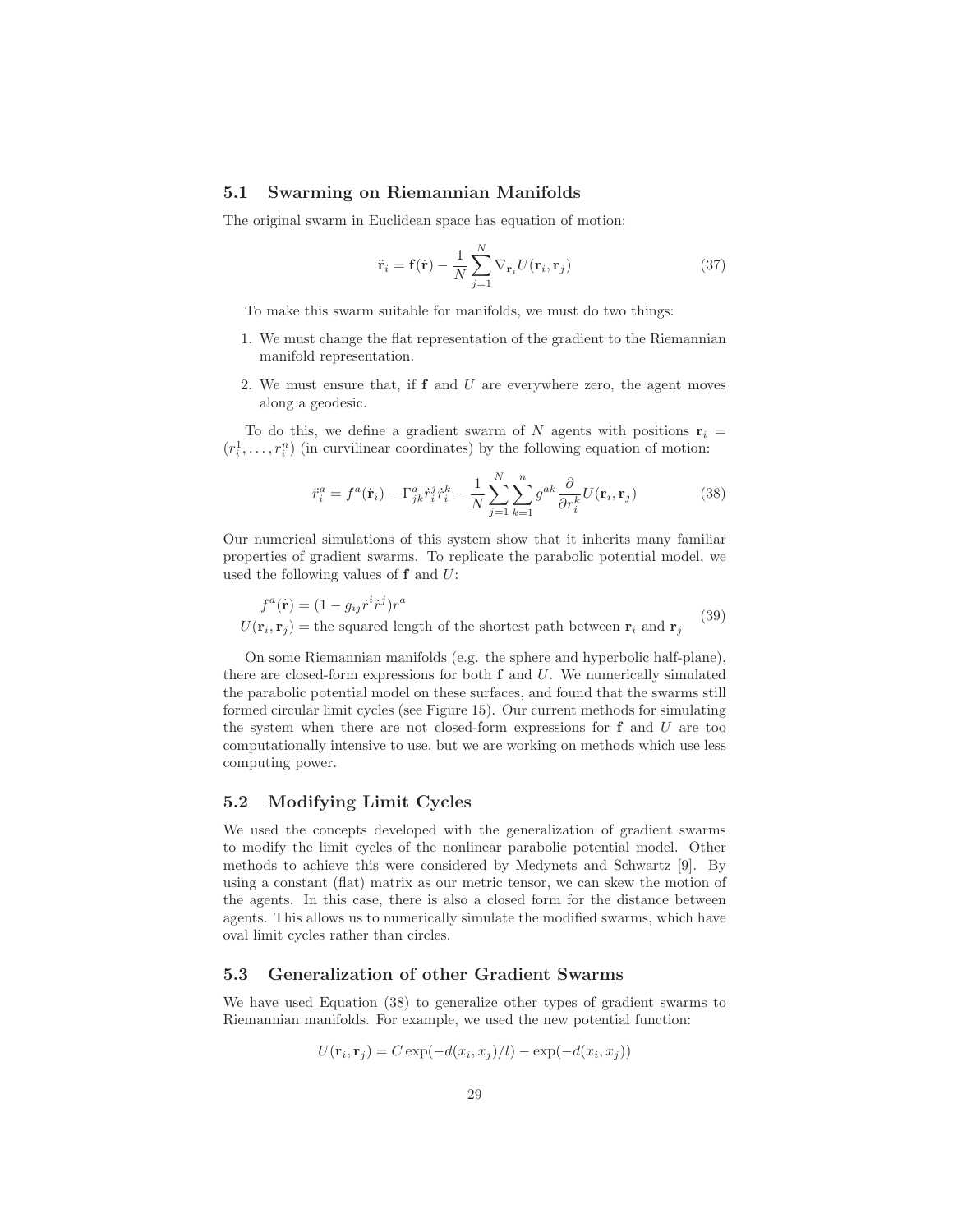### 5.1 Swarming on Riemannian Manifolds

The original swarm in Euclidean space has equation of motion:

$$\ddot{\mathbf{r}}_i = \mathbf{f}(\dot{\mathbf{r}}) - \frac{1}{N} \sum_{j=1}^{N} \nabla_{\mathbf{r}_i} U(\mathbf{r}_i, \mathbf{r}_j) \tag{37}$$

To make this swarm suitable for manifolds, we must do two things:

1. We must change the flat representation of the gradient to the Riemannian manifold representation.
2. We must ensure that, if $\mathbf{f}$ and $U$ are everywhere zero, the agent moves along a geodesic.

To do this, we define a gradient swarm of $N$ agents with positions $\mathbf{r}_i = (r_i^1, \ldots, r_i^n)$ (in curvilinear coordinates) by the following equation of motion:

$$\ddot{r}_i^a = f^a(\dot{\mathbf{r}}_i) - \Gamma^a_{jk} \dot{r}_i^j \dot{r}_i^k - \frac{1}{N} \sum_{j=1}^{N} \sum_{k=1}^{n} g^{ak} \frac{\partial}{\partial r_i^k} U(\mathbf{r}_i, \mathbf{r}_j) \tag{38}$$

Our numerical simulations of this system show that it inherits many familiar properties of gradient swarms. To replicate the parabolic potential model, we used the following values of $\mathbf{f}$ and $U$:

$$\begin{aligned} f^a(\dot{\mathbf{r}}) &= (1 - g_{ij} \dot{r}^i \dot{r}^j) r^a \\ U(\mathbf{r}_i, \mathbf{r}_j) &= \text{the squared length of the shortest path between } \mathbf{r}_i \text{ and } \mathbf{r}_j \end{aligned} \tag{39}$$

On some Riemannian manifolds (e.g. the sphere and hyperbolic half-plane), there are closed-form expressions for both $\mathbf{f}$ and $U$. We numerically simulated the parabolic potential model on these surfaces, and found that the swarms still formed circular limit cycles (see Figure 15). Our current methods for simulating the system when there are not closed-form expressions for $\mathbf{f}$ and $U$ are too computationally intensive to use, but we are working on methods which use less computing power.

### 5.2 Modifying Limit Cycles

We used the concepts developed with the generalization of gradient swarms to modify the limit cycles of the nonlinear parabolic potential model. Other methods to achieve this were considered by Medynets and Schwartz [9]. By using a constant (flat) matrix as our metric tensor, we can skew the motion of the agents. In this case, there is also a closed form for the distance between agents. This allows us to numerically simulate the modified swarms, which have oval limit cycles rather than circles.

### 5.3 Generalization of other Gradient Swarms

We have used Equation (38) to generalize other types of gradient swarms to Riemannian manifolds. For example, we used the new potential function:

$$U(\mathbf{r}_i, \mathbf{r}_j) = C \exp(-d(x_i, x_j)/l) - \exp(-d(x_i, x_j))$$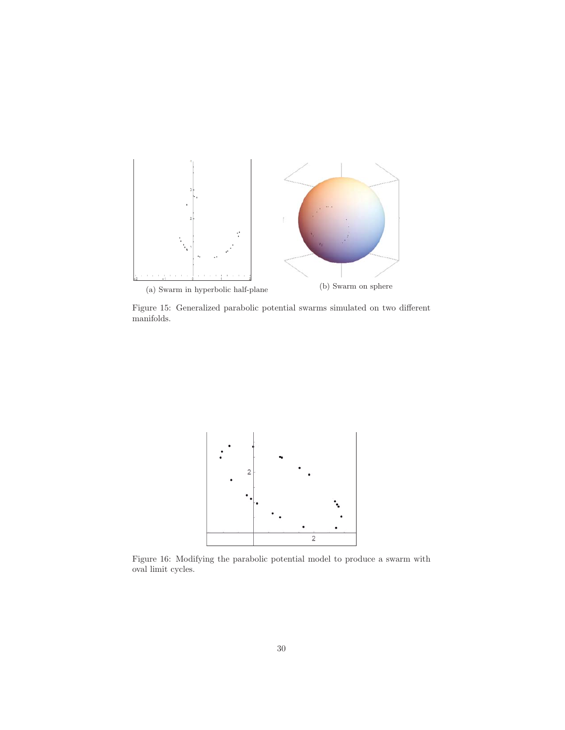(a) Swarm in hyperbolic half-plane

(b) Swarm on sphere

Figure 15: Generalized parabolic potential swarms simulated on two different manifolds.

Figure 16: Modifying the parabolic potential model to produce a swarm with oval limit cycles.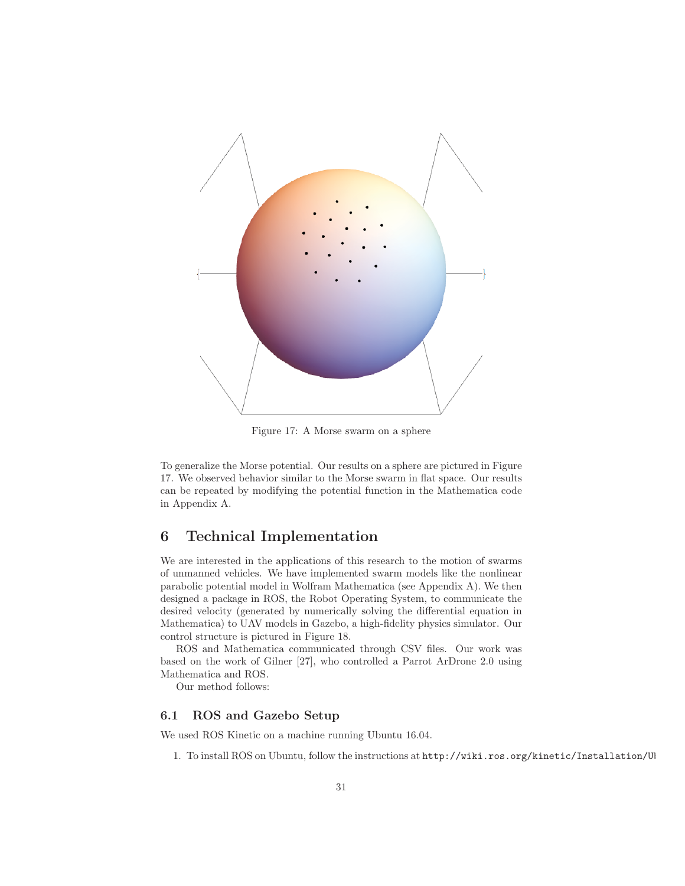Figure 17: A Morse swarm on a sphere

To generalize the Morse potential. Our results on a sphere are pictured in Figure 17. We observed behavior similar to the Morse swarm in flat space. Our results can be repeated by modifying the potential function in the Mathematica code in Appendix A.

## 6 Technical Implementation

We are interested in the applications of this research to the motion of swarms of unmanned vehicles. We have implemented swarm models like the nonlinear parabolic potential model in Wolfram Mathematica (see Appendix A). We then designed a package in ROS, the Robot Operating System, to communicate the desired velocity (generated by numerically solving the differential equation in Mathematica) to UAV models in Gazebo, a high-fidelity physics simulator. Our control structure is pictured in Figure 18.

ROS and Mathematica communicated through CSV files. Our work was based on the work of Gilner [27], who controlled a Parrot ArDrone 2.0 using Mathematica and ROS.

Our method follows:

### 6.1 ROS and Gazebo Setup

We used ROS Kinetic on a machine running Ubuntu 16.04.

1. To install ROS on Ubuntu, follow the instructions at `http://wiki.ros.org/kinetic/Installation/U`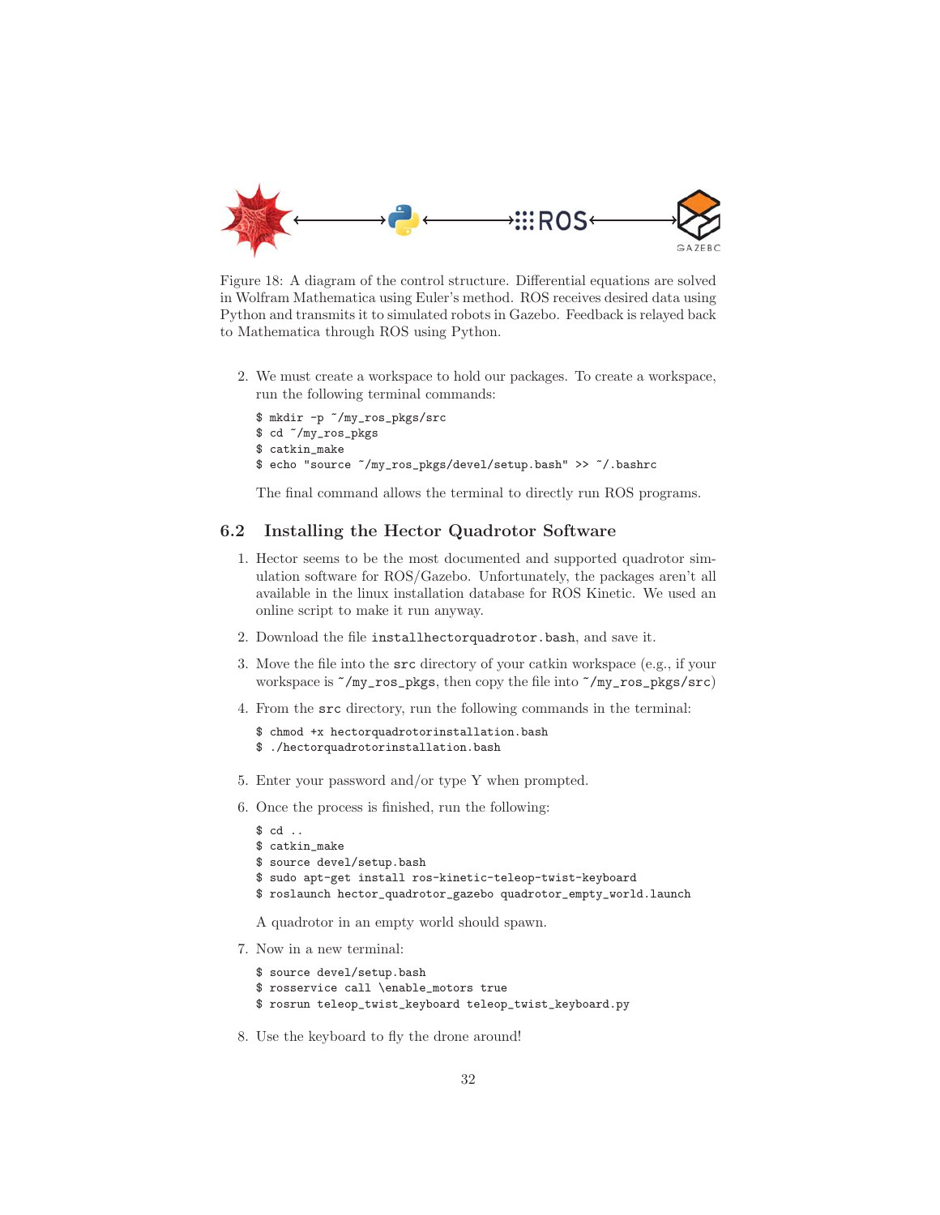Figure 18: A diagram of the control structure. Differential equations are solved in Wolfram Mathematica using Euler's method. ROS receives desired data using Python and transmits it to simulated robots in Gazebo. Feedback is relayed back to Mathematica through ROS using Python.

2. We must create a workspace to hold our packages. To create a workspace, run the following terminal commands:

```
$ mkdir -p ~/my_ros_pkgs/src
$ cd ~/my_ros_pkgs
$ catkin_make
$ echo "source ~/my_ros_pkgs/devel/setup.bash" >> ~/.bashrc
```

   The final command allows the terminal to directly run ROS programs.

## 6.2 Installing the Hector Quadrotor Software

1. Hector seems to be the most documented and supported quadrotor simulation software for ROS/Gazebo. Unfortunately, the packages aren't all available in the linux installation database for ROS Kinetic. We used an online script to make it run anyway.

2. Download the file `installhectorquadrotor.bash`, and save it.

3. Move the file into the `src` directory of your catkin workspace (e.g., if your workspace is `~/my_ros_pkgs`, then copy the file into `~/my_ros_pkgs/src`)

4. From the `src` directory, run the following commands in the terminal:

```
$ chmod +x hectorquadrotorinstallation.bash
$ ./hectorquadrotorinstallation.bash
```

5. Enter your password and/or type Y when prompted.

6. Once the process is finished, run the following:

```
$ cd ..
$ catkin_make
$ source devel/setup.bash
$ sudo apt-get install ros-kinetic-teleop-twist-keyboard
$ roslaunch hector_quadrotor_gazebo quadrotor_empty_world.launch
```

   A quadrotor in an empty world should spawn.

7. Now in a new terminal:

```
$ source devel/setup.bash
$ rosservice call \enable_motors true
$ rosrun teleop_twist_keyboard teleop_twist_keyboard.py
```

8. Use the keyboard to fly the drone around!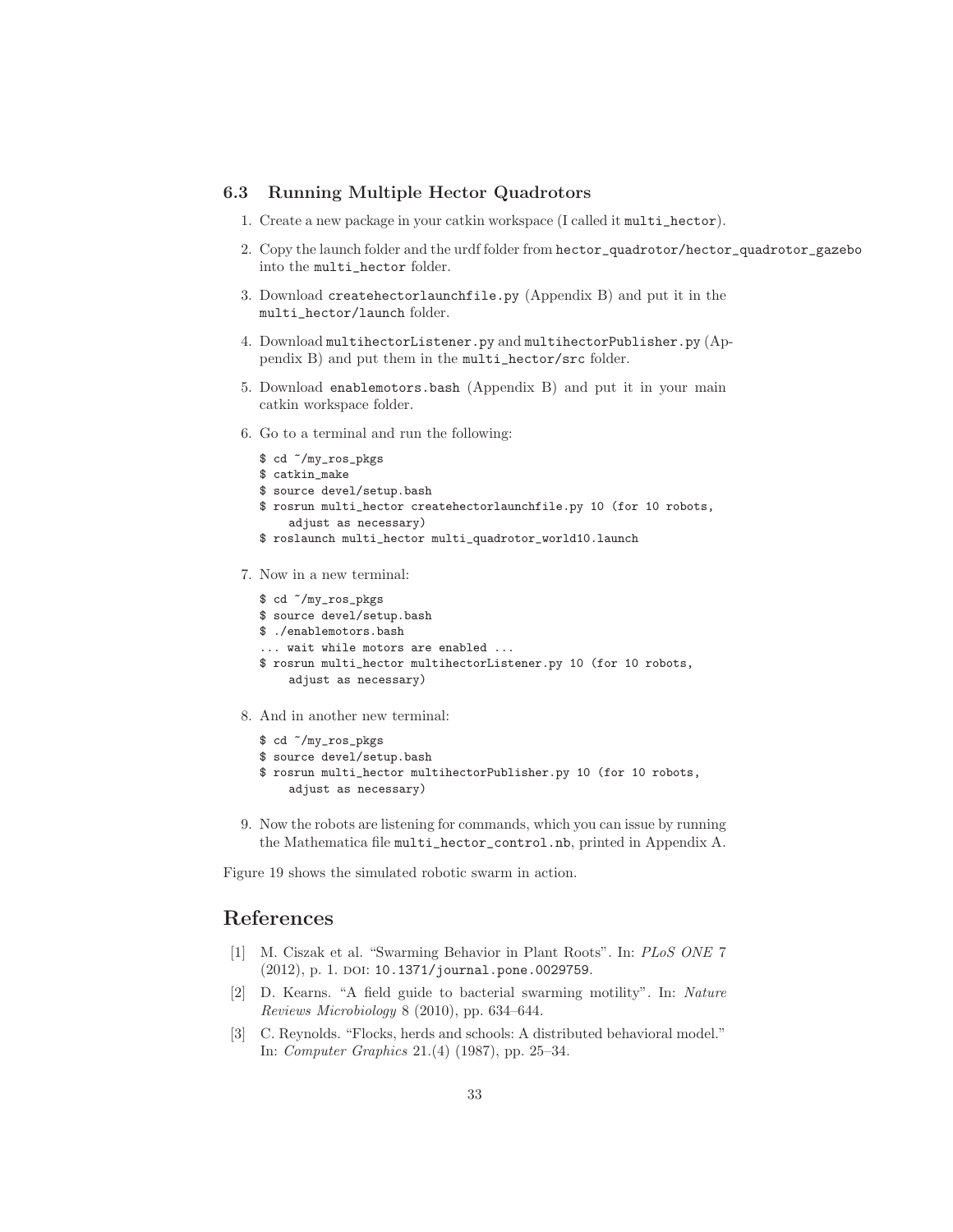### 6.3 Running Multiple Hector Quadrotors

1. Create a new package in your catkin workspace (I called it `multi_hector`).
2. Copy the launch folder and the urdf folder from `hector_quadrotor/hector_quadrotor_gazebo` into the `multi_hector` folder.
3. Download `createhectorlaunchfile.py` (Appendix B) and put it in the `multi_hector/launch` folder.
4. Download `multihectorListener.py` and `multihectorPublisher.py` (Appendix B) and put them in the `multi_hector/src` folder.
5. Download `enablemotors.bash` (Appendix B) and put it in your main catkin workspace folder.
6. Go to a terminal and run the following:

```
$ cd ~/my_ros_pkgs
$ catkin_make
$ source devel/setup.bash
$ rosrun multi_hector createhectorlaunchfile.py 10 (for 10 robots,
    adjust as necessary)
$ roslaunch multi_hector multi_quadrotor_world10.launch
```

7. Now in a new terminal:

```
$ cd ~/my_ros_pkgs
$ source devel/setup.bash
$ ./enablemotors.bash
... wait while motors are enabled ...
$ rosrun multi_hector multihectorListener.py 10 (for 10 robots,
    adjust as necessary)
```

8. And in another new terminal:

```
$ cd ~/my_ros_pkgs
$ source devel/setup.bash
$ rosrun multi_hector multihectorPublisher.py 10 (for 10 robots,
    adjust as necessary)
```

9. Now the robots are listening for commands, which you can issue by running the Mathematica file `multi_hector_control.nb`, printed in Appendix A.

Figure 19 shows the simulated robotic swarm in action.

## References

[1] M. Ciszak et al. "Swarming Behavior in Plant Roots". In: *PLoS ONE* 7 (2012), p. 1. DOI: 10.1371/journal.pone.0029759.

[2] D. Kearns. "A field guide to bacterial swarming motility". In: *Nature Reviews Microbiology* 8 (2010), pp. 634–644.

[3] C. Reynolds. "Flocks, herds and schools: A distributed behavioral model." In: *Computer Graphics* 21.(4) (1987), pp. 25–34.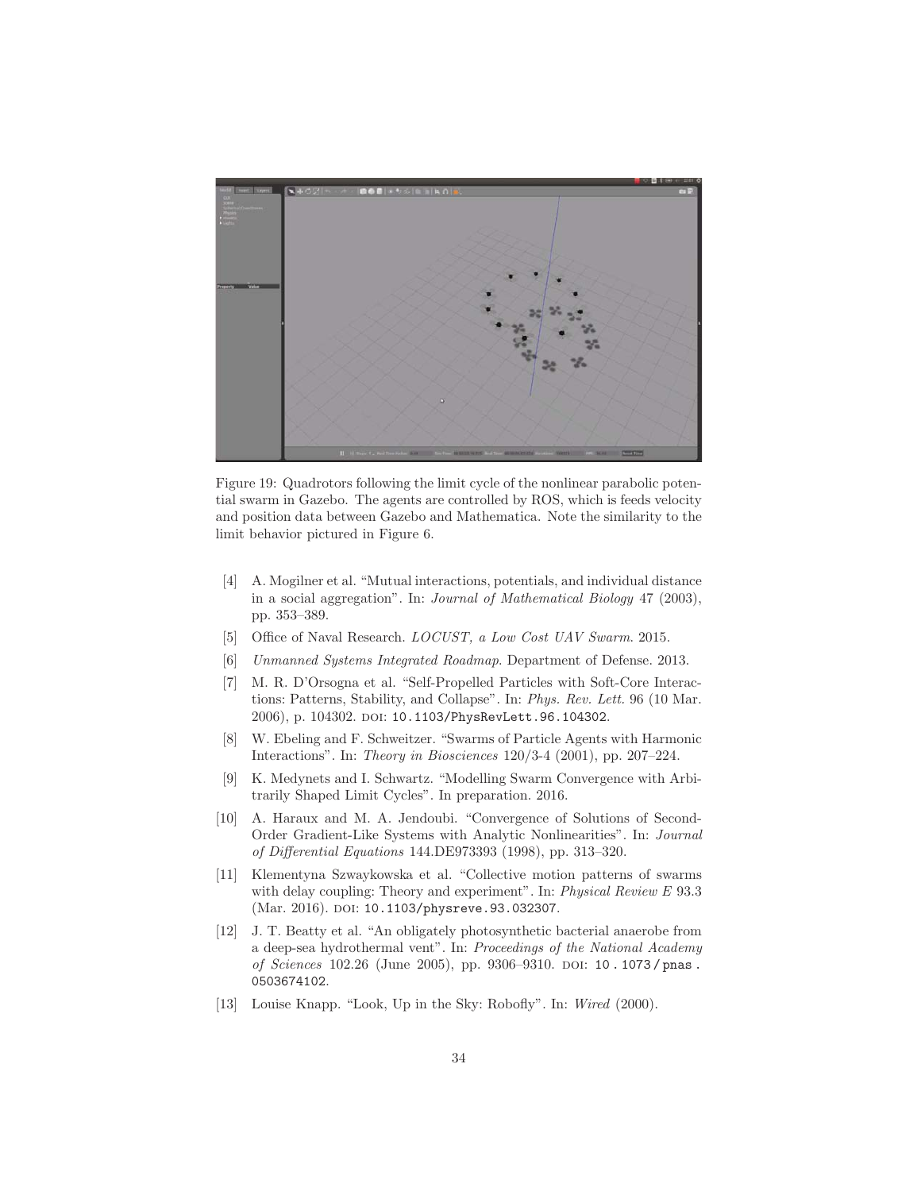Figure 19: Quadrotors following the limit cycle of the nonlinear parabolic potential swarm in Gazebo. The agents are controlled by ROS, which is feeds velocity and position data between Gazebo and Mathematica. Note the similarity to the limit behavior pictured in Figure 6.

[4] A. Mogilner et al. "Mutual interactions, potentials, and individual distance in a social aggregation". In: *Journal of Mathematical Biology* 47 (2003), pp. 353–389.

[5] Office of Naval Research. *LOCUST, a Low Cost UAV Swarm*. 2015.

[6] *Unmanned Systems Integrated Roadmap*. Department of Defense. 2013.

[7] M. R. D'Orsogna et al. "Self-Propelled Particles with Soft-Core Interactions: Patterns, Stability, and Collapse". In: *Phys. Rev. Lett.* 96 (10 Mar. 2006), p. 104302. DOI: `10.1103/PhysRevLett.96.104302`.

[8] W. Ebeling and F. Schweitzer. "Swarms of Particle Agents with Harmonic Interactions". In: *Theory in Biosciences* 120/3-4 (2001), pp. 207–224.

[9] K. Medynets and I. Schwartz. "Modelling Swarm Convergence with Arbitrarily Shaped Limit Cycles". In preparation. 2016.

[10] A. Haraux and M. A. Jendoubi. "Convergence of Solutions of Second-Order Gradient-Like Systems with Analytic Nonlinearities". In: *Journal of Differential Equations* 144.DE973393 (1998), pp. 313–320.

[11] Klementyna Szwaykowska et al. "Collective motion patterns of swarms with delay coupling: Theory and experiment". In: *Physical Review E* 93.3 (Mar. 2016). DOI: `10.1103/physreve.93.032307`.

[12] J. T. Beatty et al. "An obligately photosynthetic bacterial anaerobe from a deep-sea hydrothermal vent". In: *Proceedings of the National Academy of Sciences* 102.26 (June 2005), pp. 9306–9310. DOI: `10.1073/pnas.0503674102`.

[13] Louise Knapp. "Look, Up in the Sky: Robofly". In: *Wired* (2000).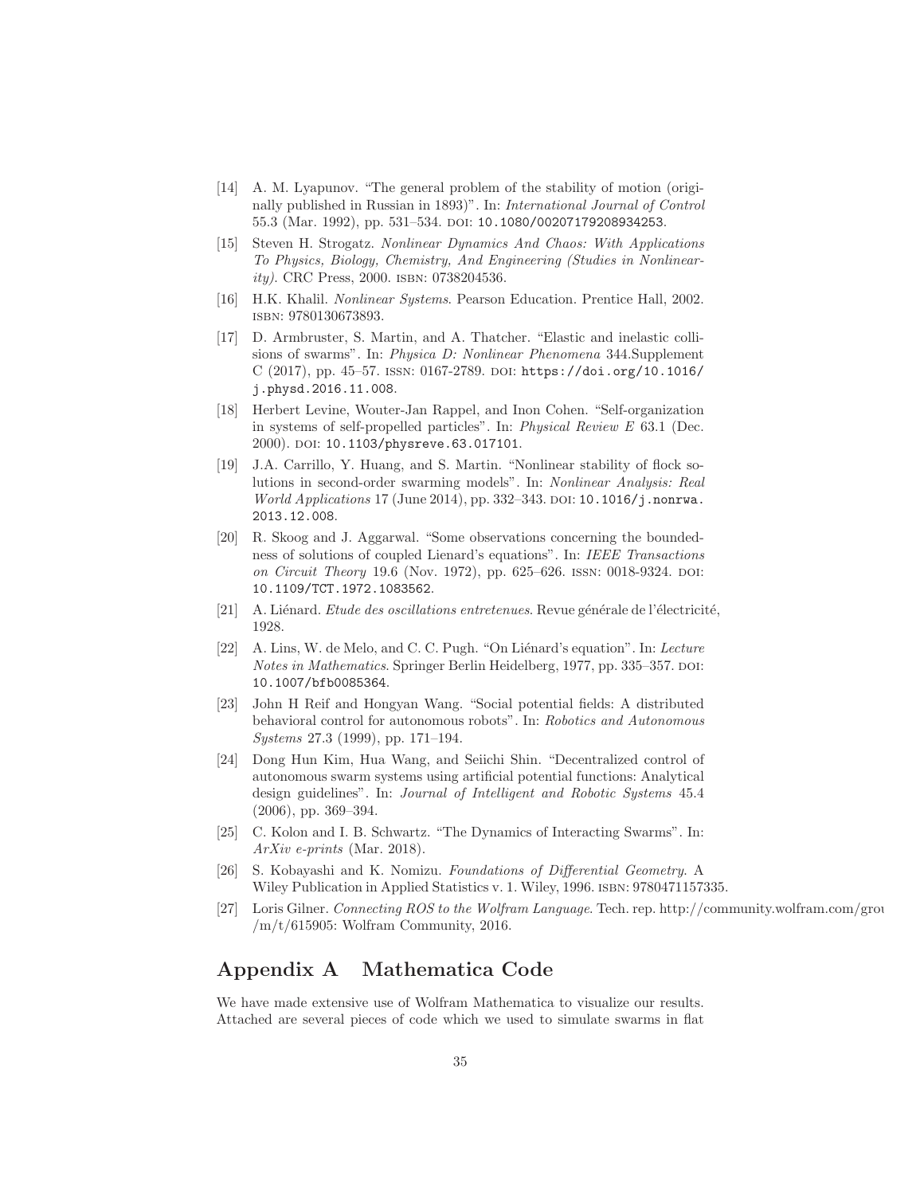[14] A. M. Lyapunov. "The general problem of the stability of motion (originally published in Russian in 1893)". In: *International Journal of Control* 55.3 (Mar. 1992), pp. 531–534. DOI: 10.1080/00207179208934253.

[15] Steven H. Strogatz. *Nonlinear Dynamics And Chaos: With Applications To Physics, Biology, Chemistry, And Engineering (Studies in Nonlinearity)*. CRC Press, 2000. ISBN: 0738204536.

[16] H.K. Khalil. *Nonlinear Systems*. Pearson Education. Prentice Hall, 2002. ISBN: 9780130673893.

[17] D. Armbruster, S. Martin, and A. Thatcher. "Elastic and inelastic collisions of swarms". In: *Physica D: Nonlinear Phenomena* 344.Supplement C (2017), pp. 45–57. ISSN: 0167-2789. DOI: https://doi.org/10.1016/j.physd.2016.11.008.

[18] Herbert Levine, Wouter-Jan Rappel, and Inon Cohen. "Self-organization in systems of self-propelled particles". In: *Physical Review E* 63.1 (Dec. 2000). DOI: 10.1103/physreve.63.017101.

[19] J.A. Carrillo, Y. Huang, and S. Martin. "Nonlinear stability of flock solutions in second-order swarming models". In: *Nonlinear Analysis: Real World Applications* 17 (June 2014), pp. 332–343. DOI: 10.1016/j.nonrwa.2013.12.008.

[20] R. Skoog and J. Aggarwal. "Some observations concerning the boundedness of solutions of coupled Lienard's equations". In: *IEEE Transactions on Circuit Theory* 19.6 (Nov. 1972), pp. 625–626. ISSN: 0018-9324. DOI: 10.1109/TCT.1972.1083562.

[21] A. Liénard. *Etude des oscillations entretenues*. Revue générale de l'électricité, 1928.

[22] A. Lins, W. de Melo, and C. C. Pugh. "On Liénard's equation". In: *Lecture Notes in Mathematics*. Springer Berlin Heidelberg, 1977, pp. 335–357. DOI: 10.1007/bfb0085364.

[23] John H Reif and Hongyan Wang. "Social potential fields: A distributed behavioral control for autonomous robots". In: *Robotics and Autonomous Systems* 27.3 (1999), pp. 171–194.

[24] Dong Hun Kim, Hua Wang, and Seiichi Shin. "Decentralized control of autonomous swarm systems using artificial potential functions: Analytical design guidelines". In: *Journal of Intelligent and Robotic Systems* 45.4 (2006), pp. 369–394.

[25] C. Kolon and I. B. Schwartz. "The Dynamics of Interacting Swarms". In: *ArXiv e-prints* (Mar. 2018).

[26] S. Kobayashi and K. Nomizu. *Foundations of Differential Geometry*. A Wiley Publication in Applied Statistics v. 1. Wiley, 1996. ISBN: 9780471157335.

[27] Loris Gilner. *Connecting ROS to the Wolfram Language*. Tech. rep. http://community.wolfram.com/grou /m/t/615905: Wolfram Community, 2016.

## Appendix A Mathematica Code

We have made extensive use of Wolfram Mathematica to visualize our results. Attached are several pieces of code which we used to simulate swarms in flat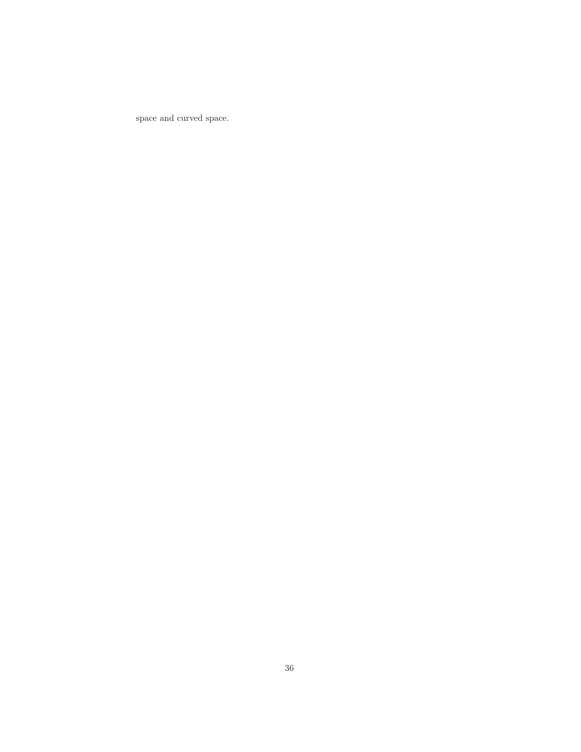space and curved space.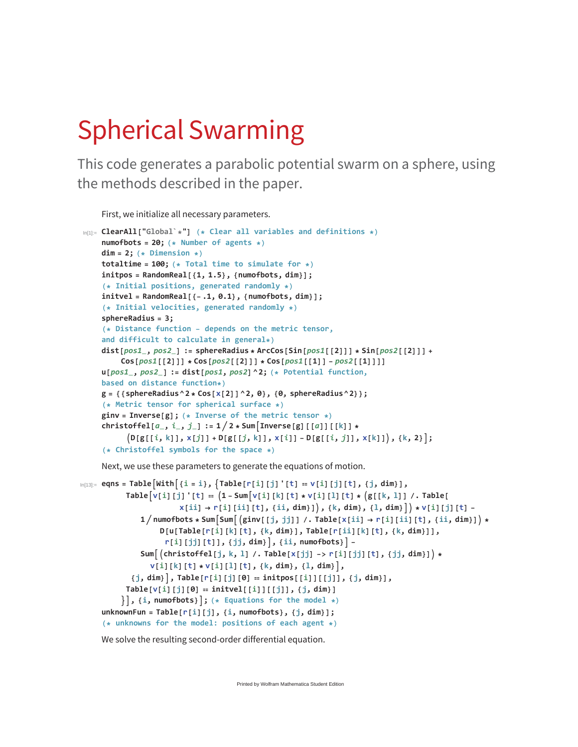# Spherical Swarming

This code generates a parabolic potential swarm on a sphere, using the methods described in the paper.

First, we initialize all necessary parameters.

```
In[1]:= ClearAll["Global`*"] (* Clear all variables and definitions *)
numofbots = 20; (* Number of agents *)
dim = 2; (* Dimension *)
totaltime = 100; (* Total time to simulate for *)
initpos = RandomReal[{1, 1.5}, {numofbots, dim}];
(* Initial positions, generated randomly *)
initvel = RandomReal[{-.1, 0.1}, {numofbots, dim}];
(* Initial velocities, generated randomly *)
sphereRadius = 3;
(* Distance function - depends on the metric tensor,
and difficult to calculate in general*)
dist[pos1_, pos2_] := sphereRadius * ArcCos[Sin[pos1[[2]]] * Sin[pos2[[2]]] +
    Cos[pos1[[2]]] * Cos[pos2[[2]]] * Cos[pos1[[1]] - pos2[[1]]]]
u[pos1_, pos2_] := dist[pos1, pos2]^2; (* Potential function,
based on distance function*)
g = {{sphereRadius^2 * Cos[x[2]]^2, 0}, {0, sphereRadius^2}};
(* Metric tensor for spherical surface *)
ginv = Inverse[g]; (* Inverse of the metric tensor *)
christoffel[a_, i_, j_] := 1 / 2 * Sum[Inverse[g][[a]][[k]] *
     (D[g[[i, k]], x[j]] + D[g[[j, k]], x[i]] - D[g[[i, j]], x[k]]), {k, 2}];
(* Christoffel symbols for the space *)
```

Next, we use these parameters to generate the equations of motion.

```
In[13]:= eqns = Table[With[{i = i}, {Table[r[i][j]'[t] == v[i][j][t], {j, dim}],
     Table[v[i][j]'[t] == (1 - Sum[v[i][k][t] * v[i][l][t] * (g[[k, l]] /. Table[
                x[ii] → r[i][ii][t], {ii, dim}]), {k, dim}, {l, dim}]) * v[i][j][t] -
         1 / numofbots * Sum[Sum[(ginv[[j, jj]] /. Table[x[ii] → r[i][ii][t], {ii, dim}]) *
              D[u[Table[r[i][k][t], {k, dim}], Table[r[ii][k][t], {k, dim}]],
               r[i][jj][t]], {jj, dim}], {ii, numofbots}] -
         Sum[(christoffel[j, k, l] /. Table[x[jj] -> r[i][jj][t], {jj, dim}]) *
            v[i][k][t] * v[i][l][t], {k, dim}, {l, dim}],
      {j, dim}], Table[r[i][j][0] == initpos[[i]][[j]], {j, dim}],
     Table[v[i][j][0] == initvel[[i]][[j]], {j, dim}]
    }], {i, numofbots}]; (* Equations for the model *)
unknownFun = Table[r[i][j], {i, numofbots}, {j, dim}];
(* unknowns for the model: positions of each agent *)
```

We solve the resulting second-order differential equation.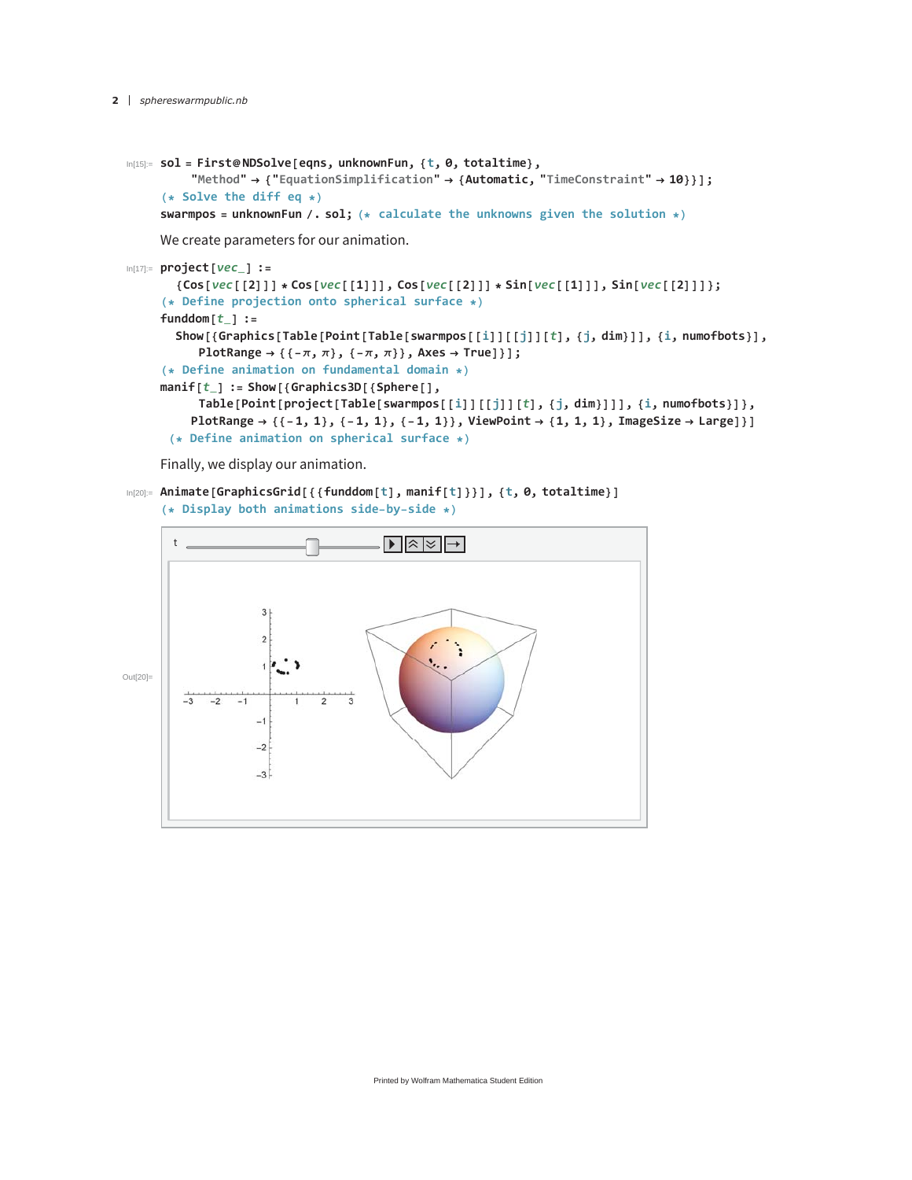```
sol = First@NDSolve[eqns, unknownFun, {t, 0, totaltime},
    "Method" → {"EquationSimplification" → {Automatic, "TimeConstraint" → 10}}];
(* Solve the diff eq *)
swarmpos = unknownFun /. sol; (* calculate the unknowns given the solution *)
```

We create parameters for our animation.

```
project[vec_] :=
  {Cos[vec[[2]]] * Cos[vec[[1]]], Cos[vec[[2]]] * Sin[vec[[1]]], Sin[vec[[2]]]};
(* Define projection onto spherical surface *)
funddom[t_] :=
  Show[{Graphics[Table[Point[Table[swarmpos[[i]][[j]][t], {j, dim}]], {i, numofbots}],
     PlotRange → {{-π, π}, {-π, π}}, Axes → True]}];
(* Define animation on fundamental domain *)
manif[t_] := Show[{Graphics3D[{Sphere[],
     Table[Point[project[Table[swarmpos[[i]][[j]][t], {j, dim}]]], {i, numofbots}]},
    PlotRange → {{-1, 1}, {-1, 1}, {-1, 1}}, ViewPoint → {1, 1, 1}, ImageSize → Large]}]
 (* Define animation on spherical surface *)
```

Finally, we display our animation.

```
Animate[GraphicsGrid[{{funddom[t], manif[t]}}], {t, 0, totaltime}]
(* Display both animations side-by-side *)
```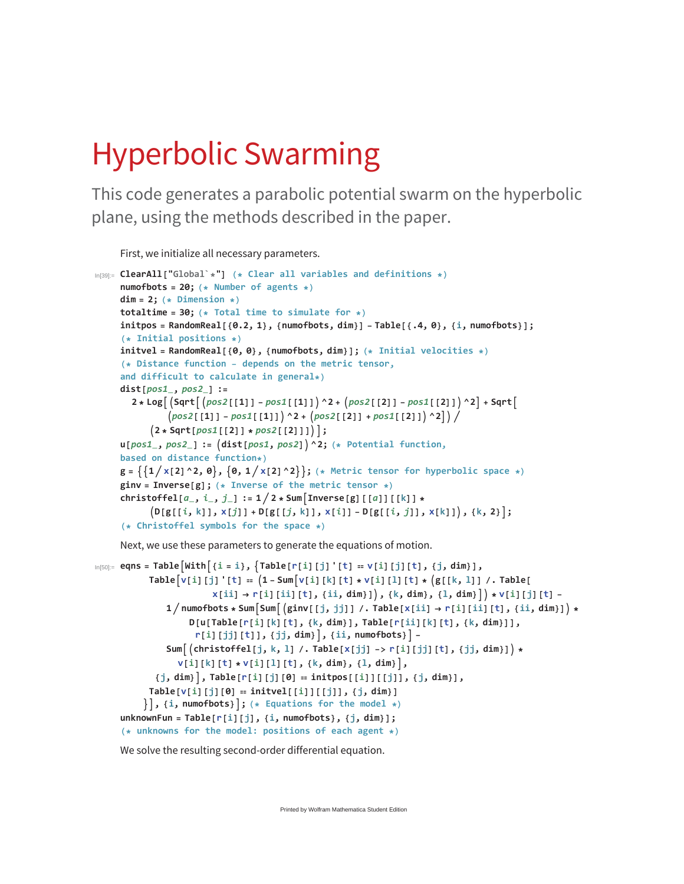# Hyperbolic Swarming

This code generates a parabolic potential swarm on the hyperbolic plane, using the methods described in the paper.

First, we initialize all necessary parameters.

```
In[39]:= ClearAll["Global`*"] (* Clear all variables and definitions *)
numofbots = 20; (* Number of agents *)
dim = 2; (* Dimension *)
totaltime = 30; (* Total time to simulate for *)
initpos = RandomReal[{0.2, 1}, {numofbots, dim}] - Table[{.4, 0}, {i, numofbots}];
(* Initial positions *)
initvel = RandomReal[{0, 0}, {numofbots, dim}]; (* Initial velocities *)
(* Distance function - depends on the metric tensor,
and difficult to calculate in general*)
dist[pos1_, pos2_] :=
  2 * Log[(Sqrt[(pos2[[1]] - pos1[[1]])^2 + (pos2[[2]] - pos1[[2]])^2] + Sqrt[
        (pos2[[1]] - pos1[[1]])^2 + (pos2[[2]] + pos1[[2]])^2]) /
      (2 * Sqrt[pos1[[2]] * pos2[[2]]])];
u[pos1_, pos2_] := (dist[pos1, pos2])^2; (* Potential function,
based on distance function*)
g = {{1 / x[2]^2, 0}, {0, 1 / x[2]^2}}; (* Metric tensor for hyperbolic space *)
ginv = Inverse[g]; (* Inverse of the metric tensor *)
christoffel[a_, i_, j_] := 1 / 2 * Sum[Inverse[g][[a]][[k]] *
      (D[g[[i, k]], x[j]] + D[g[[j, k]], x[i]] - D[g[[i, j]], x[k]]), {k, 2}];
(* Christoffel symbols for the space *)
```

Next, we use these parameters to generate the equations of motion.

```
In[50]:= eqns = Table[With[{i = i}, {Table[r[i][j]'[t] == v[i][j][t], {j, dim}],
      Table[v[i][j]'[t] == (1 - Sum[v[i][k][t] * v[i][l][t] * (g[[k, l]] /. Table[
                x[ii] → r[i][ii][t], {ii, dim}]), {k, dim}, {l, dim}]) * v[i][j][t] -
          1 / numofbots * Sum[Sum[(ginv[[j, jj]] /. Table[x[ii] → r[i][ii][t], {ii, dim}]) *
               D[u[Table[r[i][k][t], {k, dim}], Table[r[ii][k][t], {k, dim}]],
                r[i][jj][t]], {jj, dim}], {ii, numofbots}] -
          Sum[(christoffel[j, k, l] /. Table[x[jj] -> r[i][jj][t], {jj, dim}]) *
              v[i][k][t] * v[i][l][t], {k, dim}, {l, dim}],
        {j, dim}], Table[r[i][j][0] == initpos[[i]][[j]], {j, dim}],
      Table[v[i][j][0] == initvel[[i]][[j]], {j, dim}]
     }], {i, numofbots}]; (* Equations for the model *)
unknownFun = Table[r[i][j], {i, numofbots}, {j, dim}];
(* unknowns for the model: positions of each agent *)
```

We solve the resulting second-order differential equation.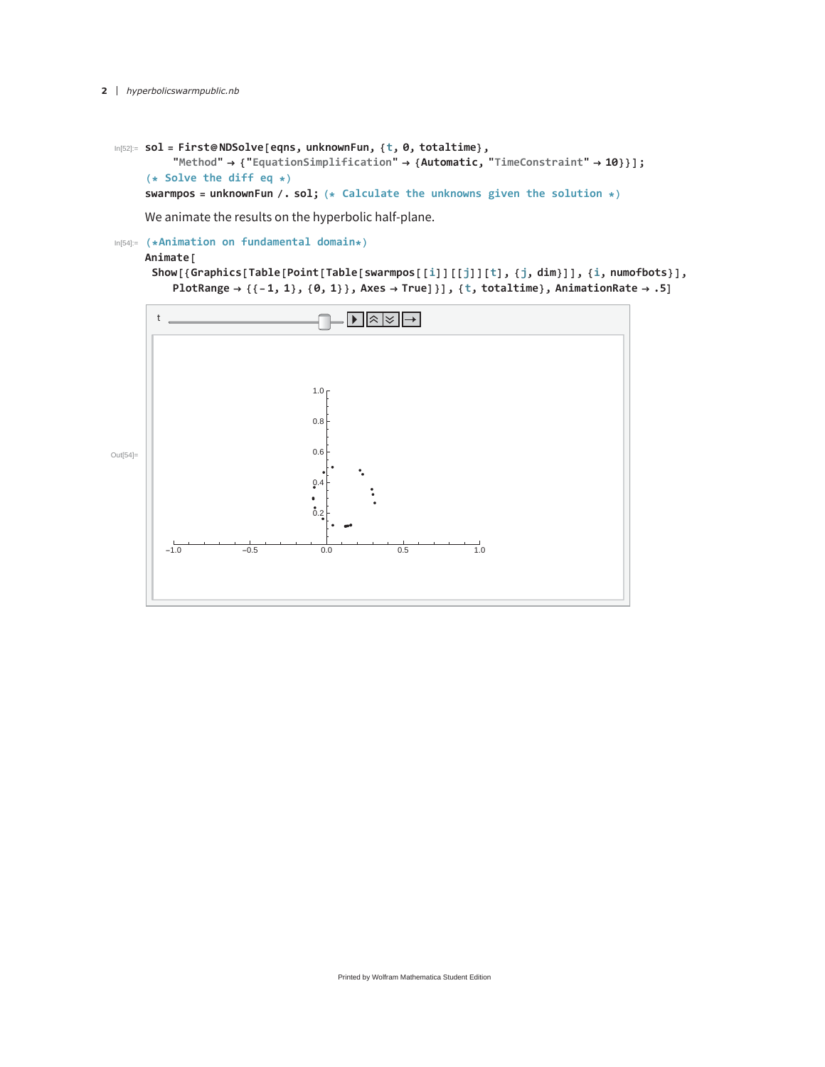```
sol = First@NDSolve[eqns, unknownFun, {t, 0, totaltime},
    "Method" → {"EquationSimplification" → {Automatic, "TimeConstraint" → 10}}];
(* Solve the diff eq *)
swarmpos = unknownFun /. sol; (* Calculate the unknowns given the solution *)
```

We animate the results on the hyperbolic half-plane.

```
(*Animation on fundamental domain*)
Animate[
 Show[{Graphics[Table[Point[Table[swarmpos[[i]][[j]][t], {j, dim}]], {i, numofbots}],
    PlotRange → {{-1, 1}, {0, 1}}, Axes → True]}], {t, totaltime}, AnimationRate → .5]
```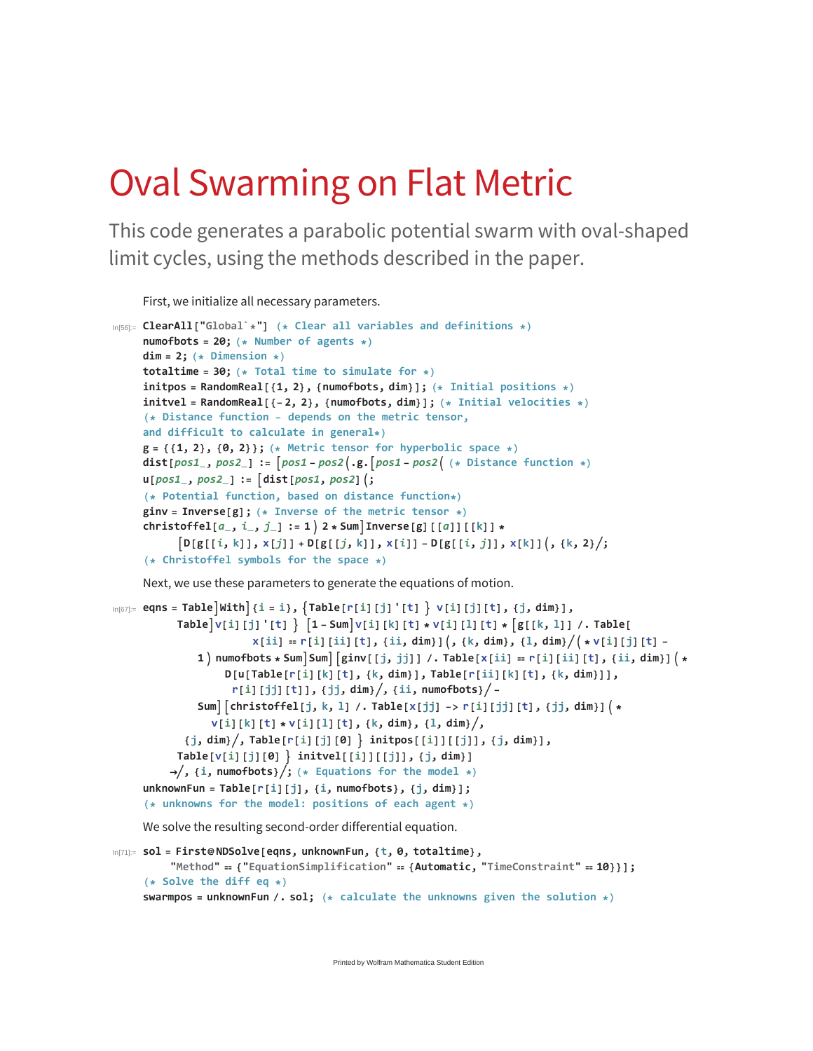# Oval Swarming on Flat Metric

This code generates a parabolic potential swarm with oval-shaped limit cycles, using the methods described in the paper.

First, we initialize all necessary parameters.

```
In[56]:= ClearAll["Global`*"] (* Clear all variables and definitions *)
numofbots = 20; (* Number of agents *)
dim = 2; (* Dimension *)
totaltime = 30; (* Total time to simulate for *)
initpos = RandomReal[{1, 2}, {numofbots, dim}]; (* Initial positions *)
initvel = RandomReal[{-2, 2}, {numofbots, dim}]; (* Initial velocities *)
(* Distance function - depends on the metric tensor,
and difficult to calculate in general*)
g = {{1, 2}, {0, 2}}; (* Metric tensor for hyperbolic space *)
dist[pos1_, pos2_] := (pos1 - pos2).g.(pos1 - pos2) (* Distance function *)
u[pos1_, pos2_] := (dist[pos1, pos2]);
(* Potential function, based on distance function*)
ginv = Inverse[g]; (* Inverse of the metric tensor *)
christoffel[a_, i_, j_] := 1/2 * Sum[Inverse[g][[a]][[k]] *
      (D[g[[i, k]], x[j]] + D[g[[j, k]], x[i]] - D[g[[i, j]], x[k]]), {k, 2}];
(* Christoffel symbols for the space *)
```

Next, we use these parameters to generate the equations of motion.

```
In[67]:= eqns = Table[With[{i = i}, {Table[r[i][j]'[t] == v[i][j][t], {j, dim}],
      Table[v[i][j]'[t] == (1 - Sum[v[i][k][t] * v[i][l][t] * (g[[k, l]] /. Table[
                x[ii] -> r[i][ii][t], {ii, dim}]), {k, dim}, {l, dim}]) * v[i][j][t] -
         1/numofbots * Sum[Sum[(ginv[[j, jj]] /. Table[x[ii] -> r[i][ii][t], {ii, dim}]) *
              D[u[Table[r[i][k][t], {k, dim}], Table[r[ii][k][t], {k, dim}]],
               r[i][jj][t]], {jj, dim}], {ii, numofbots}] -
         Sum[(christoffel[j, k, l] /. Table[x[jj] -> r[i][jj][t], {jj, dim}]) *
            v[i][k][t] * v[i][l][t], {k, dim}, {l, dim}],
       {j, dim}], Table[r[i][j][0] == initpos[[i]][[j]], {j, dim}],
      Table[v[i][j][0] == initvel[[i]][[j]], {j, dim}]
     }], {i, numofbots}]; (* Equations for the model *)
unknownFun = Table[r[i][j], {i, numofbots}, {j, dim}];
(* unknowns for the model: positions of each agent *)
```

We solve the resulting second-order differential equation.

```
In[71]:= sol = First@NDSolve[eqns, unknownFun, {t, 0, totaltime},
     "Method" -> {"EquationSimplification" -> {Automatic, "TimeConstraint" -> 10}}];
(* Solve the diff eq *)
swarmpos = unknownFun /. sol; (* calculate the unknowns given the solution *)
```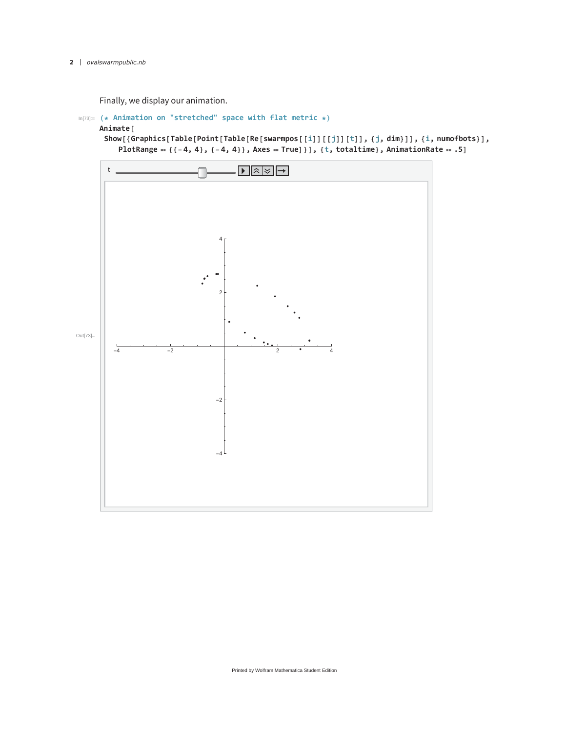Finally, we display our animation.

```
In[73]:= (* Animation on "stretched" space with flat metric *)
Animate[
 Show[{Graphics[Table[Point[Table[Re[swarmpos[[i]][[j]][t]], {j, dim}]], {i, numofbots}],
    PlotRange → {{-4, 4}, {-4, 4}}, Axes → True]}], {t, totaltime}, AnimationRate → .5]
```

Out[73]=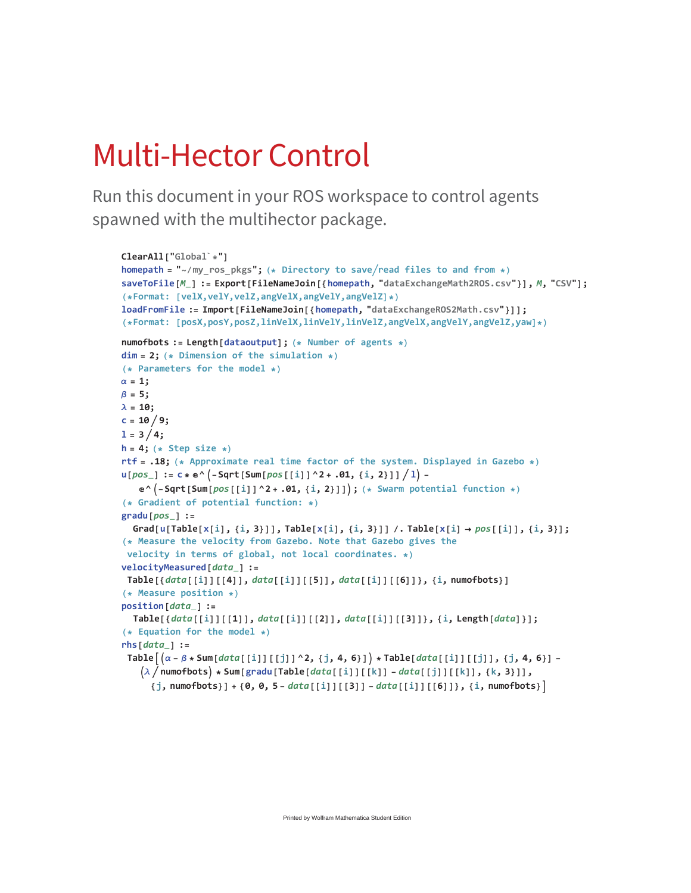# Multi-Hector Control

Run this document in your ROS workspace to control agents spawned with the multihector package.

```
ClearAll["Global`*"]
homepath = "~/my_ros_pkgs"; (* Directory to save/read files to and from *)
saveToFile[M_] := Export[FileNameJoin[{homepath, "dataExchangeMath2ROS.csv"}], M, "CSV"];
(*Format: [velX,velY,velZ,angVelX,angVelY,angVelZ]*)
loadFromFile := Import[FileNameJoin[{homepath, "dataExchangeROS2Math.csv"}]];
(*Format: [posX,posY,posZ,linVelX,linVelY,linVelZ,angVelX,angVelY,angVelZ,yaw]*)

numofbots := Length[dataoutput]; (* Number of agents *)
dim = 2; (* Dimension of the simulation *)
(* Parameters for the model *)
α = 1;
β = 5;
λ = 10;
c = 10/9;
l = 3/4;
h = 4; (* Step size *)
rtf = .18; (* Approximate real time factor of the system. Displayed in Gazebo *)
u[pos_] := c * ⅇ^(-Sqrt[Sum[pos[[i]]^2 + .01, {i, 2}]] / l) -
   ⅇ^(-Sqrt[Sum[pos[[i]]^2 + .01, {i, 2}]]); (* Swarm potential function *)
(* Gradient of potential function: *)
gradu[pos_] :=
  Grad[u[Table[x[i], {i, 3}]], Table[x[i], {i, 3}]] /. Table[x[i] → pos[[i]], {i, 3}];
(* Measure the velocity from Gazebo. Note that Gazebo gives the
 velocity in terms of global, not local coordinates. *)
velocityMeasured[data_] :=
 Table[{data[[i]][[4]], data[[i]][[5]], data[[i]][[6]]}, {i, numofbots}]
(* Measure position *)
position[data_] :=
  Table[{data[[i]][[1]], data[[i]][[2]], data[[i]][[3]]}, {i, Length[data]}];
(* Equation for the model *)
rhs[data_] :=
 Table[(α - β * Sum[data[[i]][[j]]^2, {j, 4, 6}]) * Table[data[[i]][[j]], {j, 4, 6}] -
   (λ / numofbots) * Sum[gradu[Table[data[[i]][[k]] - data[[j]][[k]], {k, 3}]],
     {j, numofbots}] + {0, 0, 5 - data[[i]][[3]] - data[[i]][[6]]}, {i, numofbots}]
```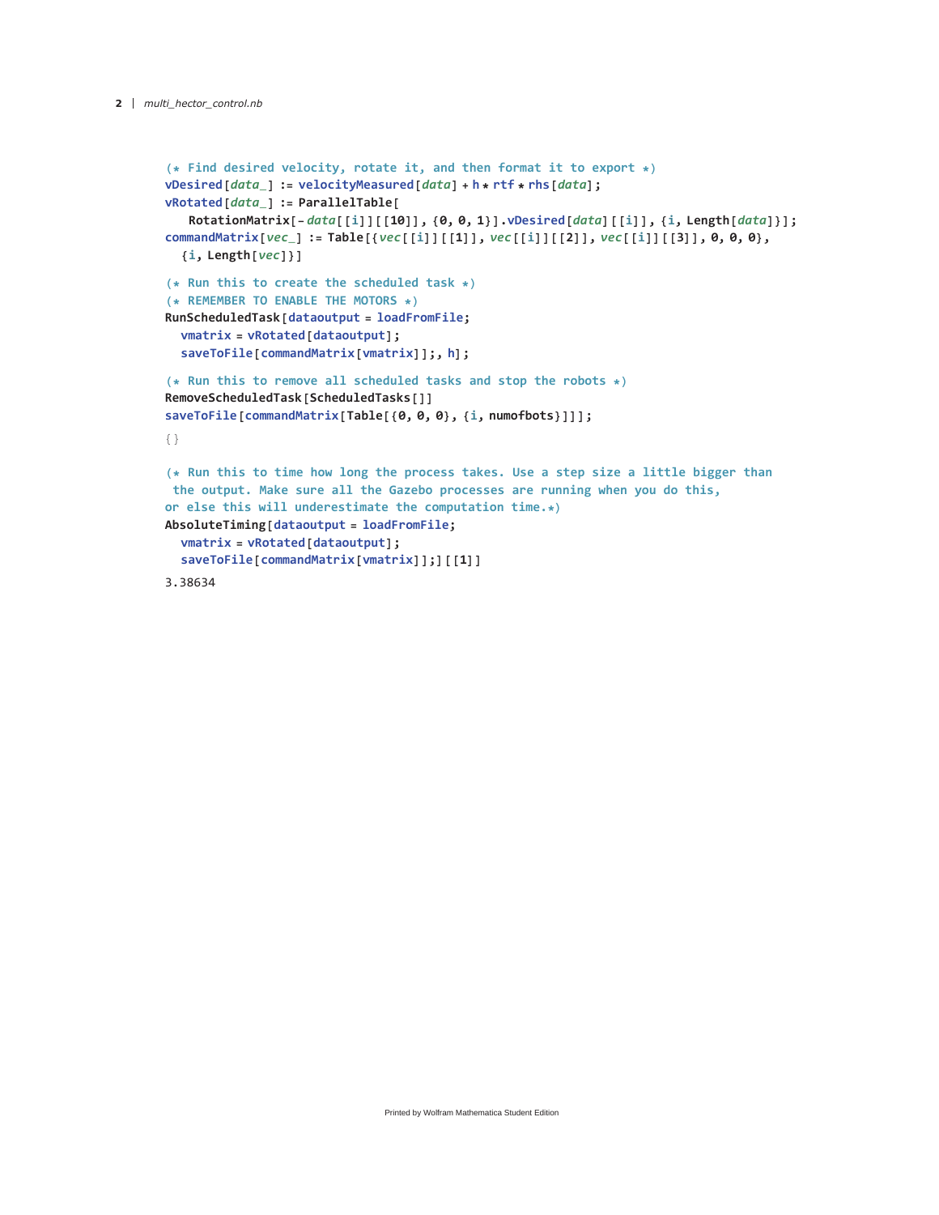```
(* Find desired velocity, rotate it, and then format it to export *)
vDesired[data_] := velocityMeasured[data] + h * rtf * rhs[data];
vRotated[data_] := ParallelTable[
   RotationMatrix[- data[[i]][[10]], {0, 0, 1}].vDesired[data][[i]], {i, Length[data]}];
commandMatrix[vec_] := Table[{vec[[i]][[1]], vec[[i]][[2]], vec[[i]][[3]], 0, 0, 0},
  {i, Length[vec]}]

(* Run this to create the scheduled task *)
(* REMEMBER TO ENABLE THE MOTORS *)
RunScheduledTask[dataoutput = loadFromFile;
  vmatrix = vRotated[dataoutput];
  saveToFile[commandMatrix[vmatrix]];, h];

(* Run this to remove all scheduled tasks and stop the robots *)
RemoveScheduledTask[ScheduledTasks[]]
saveToFile[commandMatrix[Table[{0, 0, 0}, {i, numofbots}]]];

{}

(* Run this to time how long the process takes. Use a step size a little bigger than
 the output. Make sure all the Gazebo processes are running when you do this,
or else this will underestimate the computation time.*)
AbsoluteTiming[dataoutput = loadFromFile;
  vmatrix = vRotated[dataoutput];
  saveToFile[commandMatrix[vmatrix]];][[1]]

3.38634
```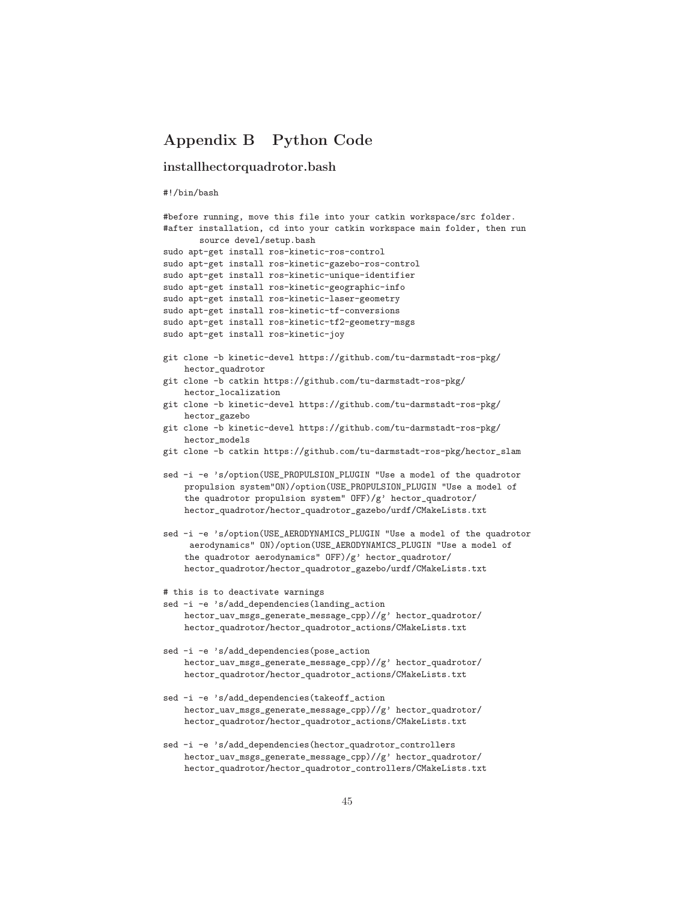# Appendix B Python Code

## installhectorquadrotor.bash

```
#!/bin/bash

#before running, move this file into your catkin workspace/src folder.
#after installation, cd into your catkin workspace main folder, then run
       source devel/setup.bash
sudo apt-get install ros-kinetic-ros-control
sudo apt-get install ros-kinetic-gazebo-ros-control
sudo apt-get install ros-kinetic-unique-identifier
sudo apt-get install ros-kinetic-geographic-info
sudo apt-get install ros-kinetic-laser-geometry
sudo apt-get install ros-kinetic-tf-conversions
sudo apt-get install ros-kinetic-tf2-geometry-msgs
sudo apt-get install ros-kinetic-joy

git clone -b kinetic-devel https://github.com/tu-darmstadt-ros-pkg/
    hector_quadrotor
git clone -b catkin https://github.com/tu-darmstadt-ros-pkg/
    hector_localization
git clone -b kinetic-devel https://github.com/tu-darmstadt-ros-pkg/
    hector_gazebo
git clone -b kinetic-devel https://github.com/tu-darmstadt-ros-pkg/
    hector_models
git clone -b catkin https://github.com/tu-darmstadt-ros-pkg/hector_slam

sed -i -e 's/option(USE_PROPULSION_PLUGIN "Use a model of the quadrotor
    propulsion system"ON)/option(USE_PROPULSION_PLUGIN "Use a model of
    the quadrotor propulsion system" OFF)/g' hector_quadrotor/
    hector_quadrotor/hector_quadrotor_gazebo/urdf/CMakeLists.txt

sed -i -e 's/option(USE_AERODYNAMICS_PLUGIN "Use a model of the quadrotor
     aerodynamics" ON)/option(USE_AERODYNAMICS_PLUGIN "Use a model of
    the quadrotor aerodynamics" OFF)/g' hector_quadrotor/
    hector_quadrotor/hector_quadrotor_gazebo/urdf/CMakeLists.txt

# this is to deactivate warnings
sed -i -e 's/add_dependencies(landing_action
    hector_uav_msgs_generate_message_cpp)//g' hector_quadrotor/
    hector_quadrotor/hector_quadrotor_actions/CMakeLists.txt

sed -i -e 's/add_dependencies(pose_action
    hector_uav_msgs_generate_message_cpp)//g' hector_quadrotor/
    hector_quadrotor/hector_quadrotor_actions/CMakeLists.txt

sed -i -e 's/add_dependencies(takeoff_action
    hector_uav_msgs_generate_message_cpp)//g' hector_quadrotor/
    hector_quadrotor/hector_quadrotor_actions/CMakeLists.txt

sed -i -e 's/add_dependencies(hector_quadrotor_controllers
    hector_uav_msgs_generate_message_cpp)//g' hector_quadrotor/
    hector_quadrotor/hector_quadrotor_controllers/CMakeLists.txt
```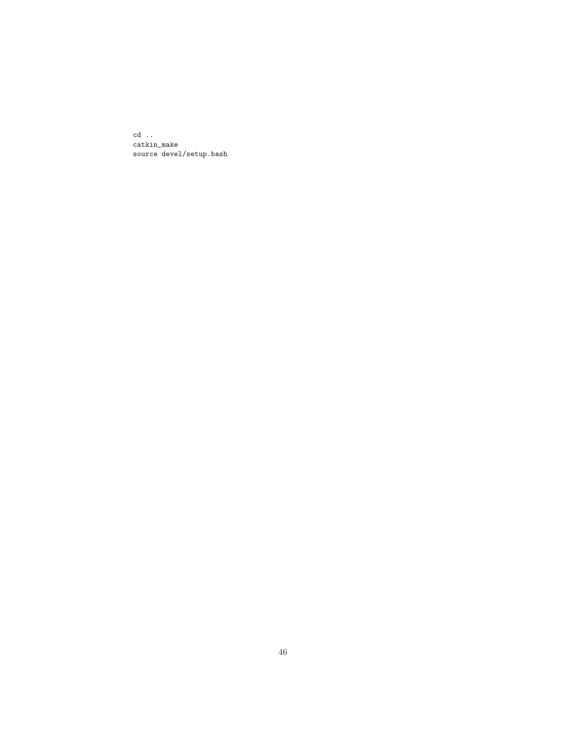```
cd ..
catkin_make
source devel/setup.bash
```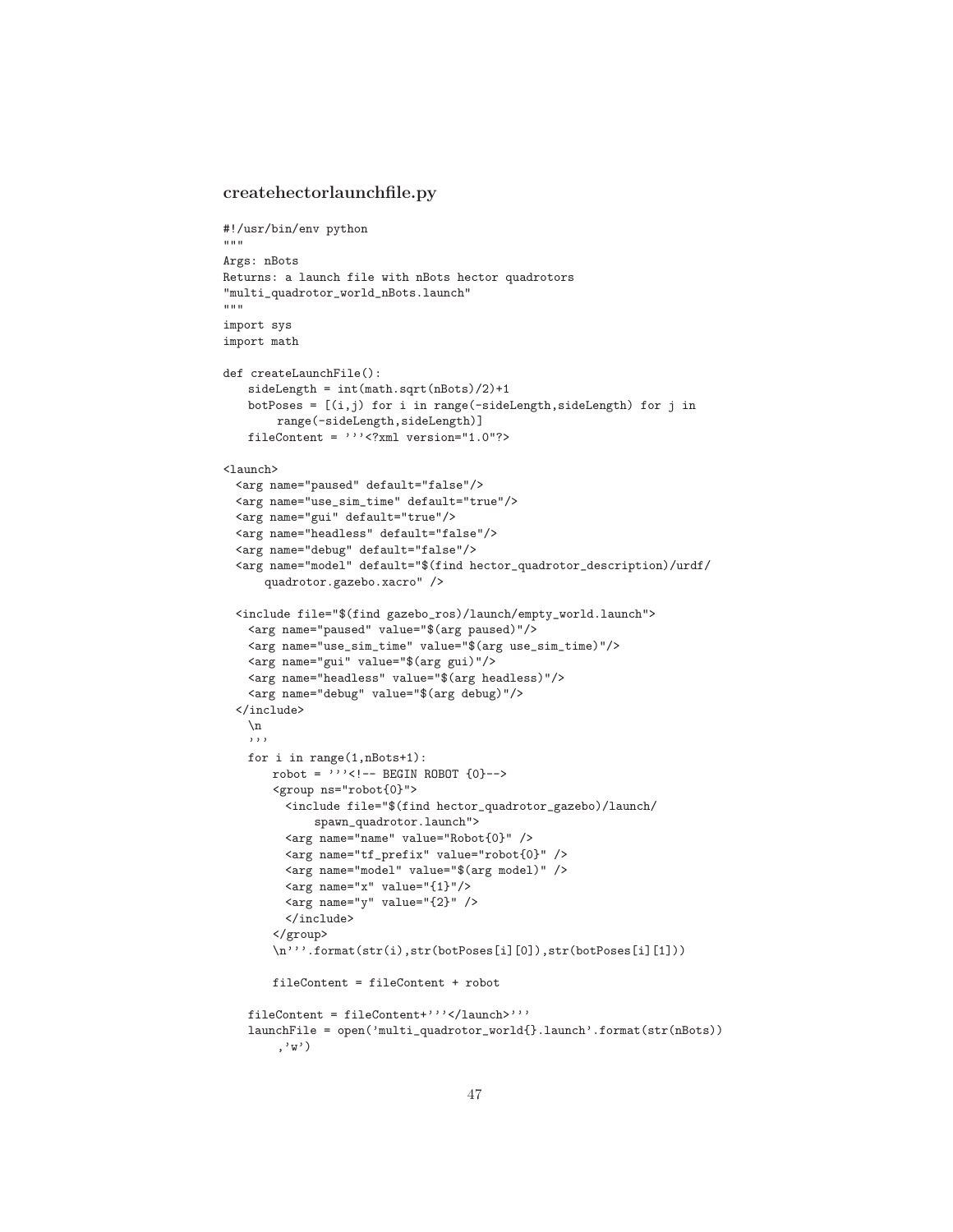### createhectorlaunchfile.py

```
#!/usr/bin/env python
"""
Args: nBots
Returns: a launch file with nBots hector quadrotors
"multi_quadrotor_world_nBots.launch"
"""
import sys
import math

def createLaunchFile():
    sideLength = int(math.sqrt(nBots)/2)+1
    botPoses = [(i,j) for i in range(-sideLength,sideLength) for j in
         range(-sideLength,sideLength)]
    fileContent = '''<?xml version="1.0"?>

<launch>
  <arg name="paused" default="false"/>
  <arg name="use_sim_time" default="true"/>
  <arg name="gui" default="true"/>
  <arg name="headless" default="false"/>
  <arg name="debug" default="false"/>
  <arg name="model" default="$(find hector_quadrotor_description)/urdf/
      quadrotor.gazebo.xacro" />

  <include file="$(find gazebo_ros)/launch/empty_world.launch">
    <arg name="paused" value="$(arg paused)"/>
    <arg name="use_sim_time" value="$(arg use_sim_time)"/>
    <arg name="gui" value="$(arg gui)"/>
    <arg name="headless" value="$(arg headless)"/>
    <arg name="debug" value="$(arg debug)"/>
  </include>
    \n
    '''
    for i in range(1,nBots+1):
        robot = '''<!-- BEGIN ROBOT {0}-->
        <group ns="robot{0}">
          <include file="$(find hector_quadrotor_gazebo)/launch/
              spawn_quadrotor.launch">
          <arg name="name" value="Robot{0}" />
          <arg name="tf_prefix" value="robot{0}" />
          <arg name="model" value="$(arg model)" />
          <arg name="x" value="{1}"/>
          <arg name="y" value="{2}" />
          </include>
        </group>
        \n'''.format(str(i),str(botPoses[i][0]),str(botPoses[i][1]))

        fileContent = fileContent + robot

    fileContent = fileContent+'''</launch>'''
    launchFile = open('multi_quadrotor_world{}.launch'.format(str(nBots))
        ,'w')
```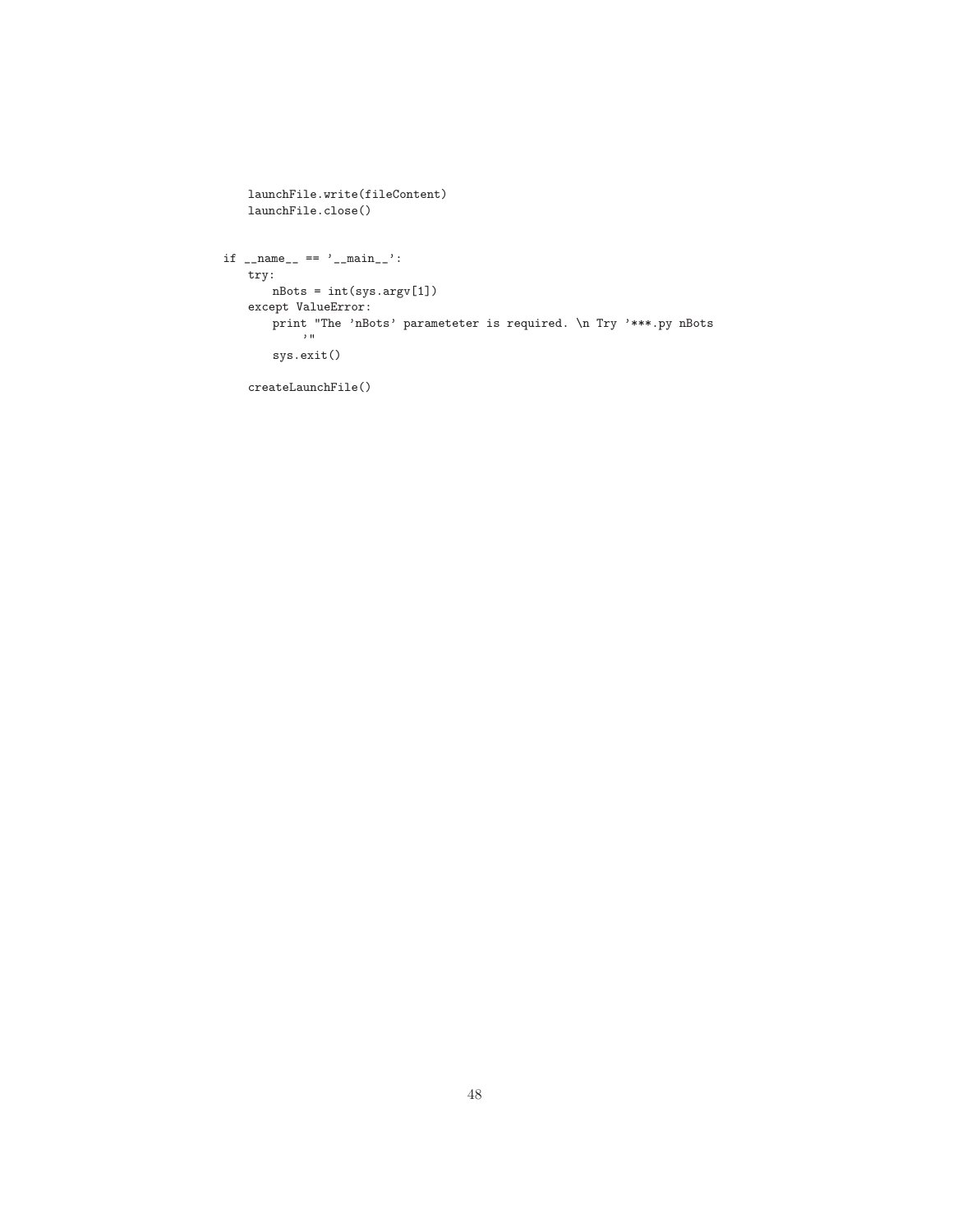```
    launchFile.write(fileContent)
    launchFile.close()


if __name__ == '__main__':
    try:
        nBots = int(sys.argv[1])
    except ValueError:
        print "The 'nBots' parameteter is required. \n Try '***.py nBots
            '"
        sys.exit()

    createLaunchFile()
```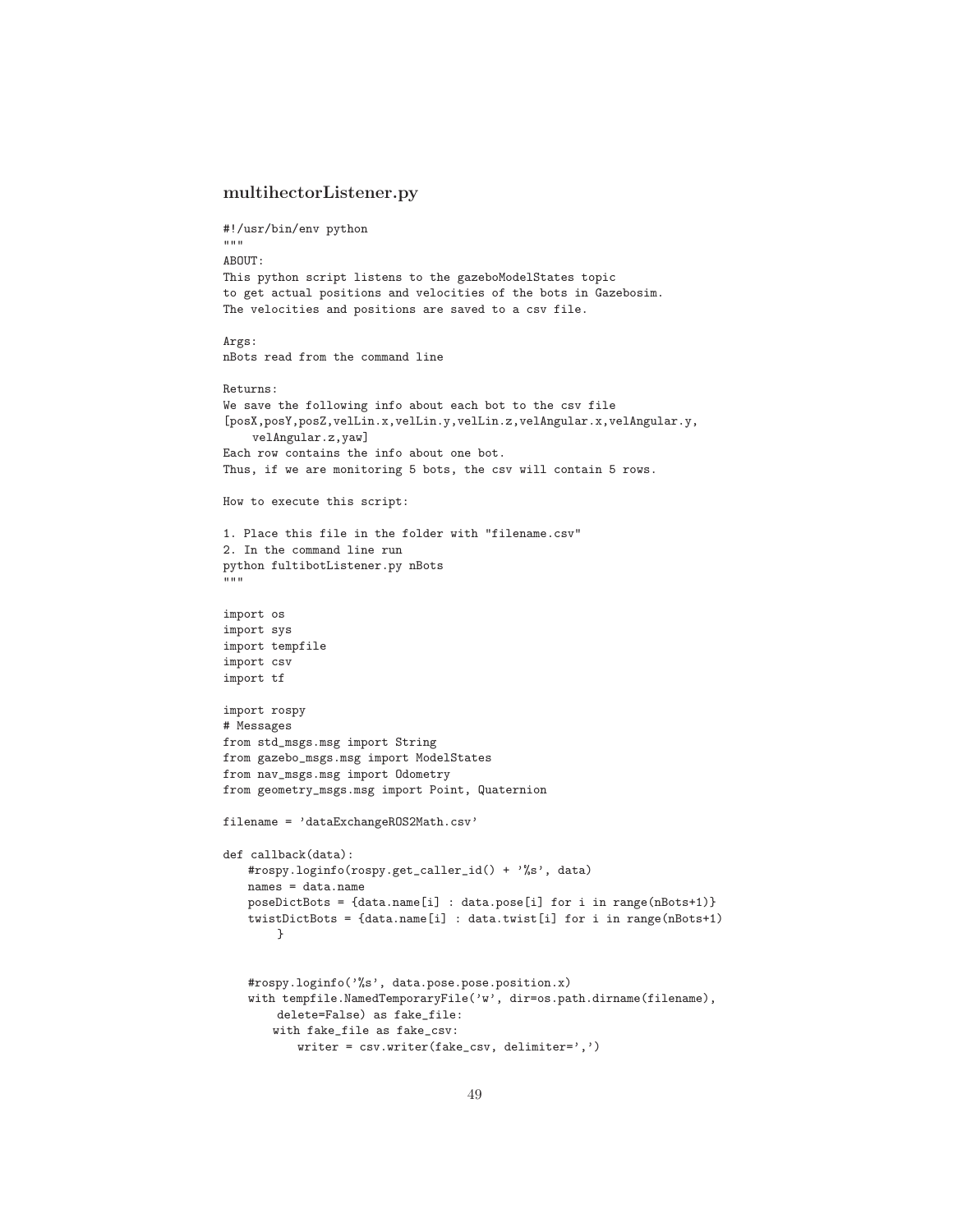### multihectorListener.py

```
#!/usr/bin/env python
"""
ABOUT:
This python script listens to the gazeboModelStates topic
to get actual positions and velocities of the bots in Gazebosim.
The velocities and positions are saved to a csv file.

Args:
nBots read from the command line

Returns:
We save the following info about each bot to the csv file
[posX,posY,posZ,velLin.x,velLin.y,velLin.z,velAngular.x,velAngular.y,
    velAngular.z,yaw]
Each row contains the info about one bot.
Thus, if we are monitoring 5 bots, the csv will contain 5 rows.

How to execute this script:

1. Place this file in the folder with "filename.csv"
2. In the command line run
python fultibotListener.py nBots
"""

import os
import sys
import tempfile
import csv
import tf

import rospy
# Messages
from std_msgs.msg import String
from gazebo_msgs.msg import ModelStates
from nav_msgs.msg import Odometry
from geometry_msgs.msg import Point, Quaternion

filename = 'dataExchangeROS2Math.csv'

def callback(data):
    #rospy.loginfo(rospy.get_caller_id() + '%s', data)
    names = data.name
    poseDictBots = {data.name[i] : data.pose[i] for i in range(nBots+1)}
    twistDictBots = {data.name[i] : data.twist[i] for i in range(nBots+1)
        }


    #rospy.loginfo('%s', data.pose.pose.position.x)
    with tempfile.NamedTemporaryFile('w', dir=os.path.dirname(filename),
        delete=False) as fake_file:
       with fake_file as fake_csv:
          writer = csv.writer(fake_csv, delimiter=',')
```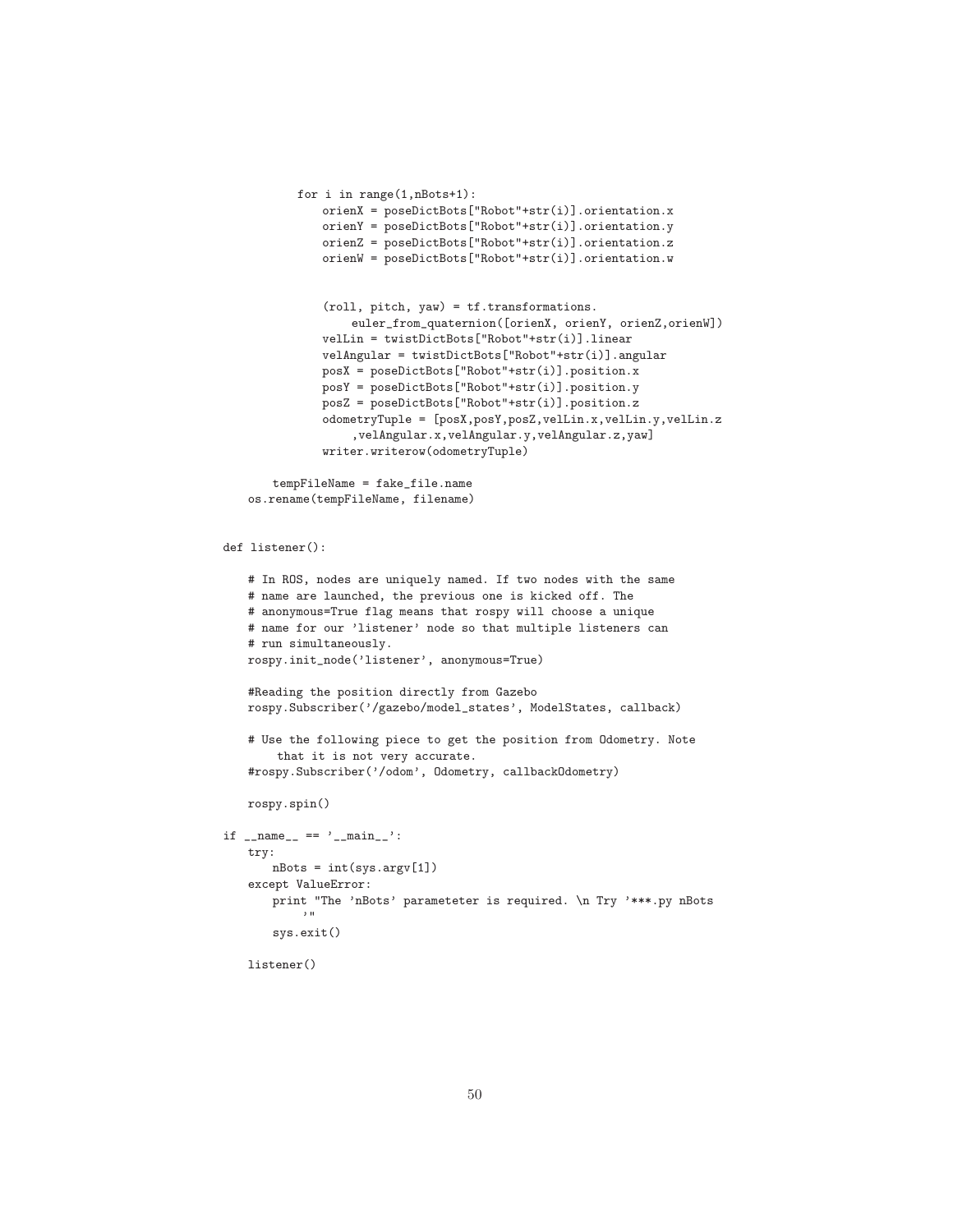```
            for i in range(1,nBots+1):
                orienX = poseDictBots["Robot"+str(i)].orientation.x
                orienY = poseDictBots["Robot"+str(i)].orientation.y
                orienZ = poseDictBots["Robot"+str(i)].orientation.z
                orienW = poseDictBots["Robot"+str(i)].orientation.w


                (roll, pitch, yaw) = tf.transformations.
                    euler_from_quaternion([orienX, orienY, orienZ,orienW])
                velLin = twistDictBots["Robot"+str(i)].linear
                velAngular = twistDictBots["Robot"+str(i)].angular
                posX = poseDictBots["Robot"+str(i)].position.x
                posY = poseDictBots["Robot"+str(i)].position.y
                posZ = poseDictBots["Robot"+str(i)].position.z
                odometryTuple = [posX,posY,posZ,velLin.x,velLin.y,velLin.z
                    ,velAngular.x,velAngular.y,velAngular.z,yaw]
                writer.writerow(odometryTuple)

        tempFileName = fake_file.name
    os.rename(tempFileName, filename)


def listener():

    # In ROS, nodes are uniquely named. If two nodes with the same
    # name are launched, the previous one is kicked off. The
    # anonymous=True flag means that rospy will choose a unique
    # name for our 'listener' node so that multiple listeners can
    # run simultaneously.
    rospy.init_node('listener', anonymous=True)

    #Reading the position directly from Gazebo
    rospy.Subscriber('/gazebo/model_states', ModelStates, callback)

    # Use the following piece to get the position from Odometry. Note
        that it is not very accurate.
    #rospy.Subscriber('/odom', Odometry, callbackOdometry)

    rospy.spin()

if __name__ == '__main__':
    try:
        nBots = int(sys.argv[1])
    except ValueError:
        print "The 'nBots' parameteter is required. \n Try '***.py nBots
            '"
        sys.exit()

    listener()
```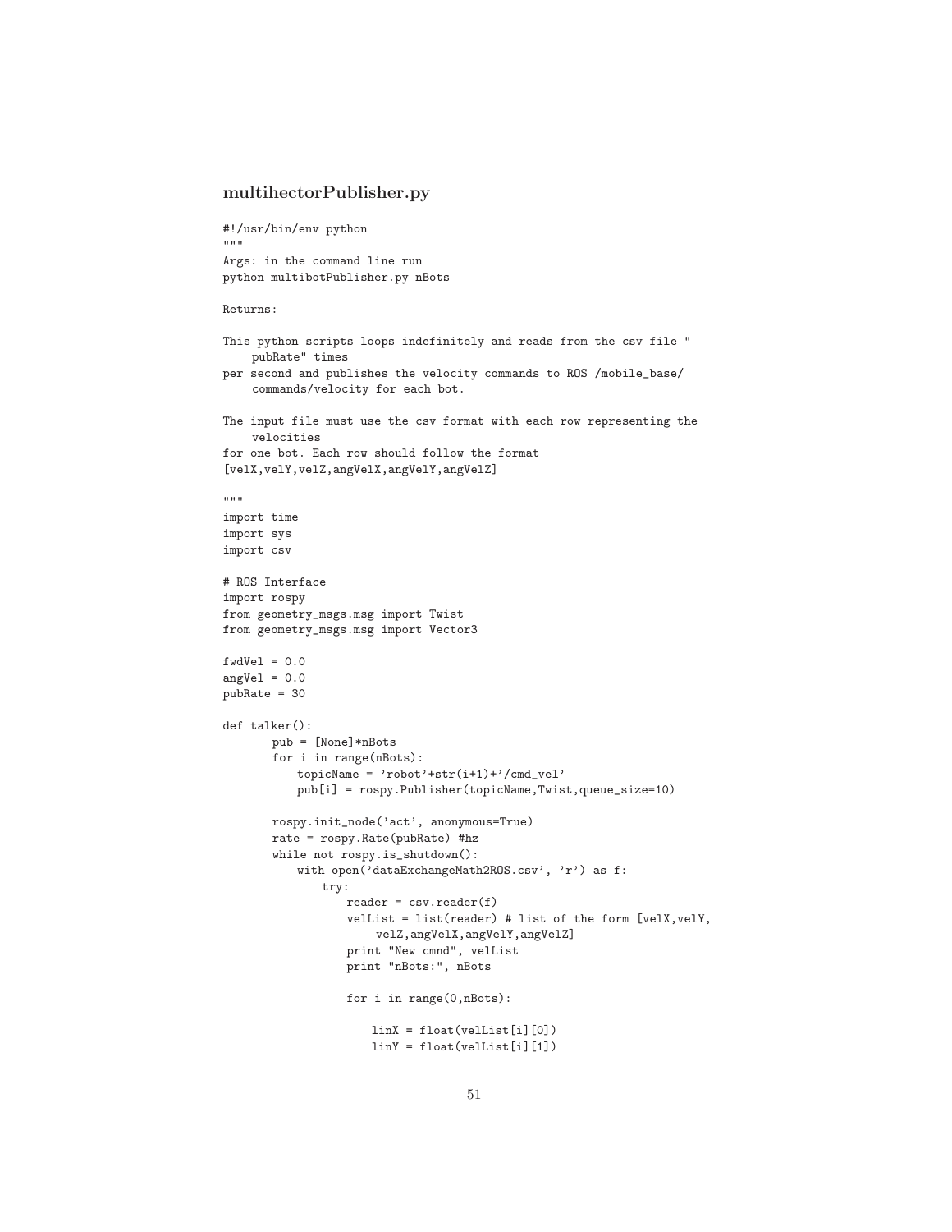### multihectorPublisher.py

```
#!/usr/bin/env python
"""
Args: in the command line run
python multibotPublisher.py nBots

Returns:

This python scripts loops indefinitely and reads from the csv file "
    pubRate" times
per second and publishes the velocity commands to ROS /mobile_base/
    commands/velocity for each bot.

The input file must use the csv format with each row representing the
    velocities
for one bot. Each row should follow the format
[velX,velY,velZ,angVelX,angVelY,angVelZ]

"""
import time
import sys
import csv

# ROS Interface
import rospy
from geometry_msgs.msg import Twist
from geometry_msgs.msg import Vector3

fwdVel = 0.0
angVel = 0.0
pubRate = 30

def talker():
        pub = [None]*nBots
        for i in range(nBots):
            topicName = 'robot'+str(i+1)+'/cmd_vel'
            pub[i] = rospy.Publisher(topicName,Twist,queue_size=10)

        rospy.init_node('act', anonymous=True)
        rate = rospy.Rate(pubRate) #hz
        while not rospy.is_shutdown():
            with open('dataExchangeMath2ROS.csv', 'r') as f:
                try:
                    reader = csv.reader(f)
                    velList = list(reader) # list of the form [velX,velY,
                        velZ,angVelX,angVelY,angVelZ]
                    print "New cmnd", velList
                    print "nBots:", nBots

                    for i in range(0,nBots):

                        linX = float(velList[i][0])
                        linY = float(velList[i][1])
```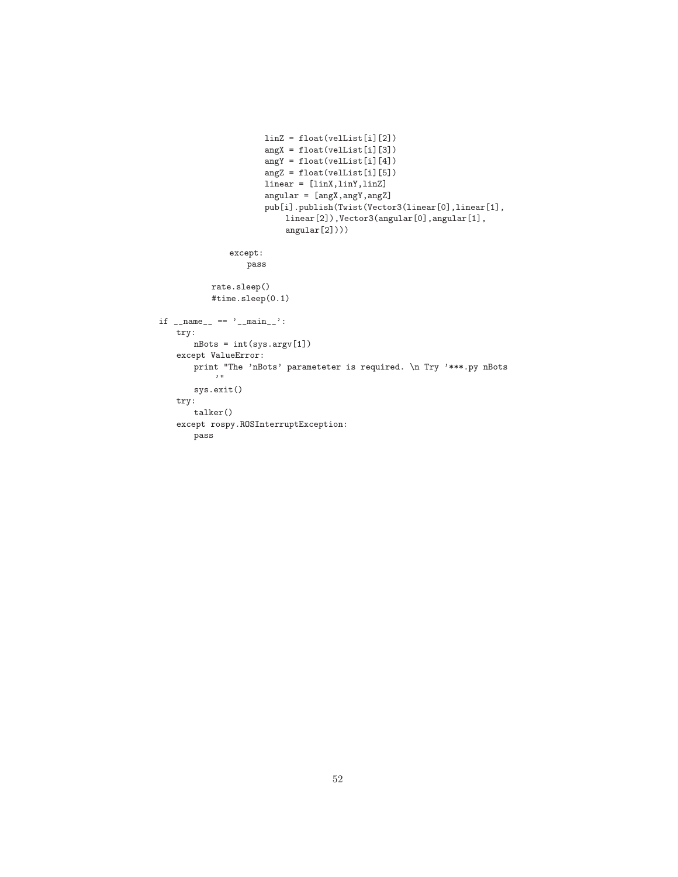```
                    linZ = float(velList[i][2])
                    angX = float(velList[i][3])
                    angY = float(velList[i][4])
                    angZ = float(velList[i][5])
                    linear = [linX,linY,linZ]
                    angular = [angX,angY,angZ]
                    pub[i].publish(Twist(Vector3(linear[0],linear[1],
                        linear[2]),Vector3(angular[0],angular[1],
                        angular[2])))

            except:
                pass

        rate.sleep()
        #time.sleep(0.1)

if __name__ == '__main__':
    try:
        nBots = int(sys.argv[1])
    except ValueError:
        print "The 'nBots' parameteter is required. \n Try '***.py nBots
            '"
        sys.exit()
    try:
        talker()
    except rospy.ROSInterruptException:
        pass
```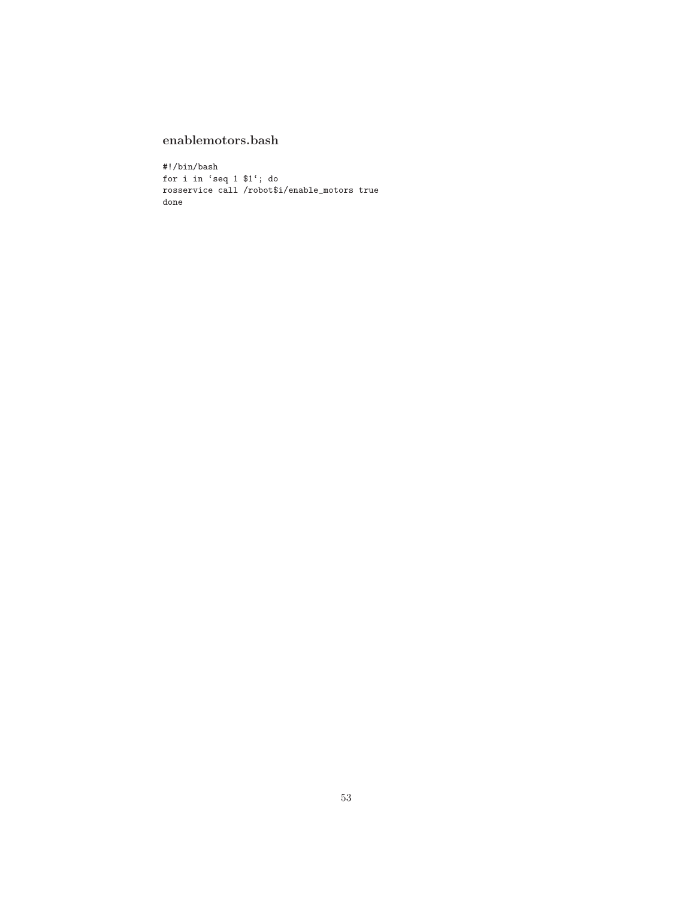### enablemotors.bash

```
#!/bin/bash
for i in `seq 1 $1`; do
rosservice call /robot$i/enable_motors true
done
```